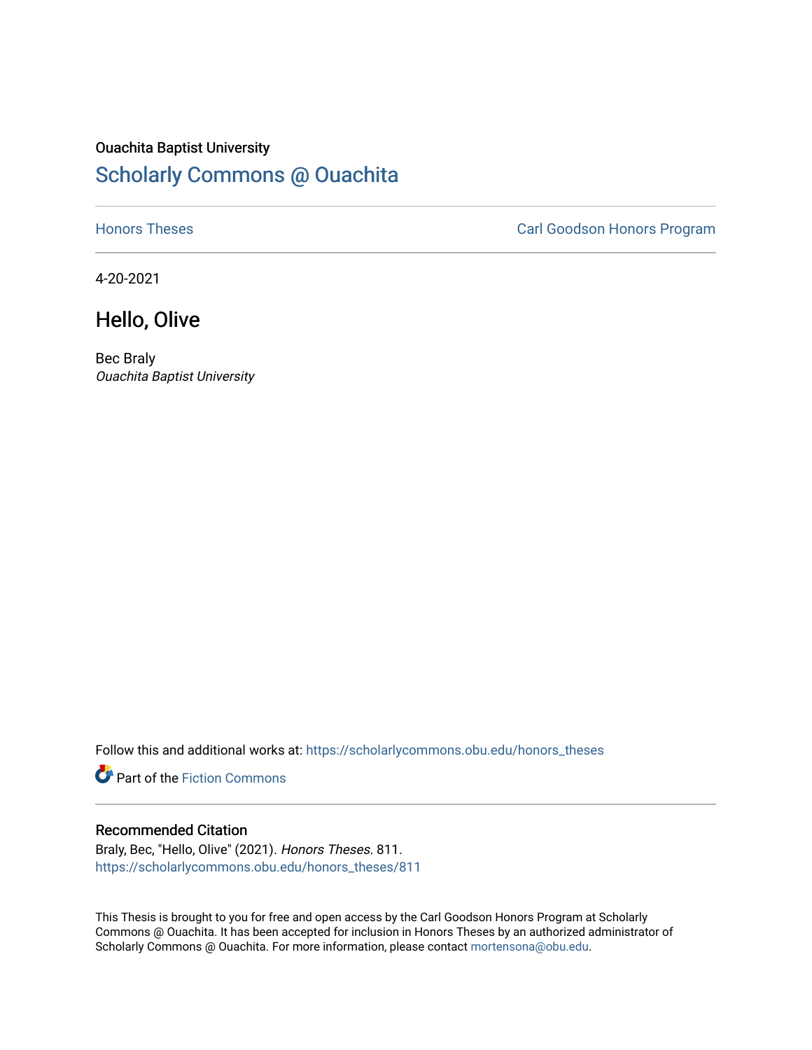Ouachita Baptist University

# Scholarly Commons @ Ouachita

Honors Theses | Carl Goodson Honors Program

4-20-2021

## Hello, Olive

Bec Braly
*Ouachita Baptist University*

Follow this and additional works at: https://scholarlycommons.obu.edu/honors_theses

Part of the Fiction Commons

### Recommended Citation

Braly, Bec, "Hello, Olive" (2021). *Honors Theses*. 811.
https://scholarlycommons.obu.edu/honors_theses/811

This Thesis is brought to you for free and open access by the Carl Goodson Honors Program at Scholarly Commons @ Ouachita. It has been accepted for inclusion in Honors Theses by an authorized administrator of Scholarly Commons @ Ouachita. For more information, please contact mortensona@obu.edu.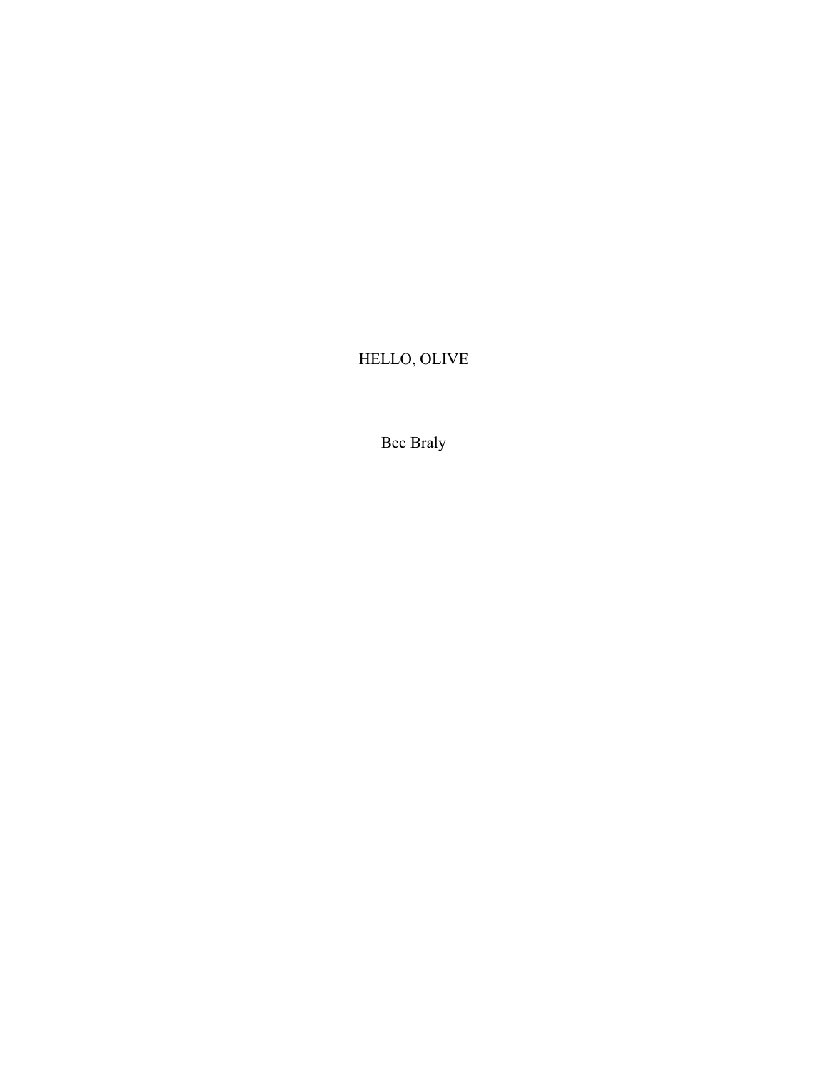# HELLO, OLIVE

Bec Braly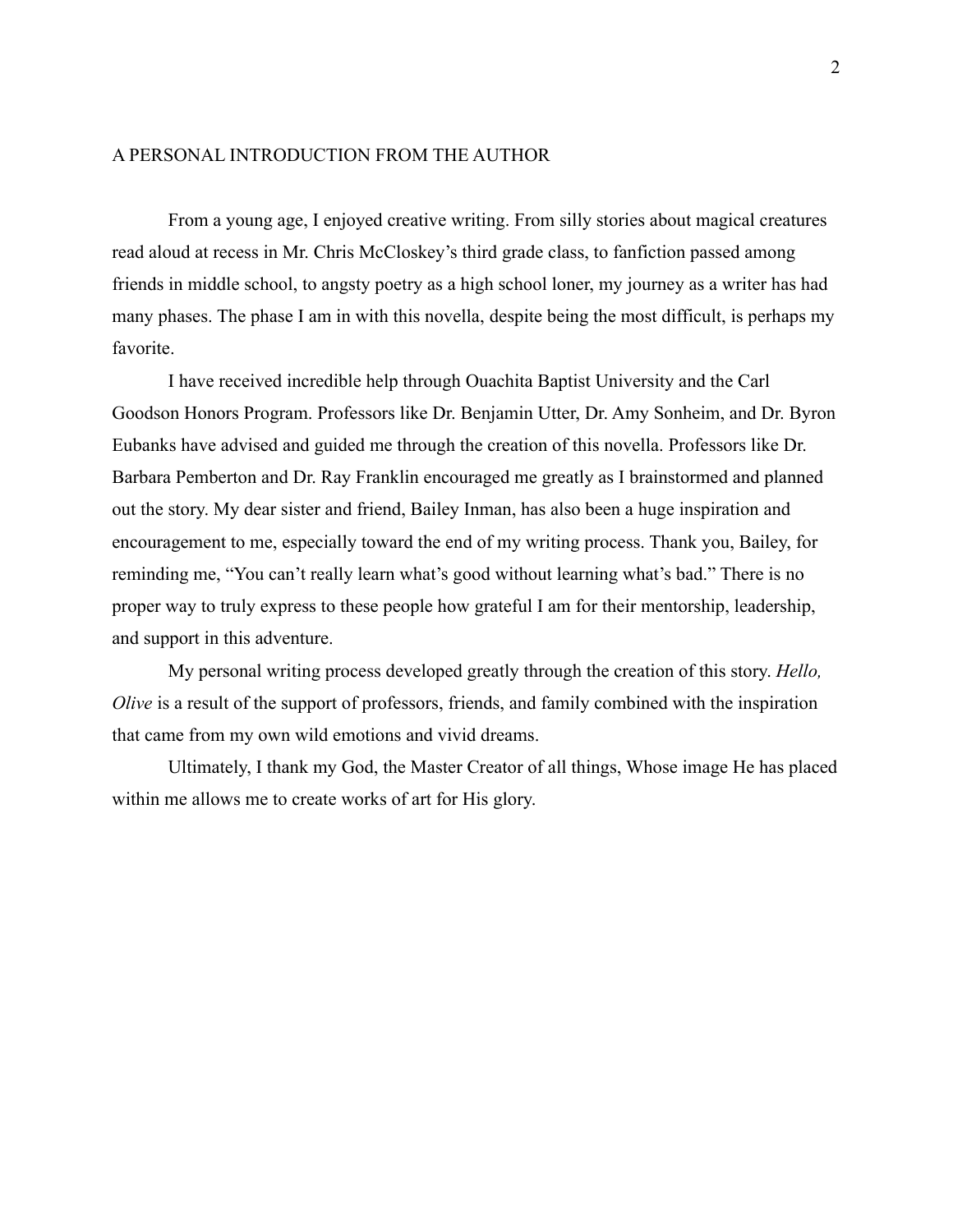## A PERSONAL INTRODUCTION FROM THE AUTHOR

From a young age, I enjoyed creative writing. From silly stories about magical creatures read aloud at recess in Mr. Chris McCloskey's third grade class, to fanfiction passed among friends in middle school, to angsty poetry as a high school loner, my journey as a writer has had many phases. The phase I am in with this novella, despite being the most difficult, is perhaps my favorite.

I have received incredible help through Ouachita Baptist University and the Carl Goodson Honors Program. Professors like Dr. Benjamin Utter, Dr. Amy Sonheim, and Dr. Byron Eubanks have advised and guided me through the creation of this novella. Professors like Dr. Barbara Pemberton and Dr. Ray Franklin encouraged me greatly as I brainstormed and planned out the story. My dear sister and friend, Bailey Inman, has also been a huge inspiration and encouragement to me, especially toward the end of my writing process. Thank you, Bailey, for reminding me, "You can't really learn what's good without learning what's bad." There is no proper way to truly express to these people how grateful I am for their mentorship, leadership, and support in this adventure.

My personal writing process developed greatly through the creation of this story. *Hello, Olive* is a result of the support of professors, friends, and family combined with the inspiration that came from my own wild emotions and vivid dreams.

Ultimately, I thank my God, the Master Creator of all things, Whose image He has placed within me allows me to create works of art for His glory.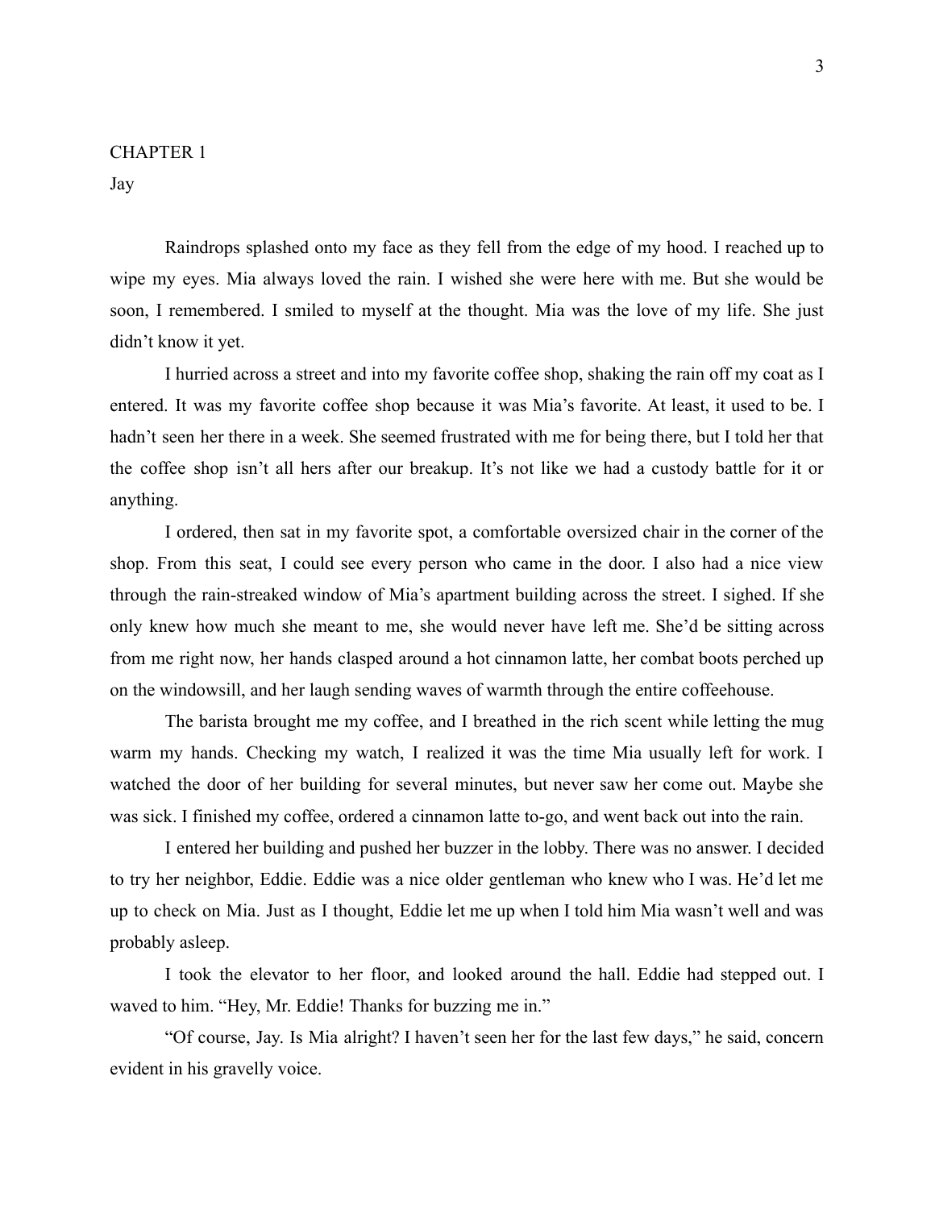# CHAPTER 1

## Jay

Raindrops splashed onto my face as they fell from the edge of my hood. I reached up to wipe my eyes. Mia always loved the rain. I wished she were here with me. But she would be soon, I remembered. I smiled to myself at the thought. Mia was the love of my life. She just didn't know it yet.

I hurried across a street and into my favorite coffee shop, shaking the rain off my coat as I entered. It was my favorite coffee shop because it was Mia's favorite. At least, it used to be. I hadn't seen her there in a week. She seemed frustrated with me for being there, but I told her that the coffee shop isn't all hers after our breakup. It's not like we had a custody battle for it or anything.

I ordered, then sat in my favorite spot, a comfortable oversized chair in the corner of the shop. From this seat, I could see every person who came in the door. I also had a nice view through the rain-streaked window of Mia's apartment building across the street. I sighed. If she only knew how much she meant to me, she would never have left me. She'd be sitting across from me right now, her hands clasped around a hot cinnamon latte, her combat boots perched up on the windowsill, and her laugh sending waves of warmth through the entire coffeehouse.

The barista brought me my coffee, and I breathed in the rich scent while letting the mug warm my hands. Checking my watch, I realized it was the time Mia usually left for work. I watched the door of her building for several minutes, but never saw her come out. Maybe she was sick. I finished my coffee, ordered a cinnamon latte to-go, and went back out into the rain.

I entered her building and pushed her buzzer in the lobby. There was no answer. I decided to try her neighbor, Eddie. Eddie was a nice older gentleman who knew who I was. He'd let me up to check on Mia. Just as I thought, Eddie let me up when I told him Mia wasn't well and was probably asleep.

I took the elevator to her floor, and looked around the hall. Eddie had stepped out. I waved to him. "Hey, Mr. Eddie! Thanks for buzzing me in."

"Of course, Jay. Is Mia alright? I haven't seen her for the last few days," he said, concern evident in his gravelly voice.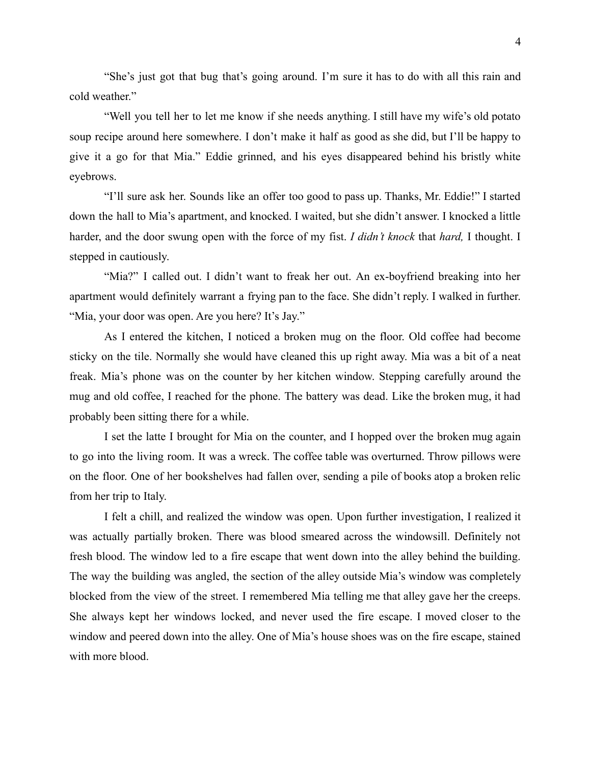"She's just got that bug that's going around. I'm sure it has to do with all this rain and cold weather."

"Well you tell her to let me know if she needs anything. I still have my wife's old potato soup recipe around here somewhere. I don't make it half as good as she did, but I'll be happy to give it a go for that Mia." Eddie grinned, and his eyes disappeared behind his bristly white eyebrows.

"I'll sure ask her. Sounds like an offer too good to pass up. Thanks, Mr. Eddie!" I started down the hall to Mia's apartment, and knocked. I waited, but she didn't answer. I knocked a little harder, and the door swung open with the force of my fist. *I didn't knock* that *hard,* I thought. I stepped in cautiously.

"Mia?" I called out. I didn't want to freak her out. An ex-boyfriend breaking into her apartment would definitely warrant a frying pan to the face. She didn't reply. I walked in further. "Mia, your door was open. Are you here? It's Jay."

As I entered the kitchen, I noticed a broken mug on the floor. Old coffee had become sticky on the tile. Normally she would have cleaned this up right away. Mia was a bit of a neat freak. Mia's phone was on the counter by her kitchen window. Stepping carefully around the mug and old coffee, I reached for the phone. The battery was dead. Like the broken mug, it had probably been sitting there for a while.

I set the latte I brought for Mia on the counter, and I hopped over the broken mug again to go into the living room. It was a wreck. The coffee table was overturned. Throw pillows were on the floor. One of her bookshelves had fallen over, sending a pile of books atop a broken relic from her trip to Italy.

I felt a chill, and realized the window was open. Upon further investigation, I realized it was actually partially broken. There was blood smeared across the windowsill. Definitely not fresh blood. The window led to a fire escape that went down into the alley behind the building. The way the building was angled, the section of the alley outside Mia's window was completely blocked from the view of the street. I remembered Mia telling me that alley gave her the creeps. She always kept her windows locked, and never used the fire escape. I moved closer to the window and peered down into the alley. One of Mia's house shoes was on the fire escape, stained with more blood.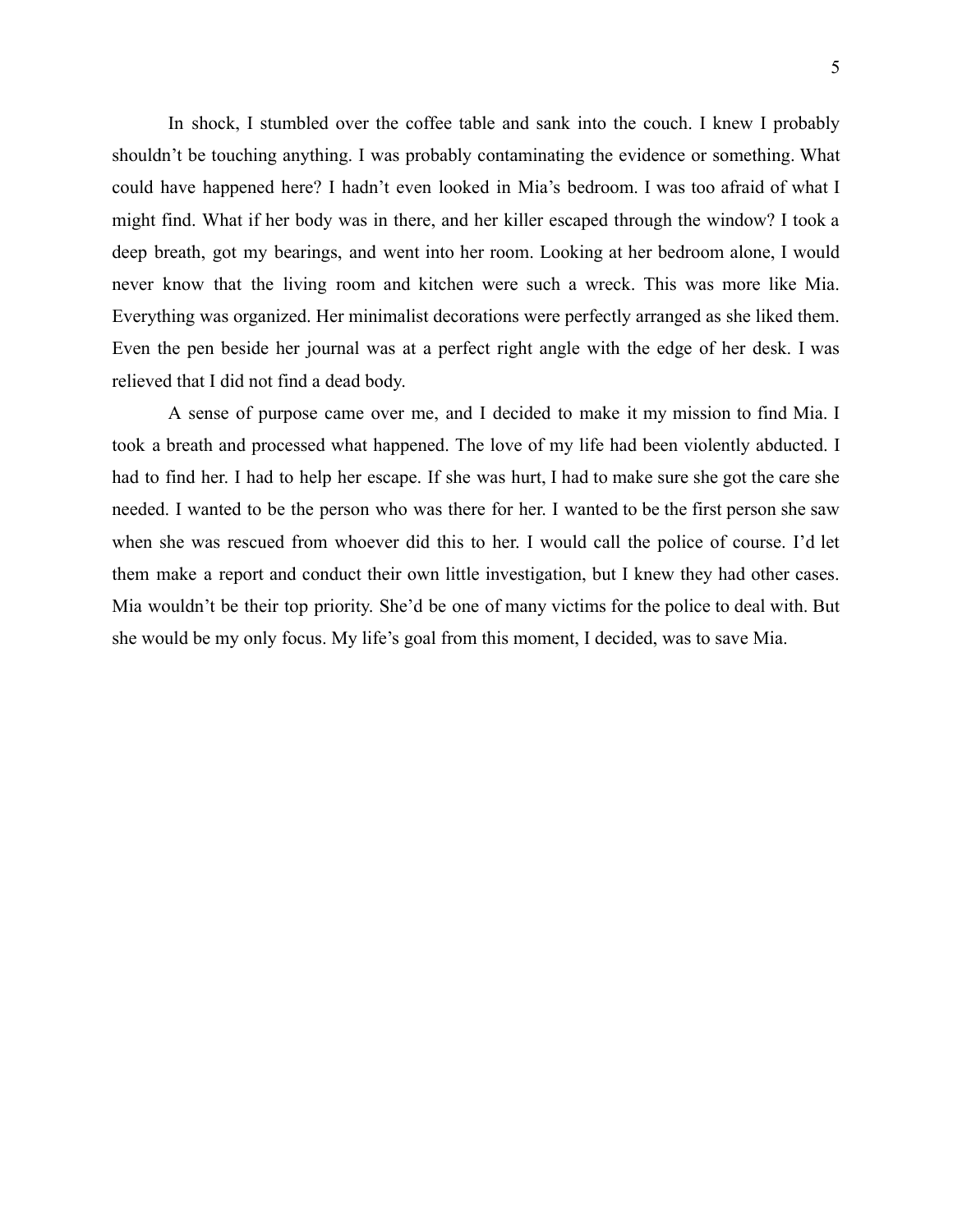In shock, I stumbled over the coffee table and sank into the couch. I knew I probably shouldn't be touching anything. I was probably contaminating the evidence or something. What could have happened here? I hadn't even looked in Mia's bedroom. I was too afraid of what I might find. What if her body was in there, and her killer escaped through the window? I took a deep breath, got my bearings, and went into her room. Looking at her bedroom alone, I would never know that the living room and kitchen were such a wreck. This was more like Mia. Everything was organized. Her minimalist decorations were perfectly arranged as she liked them. Even the pen beside her journal was at a perfect right angle with the edge of her desk. I was relieved that I did not find a dead body.

A sense of purpose came over me, and I decided to make it my mission to find Mia. I took a breath and processed what happened. The love of my life had been violently abducted. I had to find her. I had to help her escape. If she was hurt, I had to make sure she got the care she needed. I wanted to be the person who was there for her. I wanted to be the first person she saw when she was rescued from whoever did this to her. I would call the police of course. I'd let them make a report and conduct their own little investigation, but I knew they had other cases. Mia wouldn't be their top priority. She'd be one of many victims for the police to deal with. But she would be my only focus. My life's goal from this moment, I decided, was to save Mia.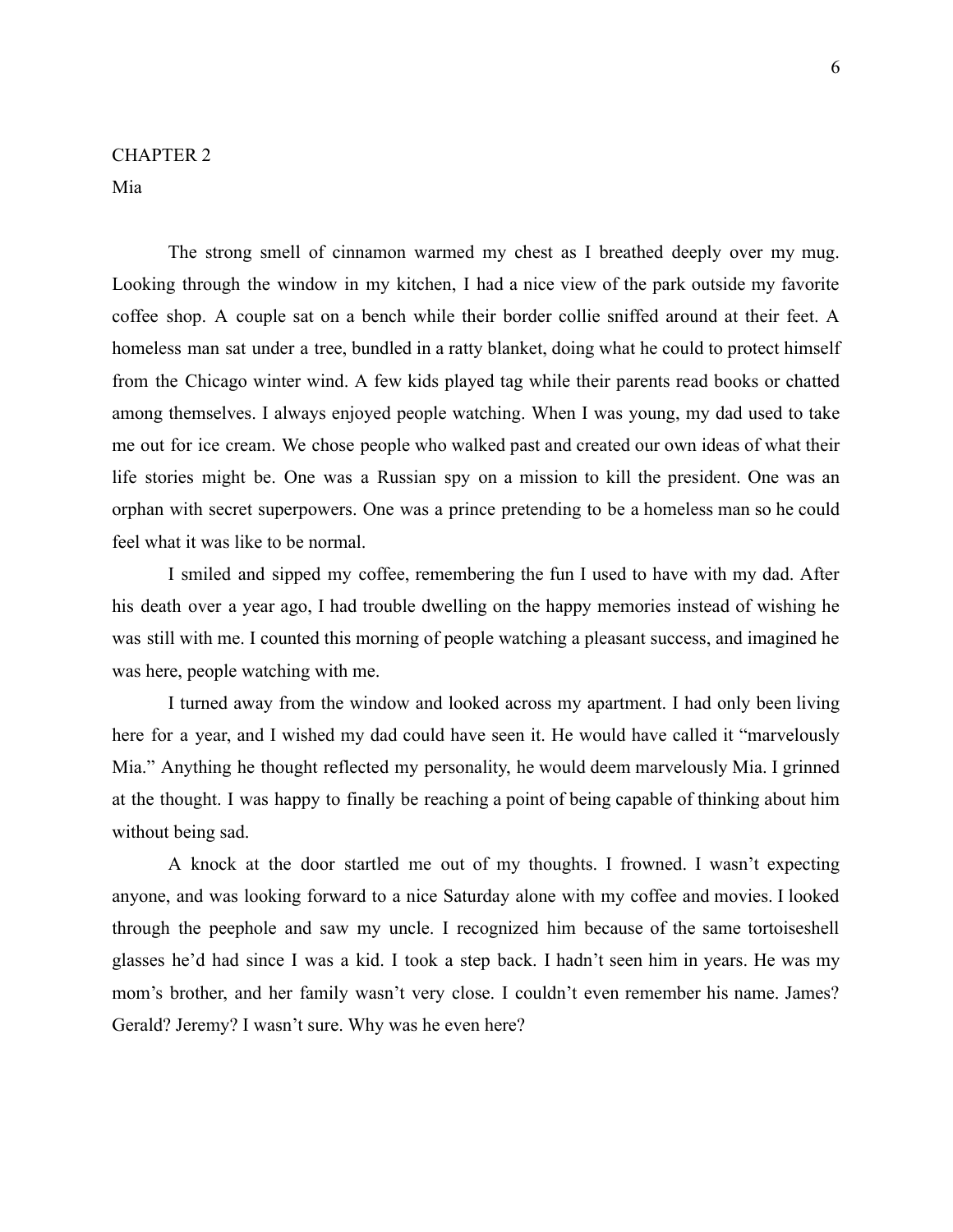# CHAPTER 2

## Mia

The strong smell of cinnamon warmed my chest as I breathed deeply over my mug. Looking through the window in my kitchen, I had a nice view of the park outside my favorite coffee shop. A couple sat on a bench while their border collie sniffed around at their feet. A homeless man sat under a tree, bundled in a ratty blanket, doing what he could to protect himself from the Chicago winter wind. A few kids played tag while their parents read books or chatted among themselves. I always enjoyed people watching. When I was young, my dad used to take me out for ice cream. We chose people who walked past and created our own ideas of what their life stories might be. One was a Russian spy on a mission to kill the president. One was an orphan with secret superpowers. One was a prince pretending to be a homeless man so he could feel what it was like to be normal.

I smiled and sipped my coffee, remembering the fun I used to have with my dad. After his death over a year ago, I had trouble dwelling on the happy memories instead of wishing he was still with me. I counted this morning of people watching a pleasant success, and imagined he was here, people watching with me.

I turned away from the window and looked across my apartment. I had only been living here for a year, and I wished my dad could have seen it. He would have called it "marvelously Mia." Anything he thought reflected my personality, he would deem marvelously Mia. I grinned at the thought. I was happy to finally be reaching a point of being capable of thinking about him without being sad.

A knock at the door startled me out of my thoughts. I frowned. I wasn't expecting anyone, and was looking forward to a nice Saturday alone with my coffee and movies. I looked through the peephole and saw my uncle. I recognized him because of the same tortoiseshell glasses he'd had since I was a kid. I took a step back. I hadn't seen him in years. He was my mom's brother, and her family wasn't very close. I couldn't even remember his name. James? Gerald? Jeremy? I wasn't sure. Why was he even here?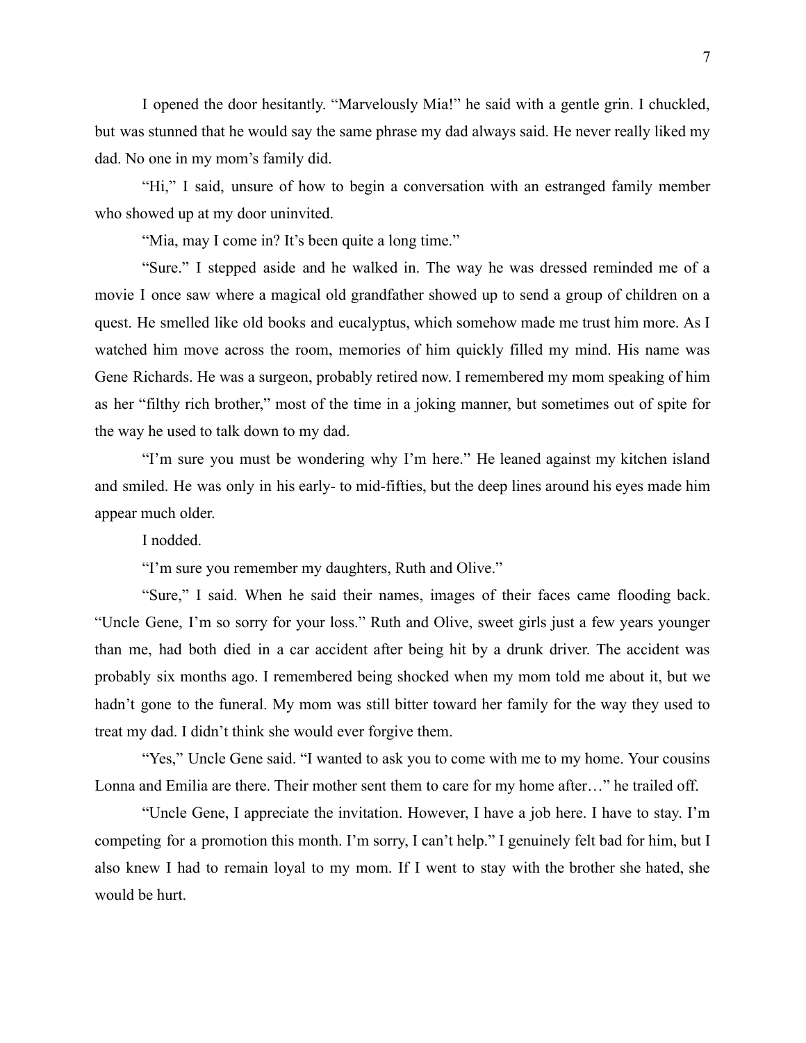I opened the door hesitantly. “Marvelously Mia!” he said with a gentle grin. I chuckled, but was stunned that he would say the same phrase my dad always said. He never really liked my dad. No one in my mom’s family did.

“Hi,” I said, unsure of how to begin a conversation with an estranged family member who showed up at my door uninvited.

“Mia, may I come in? It’s been quite a long time.”

“Sure.” I stepped aside and he walked in. The way he was dressed reminded me of a movie I once saw where a magical old grandfather showed up to send a group of children on a quest. He smelled like old books and eucalyptus, which somehow made me trust him more. As I watched him move across the room, memories of him quickly filled my mind. His name was Gene Richards. He was a surgeon, probably retired now. I remembered my mom speaking of him as her “filthy rich brother,” most of the time in a joking manner, but sometimes out of spite for the way he used to talk down to my dad.

“I’m sure you must be wondering why I’m here.” He leaned against my kitchen island and smiled. He was only in his early- to mid-fifties, but the deep lines around his eyes made him appear much older.

I nodded.

“I’m sure you remember my daughters, Ruth and Olive.”

“Sure,” I said. When he said their names, images of their faces came flooding back. “Uncle Gene, I’m so sorry for your loss.” Ruth and Olive, sweet girls just a few years younger than me, had both died in a car accident after being hit by a drunk driver. The accident was probably six months ago. I remembered being shocked when my mom told me about it, but we hadn’t gone to the funeral. My mom was still bitter toward her family for the way they used to treat my dad. I didn’t think she would ever forgive them.

“Yes,” Uncle Gene said. “I wanted to ask you to come with me to my home. Your cousins Lonna and Emilia are there. Their mother sent them to care for my home after…” he trailed off.

“Uncle Gene, I appreciate the invitation. However, I have a job here. I have to stay. I’m competing for a promotion this month. I’m sorry, I can’t help.” I genuinely felt bad for him, but I also knew I had to remain loyal to my mom. If I went to stay with the brother she hated, she would be hurt.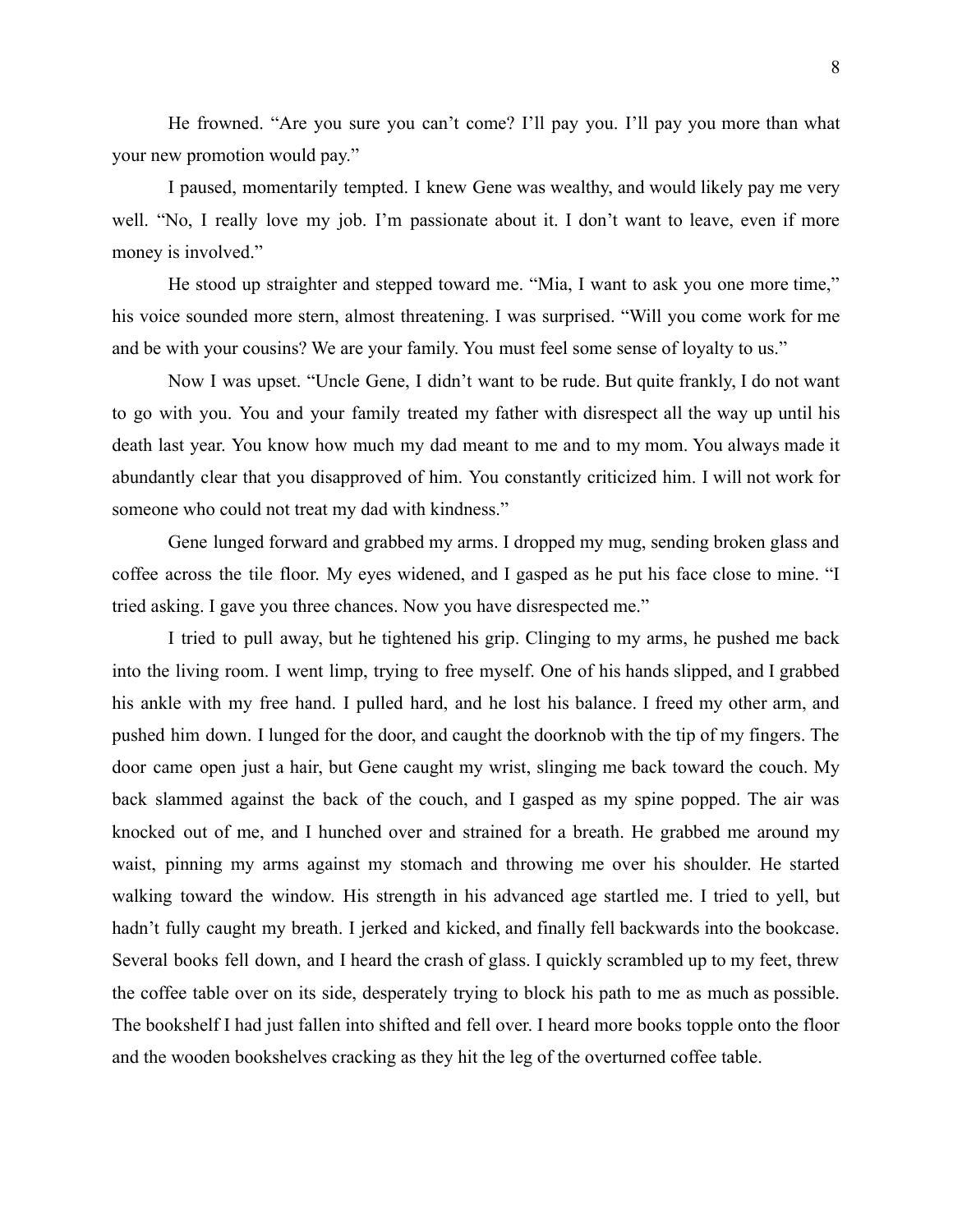He frowned. “Are you sure you can’t come? I’ll pay you. I’ll pay you more than what your new promotion would pay.”

I paused, momentarily tempted. I knew Gene was wealthy, and would likely pay me very well. “No, I really love my job. I’m passionate about it. I don’t want to leave, even if more money is involved.”

He stood up straighter and stepped toward me. “Mia, I want to ask you one more time,” his voice sounded more stern, almost threatening. I was surprised. “Will you come work for me and be with your cousins? We are your family. You must feel some sense of loyalty to us.”

Now I was upset. “Uncle Gene, I didn’t want to be rude. But quite frankly, I do not want to go with you. You and your family treated my father with disrespect all the way up until his death last year. You know how much my dad meant to me and to my mom. You always made it abundantly clear that you disapproved of him. You constantly criticized him. I will not work for someone who could not treat my dad with kindness.”

Gene lunged forward and grabbed my arms. I dropped my mug, sending broken glass and coffee across the tile floor. My eyes widened, and I gasped as he put his face close to mine. “I tried asking. I gave you three chances. Now you have disrespected me.”

I tried to pull away, but he tightened his grip. Clinging to my arms, he pushed me back into the living room. I went limp, trying to free myself. One of his hands slipped, and I grabbed his ankle with my free hand. I pulled hard, and he lost his balance. I freed my other arm, and pushed him down. I lunged for the door, and caught the doorknob with the tip of my fingers. The door came open just a hair, but Gene caught my wrist, slinging me back toward the couch. My back slammed against the back of the couch, and I gasped as my spine popped. The air was knocked out of me, and I hunched over and strained for a breath. He grabbed me around my waist, pinning my arms against my stomach and throwing me over his shoulder. He started walking toward the window. His strength in his advanced age startled me. I tried to yell, but hadn’t fully caught my breath. I jerked and kicked, and finally fell backwards into the bookcase. Several books fell down, and I heard the crash of glass. I quickly scrambled up to my feet, threw the coffee table over on its side, desperately trying to block his path to me as much as possible. The bookshelf I had just fallen into shifted and fell over. I heard more books topple onto the floor and the wooden bookshelves cracking as they hit the leg of the overturned coffee table.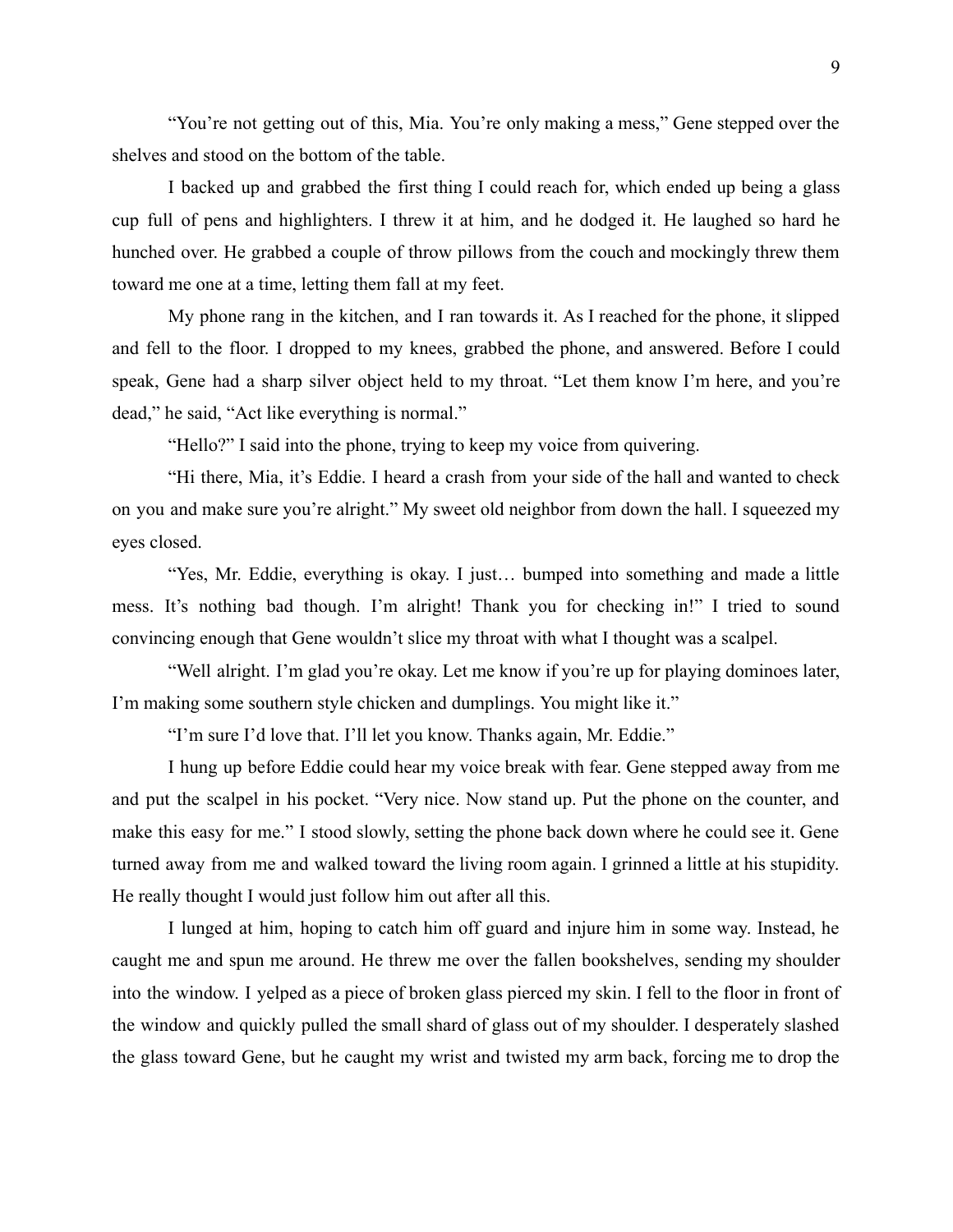"You're not getting out of this, Mia. You're only making a mess," Gene stepped over the shelves and stood on the bottom of the table.

I backed up and grabbed the first thing I could reach for, which ended up being a glass cup full of pens and highlighters. I threw it at him, and he dodged it. He laughed so hard he hunched over. He grabbed a couple of throw pillows from the couch and mockingly threw them toward me one at a time, letting them fall at my feet.

My phone rang in the kitchen, and I ran towards it. As I reached for the phone, it slipped and fell to the floor. I dropped to my knees, grabbed the phone, and answered. Before I could speak, Gene had a sharp silver object held to my throat. "Let them know I'm here, and you're dead," he said, "Act like everything is normal."

"Hello?" I said into the phone, trying to keep my voice from quivering.

"Hi there, Mia, it's Eddie. I heard a crash from your side of the hall and wanted to check on you and make sure you're alright." My sweet old neighbor from down the hall. I squeezed my eyes closed.

"Yes, Mr. Eddie, everything is okay. I just… bumped into something and made a little mess. It's nothing bad though. I'm alright! Thank you for checking in!" I tried to sound convincing enough that Gene wouldn't slice my throat with what I thought was a scalpel.

"Well alright. I'm glad you're okay. Let me know if you're up for playing dominoes later, I'm making some southern style chicken and dumplings. You might like it."

"I'm sure I'd love that. I'll let you know. Thanks again, Mr. Eddie."

I hung up before Eddie could hear my voice break with fear. Gene stepped away from me and put the scalpel in his pocket. "Very nice. Now stand up. Put the phone on the counter, and make this easy for me." I stood slowly, setting the phone back down where he could see it. Gene turned away from me and walked toward the living room again. I grinned a little at his stupidity. He really thought I would just follow him out after all this.

I lunged at him, hoping to catch him off guard and injure him in some way. Instead, he caught me and spun me around. He threw me over the fallen bookshelves, sending my shoulder into the window. I yelped as a piece of broken glass pierced my skin. I fell to the floor in front of the window and quickly pulled the small shard of glass out of my shoulder. I desperately slashed the glass toward Gene, but he caught my wrist and twisted my arm back, forcing me to drop the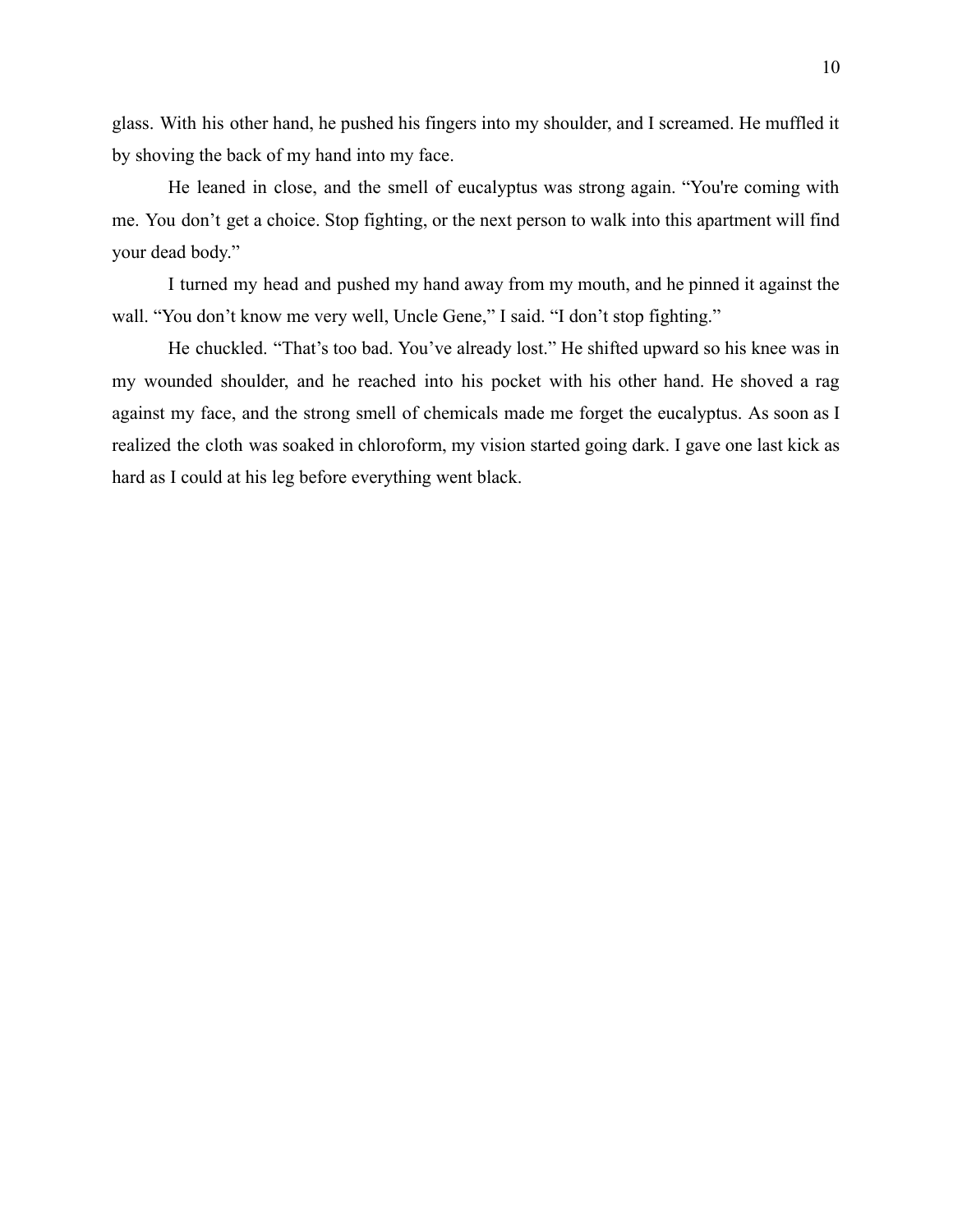glass. With his other hand, he pushed his fingers into my shoulder, and I screamed. He muffled it by shoving the back of my hand into my face.

He leaned in close, and the smell of eucalyptus was strong again. “You're coming with me. You don’t get a choice. Stop fighting, or the next person to walk into this apartment will find your dead body.”

I turned my head and pushed my hand away from my mouth, and he pinned it against the wall. “You don’t know me very well, Uncle Gene,” I said. “I don’t stop fighting.”

He chuckled. “That’s too bad. You’ve already lost.” He shifted upward so his knee was in my wounded shoulder, and he reached into his pocket with his other hand. He shoved a rag against my face, and the strong smell of chemicals made me forget the eucalyptus. As soon as I realized the cloth was soaked in chloroform, my vision started going dark. I gave one last kick as hard as I could at his leg before everything went black.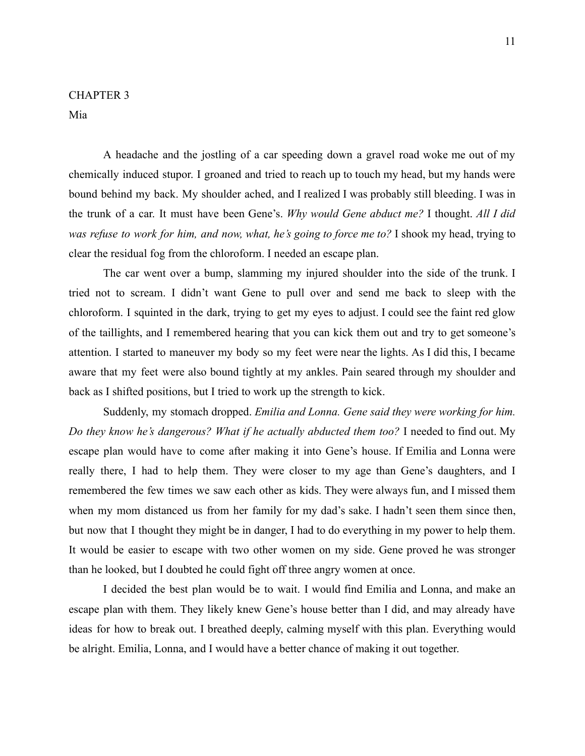# CHAPTER 3

## Mia

A headache and the jostling of a car speeding down a gravel road woke me out of my chemically induced stupor. I groaned and tried to reach up to touch my head, but my hands were bound behind my back. My shoulder ached, and I realized I was probably still bleeding. I was in the trunk of a car. It must have been Gene's. *Why would Gene abduct me?* I thought. *All I did was refuse to work for him, and now, what, he's going to force me to?* I shook my head, trying to clear the residual fog from the chloroform. I needed an escape plan.

The car went over a bump, slamming my injured shoulder into the side of the trunk. I tried not to scream. I didn't want Gene to pull over and send me back to sleep with the chloroform. I squinted in the dark, trying to get my eyes to adjust. I could see the faint red glow of the taillights, and I remembered hearing that you can kick them out and try to get someone's attention. I started to maneuver my body so my feet were near the lights. As I did this, I became aware that my feet were also bound tightly at my ankles. Pain seared through my shoulder and back as I shifted positions, but I tried to work up the strength to kick.

Suddenly, my stomach dropped. *Emilia and Lonna. Gene said they were working for him. Do they know he's dangerous? What if he actually abducted them too?* I needed to find out. My escape plan would have to come after making it into Gene's house. If Emilia and Lonna were really there, I had to help them. They were closer to my age than Gene's daughters, and I remembered the few times we saw each other as kids. They were always fun, and I missed them when my mom distanced us from her family for my dad's sake. I hadn't seen them since then, but now that I thought they might be in danger, I had to do everything in my power to help them. It would be easier to escape with two other women on my side. Gene proved he was stronger than he looked, but I doubted he could fight off three angry women at once.

I decided the best plan would be to wait. I would find Emilia and Lonna, and make an escape plan with them. They likely knew Gene's house better than I did, and may already have ideas for how to break out. I breathed deeply, calming myself with this plan. Everything would be alright. Emilia, Lonna, and I would have a better chance of making it out together.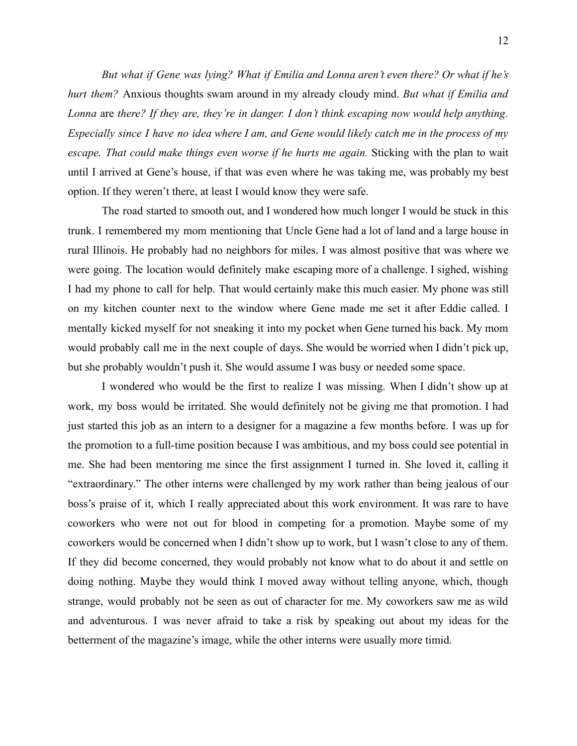*But what if Gene was lying? What if Emilia and Lonna aren't even there? Or what if he's hurt them?* Anxious thoughts swam around in my already cloudy mind. *But what if Emilia and Lonna* are *there? If they are, they're in danger. I don't think escaping now would help anything. Especially since I have no idea where I am, and Gene would likely catch me in the process of my escape. That could make things even worse if he hurts me again.* Sticking with the plan to wait until I arrived at Gene's house, if that was even where he was taking me, was probably my best option. If they weren't there, at least I would know they were safe.

The road started to smooth out, and I wondered how much longer I would be stuck in this trunk. I remembered my mom mentioning that Uncle Gene had a lot of land and a large house in rural Illinois. He probably had no neighbors for miles. I was almost positive that was where we were going. The location would definitely make escaping more of a challenge. I sighed, wishing I had my phone to call for help. That would certainly make this much easier. My phone was still on my kitchen counter next to the window where Gene made me set it after Eddie called. I mentally kicked myself for not sneaking it into my pocket when Gene turned his back. My mom would probably call me in the next couple of days. She would be worried when I didn't pick up, but she probably wouldn't push it. She would assume I was busy or needed some space.

I wondered who would be the first to realize I was missing. When I didn't show up at work, my boss would be irritated. She would definitely not be giving me that promotion. I had just started this job as an intern to a designer for a magazine a few months before. I was up for the promotion to a full-time position because I was ambitious, and my boss could see potential in me. She had been mentoring me since the first assignment I turned in. She loved it, calling it "extraordinary." The other interns were challenged by my work rather than being jealous of our boss's praise of it, which I really appreciated about this work environment. It was rare to have coworkers who were not out for blood in competing for a promotion. Maybe some of my coworkers would be concerned when I didn't show up to work, but I wasn't close to any of them. If they did become concerned, they would probably not know what to do about it and settle on doing nothing. Maybe they would think I moved away without telling anyone, which, though strange, would probably not be seen as out of character for me. My coworkers saw me as wild and adventurous. I was never afraid to take a risk by speaking out about my ideas for the betterment of the magazine's image, while the other interns were usually more timid.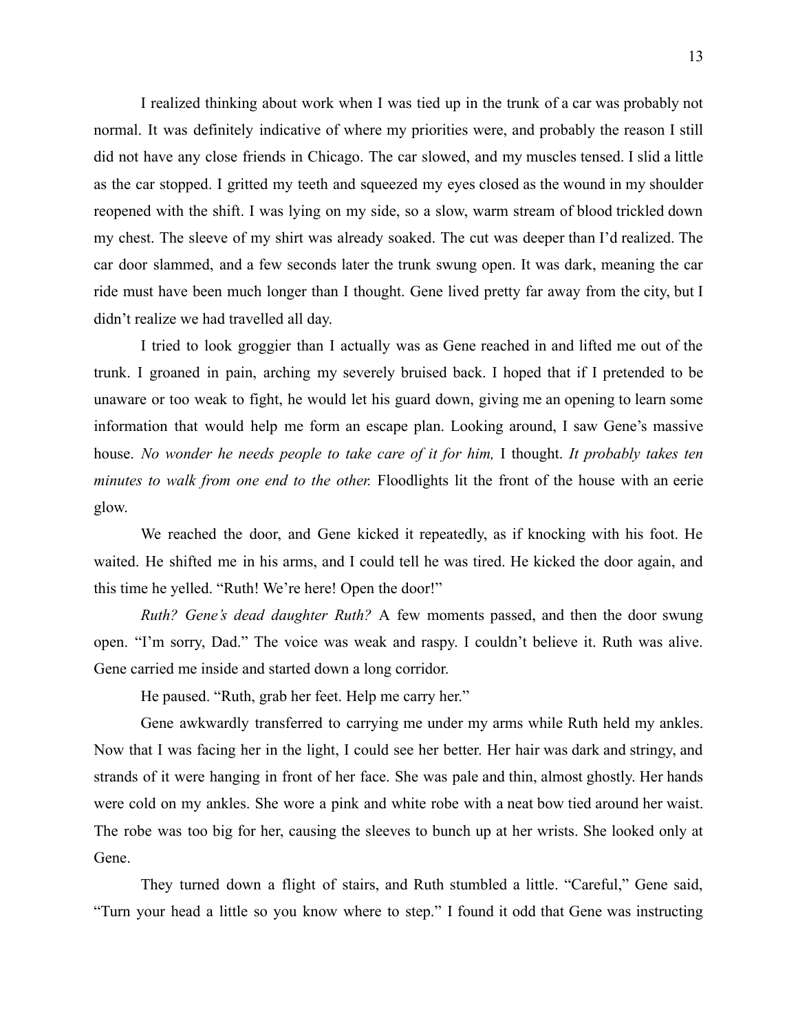I realized thinking about work when I was tied up in the trunk of a car was probably not normal. It was definitely indicative of where my priorities were, and probably the reason I still did not have any close friends in Chicago. The car slowed, and my muscles tensed. I slid a little as the car stopped. I gritted my teeth and squeezed my eyes closed as the wound in my shoulder reopened with the shift. I was lying on my side, so a slow, warm stream of blood trickled down my chest. The sleeve of my shirt was already soaked. The cut was deeper than I'd realized. The car door slammed, and a few seconds later the trunk swung open. It was dark, meaning the car ride must have been much longer than I thought. Gene lived pretty far away from the city, but I didn't realize we had travelled all day.

I tried to look groggier than I actually was as Gene reached in and lifted me out of the trunk. I groaned in pain, arching my severely bruised back. I hoped that if I pretended to be unaware or too weak to fight, he would let his guard down, giving me an opening to learn some information that would help me form an escape plan. Looking around, I saw Gene's massive house. *No wonder he needs people to take care of it for him,* I thought. *It probably takes ten minutes to walk from one end to the other.* Floodlights lit the front of the house with an eerie glow.

We reached the door, and Gene kicked it repeatedly, as if knocking with his foot. He waited. He shifted me in his arms, and I could tell he was tired. He kicked the door again, and this time he yelled. "Ruth! We're here! Open the door!"

*Ruth? Gene's dead daughter Ruth?* A few moments passed, and then the door swung open. "I'm sorry, Dad." The voice was weak and raspy. I couldn't believe it. Ruth was alive. Gene carried me inside and started down a long corridor.

He paused. "Ruth, grab her feet. Help me carry her."

Gene awkwardly transferred to carrying me under my arms while Ruth held my ankles. Now that I was facing her in the light, I could see her better. Her hair was dark and stringy, and strands of it were hanging in front of her face. She was pale and thin, almost ghostly. Her hands were cold on my ankles. She wore a pink and white robe with a neat bow tied around her waist. The robe was too big for her, causing the sleeves to bunch up at her wrists. She looked only at Gene.

They turned down a flight of stairs, and Ruth stumbled a little. "Careful," Gene said, "Turn your head a little so you know where to step." I found it odd that Gene was instructing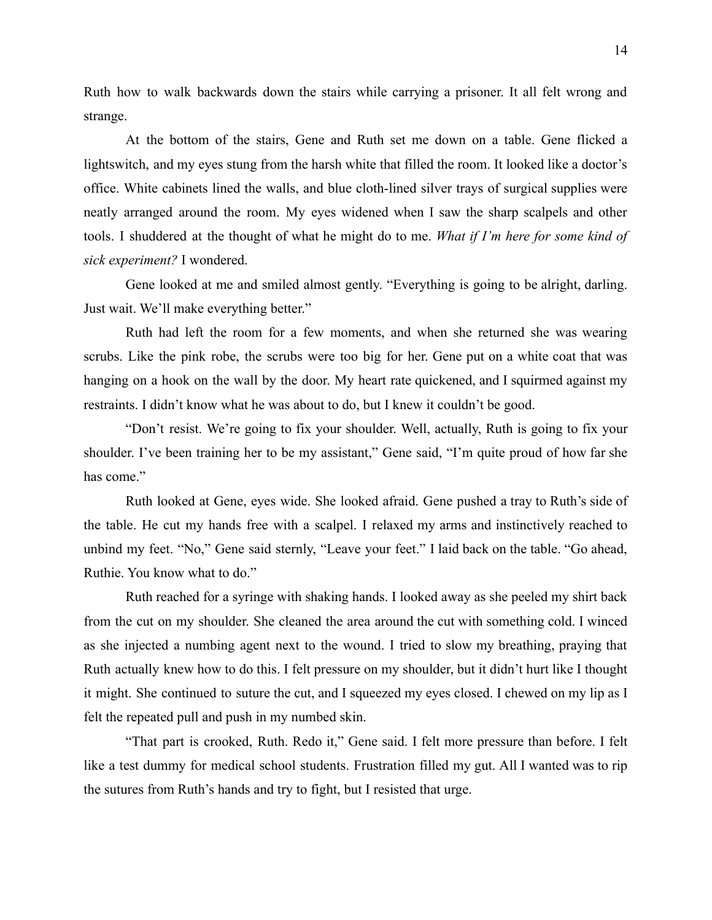Ruth how to walk backwards down the stairs while carrying a prisoner. It all felt wrong and strange.

At the bottom of the stairs, Gene and Ruth set me down on a table. Gene flicked a lightswitch, and my eyes stung from the harsh white that filled the room. It looked like a doctor's office. White cabinets lined the walls, and blue cloth-lined silver trays of surgical supplies were neatly arranged around the room. My eyes widened when I saw the sharp scalpels and other tools. I shuddered at the thought of what he might do to me. *What if I'm here for some kind of sick experiment?* I wondered.

Gene looked at me and smiled almost gently. "Everything is going to be alright, darling. Just wait. We'll make everything better."

Ruth had left the room for a few moments, and when she returned she was wearing scrubs. Like the pink robe, the scrubs were too big for her. Gene put on a white coat that was hanging on a hook on the wall by the door. My heart rate quickened, and I squirmed against my restraints. I didn't know what he was about to do, but I knew it couldn't be good.

"Don't resist. We're going to fix your shoulder. Well, actually, Ruth is going to fix your shoulder. I've been training her to be my assistant," Gene said, "I'm quite proud of how far she has come."

Ruth looked at Gene, eyes wide. She looked afraid. Gene pushed a tray to Ruth's side of the table. He cut my hands free with a scalpel. I relaxed my arms and instinctively reached to unbind my feet. "No," Gene said sternly, "Leave your feet." I laid back on the table. "Go ahead, Ruthie. You know what to do."

Ruth reached for a syringe with shaking hands. I looked away as she peeled my shirt back from the cut on my shoulder. She cleaned the area around the cut with something cold. I winced as she injected a numbing agent next to the wound. I tried to slow my breathing, praying that Ruth actually knew how to do this. I felt pressure on my shoulder, but it didn't hurt like I thought it might. She continued to suture the cut, and I squeezed my eyes closed. I chewed on my lip as I felt the repeated pull and push in my numbed skin.

"That part is crooked, Ruth. Redo it," Gene said. I felt more pressure than before. I felt like a test dummy for medical school students. Frustration filled my gut. All I wanted was to rip the sutures from Ruth's hands and try to fight, but I resisted that urge.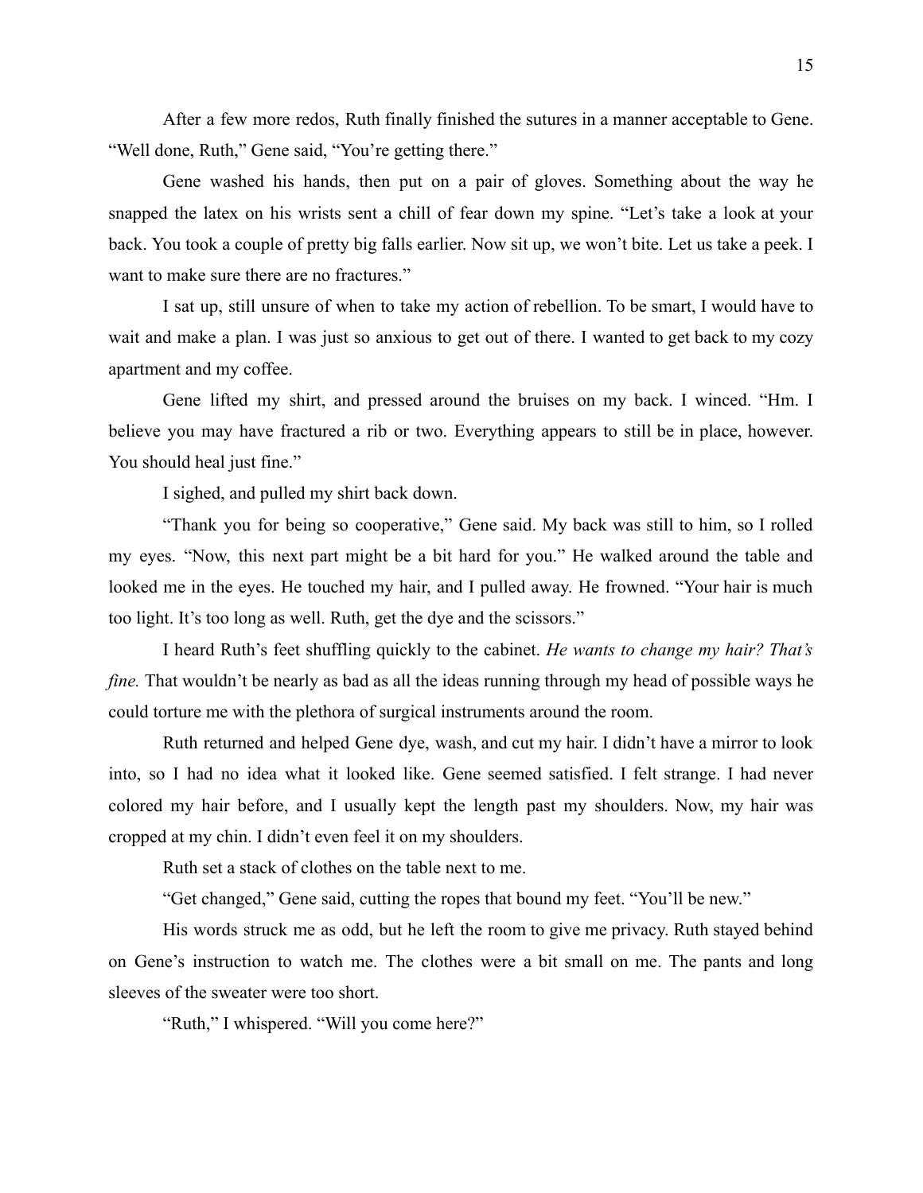After a few more redos, Ruth finally finished the sutures in a manner acceptable to Gene. "Well done, Ruth," Gene said, "You're getting there."

Gene washed his hands, then put on a pair of gloves. Something about the way he snapped the latex on his wrists sent a chill of fear down my spine. "Let's take a look at your back. You took a couple of pretty big falls earlier. Now sit up, we won't bite. Let us take a peek. I want to make sure there are no fractures."

I sat up, still unsure of when to take my action of rebellion. To be smart, I would have to wait and make a plan. I was just so anxious to get out of there. I wanted to get back to my cozy apartment and my coffee.

Gene lifted my shirt, and pressed around the bruises on my back. I winced. "Hm. I believe you may have fractured a rib or two. Everything appears to still be in place, however. You should heal just fine."

I sighed, and pulled my shirt back down.

"Thank you for being so cooperative," Gene said. My back was still to him, so I rolled my eyes. "Now, this next part might be a bit hard for you." He walked around the table and looked me in the eyes. He touched my hair, and I pulled away. He frowned. "Your hair is much too light. It's too long as well. Ruth, get the dye and the scissors."

I heard Ruth's feet shuffling quickly to the cabinet. *He wants to change my hair? That's fine.* That wouldn't be nearly as bad as all the ideas running through my head of possible ways he could torture me with the plethora of surgical instruments around the room.

Ruth returned and helped Gene dye, wash, and cut my hair. I didn't have a mirror to look into, so I had no idea what it looked like. Gene seemed satisfied. I felt strange. I had never colored my hair before, and I usually kept the length past my shoulders. Now, my hair was cropped at my chin. I didn't even feel it on my shoulders.

Ruth set a stack of clothes on the table next to me.

"Get changed," Gene said, cutting the ropes that bound my feet. "You'll be new."

His words struck me as odd, but he left the room to give me privacy. Ruth stayed behind on Gene's instruction to watch me. The clothes were a bit small on me. The pants and long sleeves of the sweater were too short.

"Ruth," I whispered. "Will you come here?"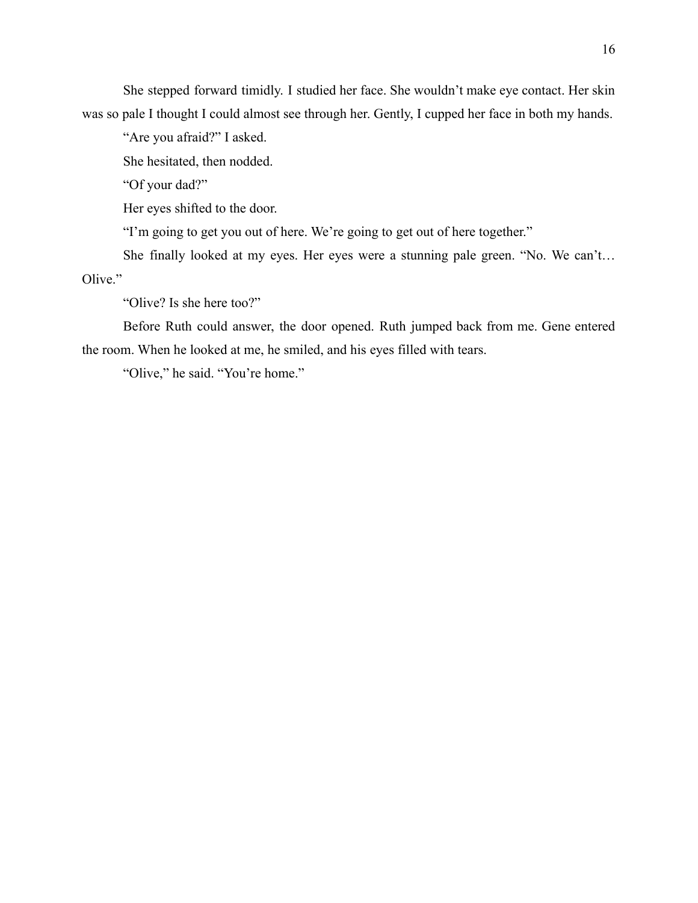She stepped forward timidly. I studied her face. She wouldn't make eye contact. Her skin was so pale I thought I could almost see through her. Gently, I cupped her face in both my hands.

"Are you afraid?" I asked.

She hesitated, then nodded.

"Of your dad?"

Her eyes shifted to the door.

"I'm going to get you out of here. We're going to get out of here together."

She finally looked at my eyes. Her eyes were a stunning pale green. "No. We can't… Olive."

"Olive? Is she here too?"

Before Ruth could answer, the door opened. Ruth jumped back from me. Gene entered the room. When he looked at me, he smiled, and his eyes filled with tears.

"Olive," he said. "You're home."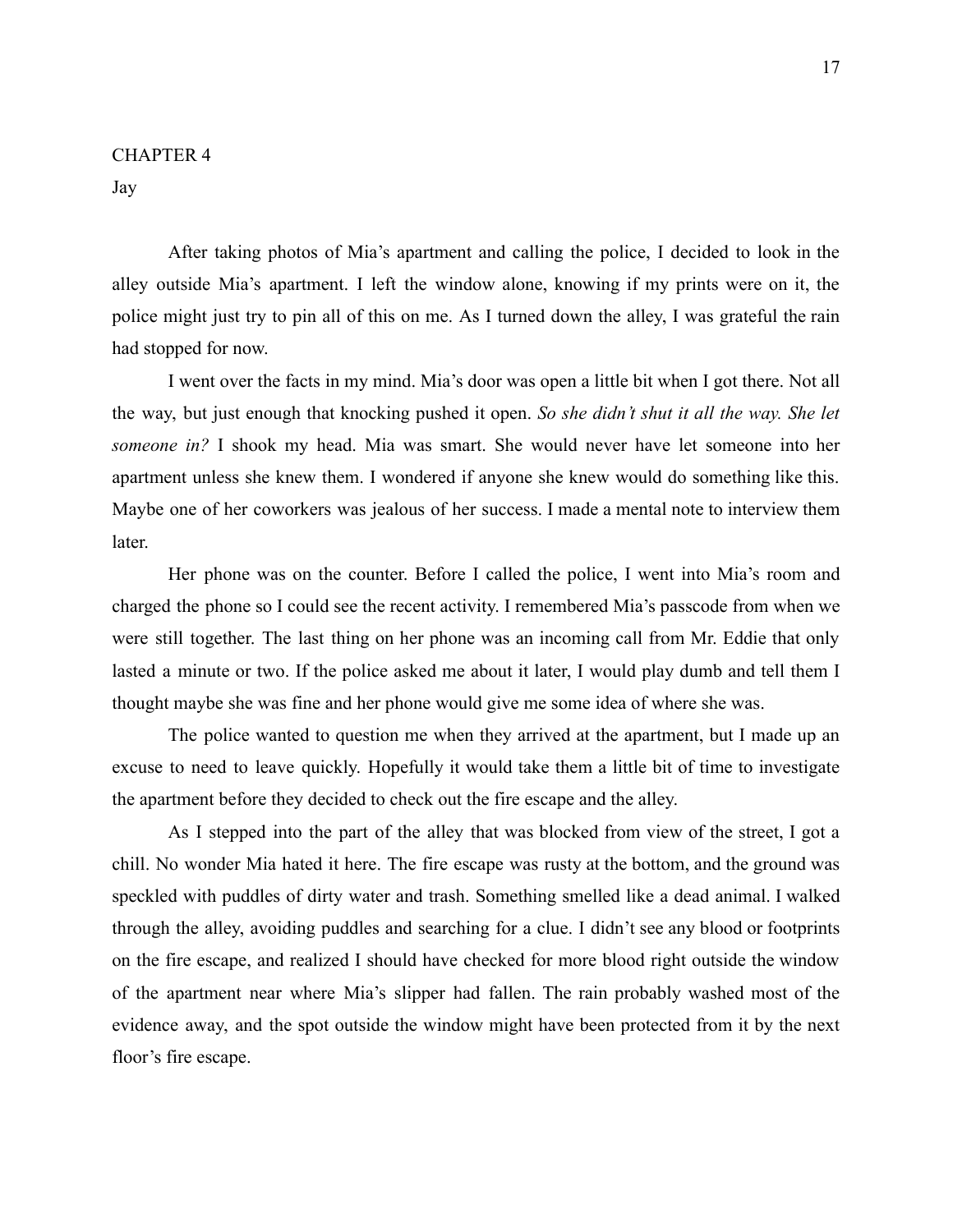# CHAPTER 4

## Jay

After taking photos of Mia's apartment and calling the police, I decided to look in the alley outside Mia's apartment. I left the window alone, knowing if my prints were on it, the police might just try to pin all of this on me. As I turned down the alley, I was grateful the rain had stopped for now.

I went over the facts in my mind. Mia's door was open a little bit when I got there. Not all the way, but just enough that knocking pushed it open. *So she didn't shut it all the way. She let someone in?* I shook my head. Mia was smart. She would never have let someone into her apartment unless she knew them. I wondered if anyone she knew would do something like this. Maybe one of her coworkers was jealous of her success. I made a mental note to interview them later.

Her phone was on the counter. Before I called the police, I went into Mia's room and charged the phone so I could see the recent activity. I remembered Mia's passcode from when we were still together. The last thing on her phone was an incoming call from Mr. Eddie that only lasted a minute or two. If the police asked me about it later, I would play dumb and tell them I thought maybe she was fine and her phone would give me some idea of where she was.

The police wanted to question me when they arrived at the apartment, but I made up an excuse to need to leave quickly. Hopefully it would take them a little bit of time to investigate the apartment before they decided to check out the fire escape and the alley.

As I stepped into the part of the alley that was blocked from view of the street, I got a chill. No wonder Mia hated it here. The fire escape was rusty at the bottom, and the ground was speckled with puddles of dirty water and trash. Something smelled like a dead animal. I walked through the alley, avoiding puddles and searching for a clue. I didn't see any blood or footprints on the fire escape, and realized I should have checked for more blood right outside the window of the apartment near where Mia's slipper had fallen. The rain probably washed most of the evidence away, and the spot outside the window might have been protected from it by the next floor's fire escape.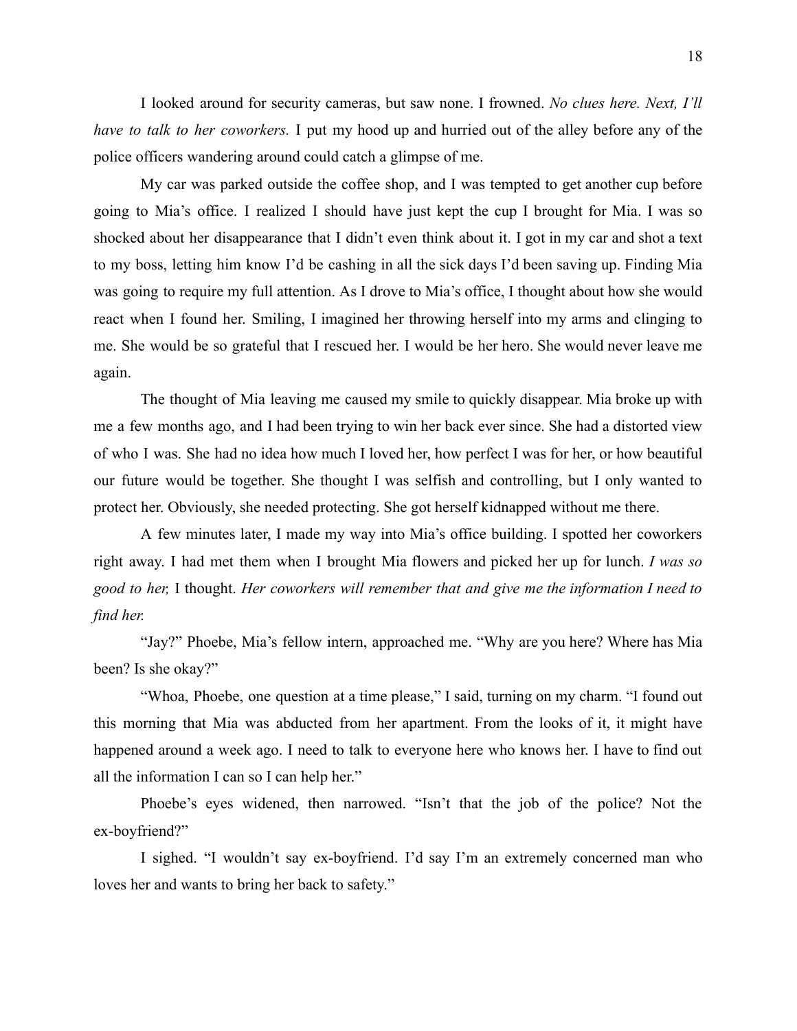I looked around for security cameras, but saw none. I frowned. *No clues here. Next, I'll have to talk to her coworkers.* I put my hood up and hurried out of the alley before any of the police officers wandering around could catch a glimpse of me.

My car was parked outside the coffee shop, and I was tempted to get another cup before going to Mia's office. I realized I should have just kept the cup I brought for Mia. I was so shocked about her disappearance that I didn't even think about it. I got in my car and shot a text to my boss, letting him know I'd be cashing in all the sick days I'd been saving up. Finding Mia was going to require my full attention. As I drove to Mia's office, I thought about how she would react when I found her. Smiling, I imagined her throwing herself into my arms and clinging to me. She would be so grateful that I rescued her. I would be her hero. She would never leave me again.

The thought of Mia leaving me caused my smile to quickly disappear. Mia broke up with me a few months ago, and I had been trying to win her back ever since. She had a distorted view of who I was. She had no idea how much I loved her, how perfect I was for her, or how beautiful our future would be together. She thought I was selfish and controlling, but I only wanted to protect her. Obviously, she needed protecting. She got herself kidnapped without me there.

A few minutes later, I made my way into Mia's office building. I spotted her coworkers right away. I had met them when I brought Mia flowers and picked her up for lunch. *I was so good to her,* I thought. *Her coworkers will remember that and give me the information I need to find her.*

"Jay?" Phoebe, Mia's fellow intern, approached me. "Why are you here? Where has Mia been? Is she okay?"

"Whoa, Phoebe, one question at a time please," I said, turning on my charm. "I found out this morning that Mia was abducted from her apartment. From the looks of it, it might have happened around a week ago. I need to talk to everyone here who knows her. I have to find out all the information I can so I can help her."

Phoebe's eyes widened, then narrowed. "Isn't that the job of the police? Not the ex-boyfriend?"

I sighed. "I wouldn't say ex-boyfriend. I'd say I'm an extremely concerned man who loves her and wants to bring her back to safety."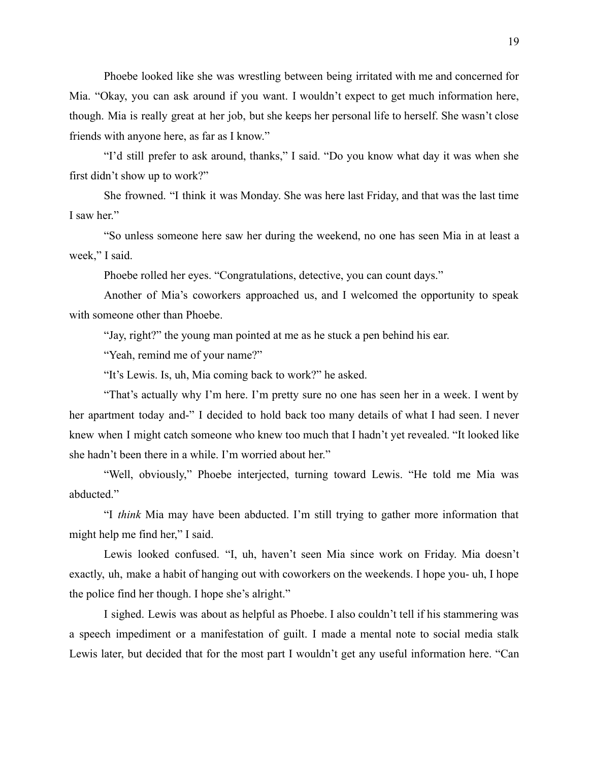Phoebe looked like she was wrestling between being irritated with me and concerned for Mia. "Okay, you can ask around if you want. I wouldn't expect to get much information here, though. Mia is really great at her job, but she keeps her personal life to herself. She wasn't close friends with anyone here, as far as I know."

"I'd still prefer to ask around, thanks," I said. "Do you know what day it was when she first didn't show up to work?"

She frowned. "I think it was Monday. She was here last Friday, and that was the last time I saw her."

"So unless someone here saw her during the weekend, no one has seen Mia in at least a week," I said.

Phoebe rolled her eyes. "Congratulations, detective, you can count days."

Another of Mia's coworkers approached us, and I welcomed the opportunity to speak with someone other than Phoebe.

"Jay, right?" the young man pointed at me as he stuck a pen behind his ear.

"Yeah, remind me of your name?"

"It's Lewis. Is, uh, Mia coming back to work?" he asked.

"That's actually why I'm here. I'm pretty sure no one has seen her in a week. I went by her apartment today and-" I decided to hold back too many details of what I had seen. I never knew when I might catch someone who knew too much that I hadn't yet revealed. "It looked like she hadn't been there in a while. I'm worried about her."

"Well, obviously," Phoebe interjected, turning toward Lewis. "He told me Mia was abducted."

"I *think* Mia may have been abducted. I'm still trying to gather more information that might help me find her," I said.

Lewis looked confused. "I, uh, haven't seen Mia since work on Friday. Mia doesn't exactly, uh, make a habit of hanging out with coworkers on the weekends. I hope you- uh, I hope the police find her though. I hope she's alright."

I sighed. Lewis was about as helpful as Phoebe. I also couldn't tell if his stammering was a speech impediment or a manifestation of guilt. I made a mental note to social media stalk Lewis later, but decided that for the most part I wouldn't get any useful information here. "Can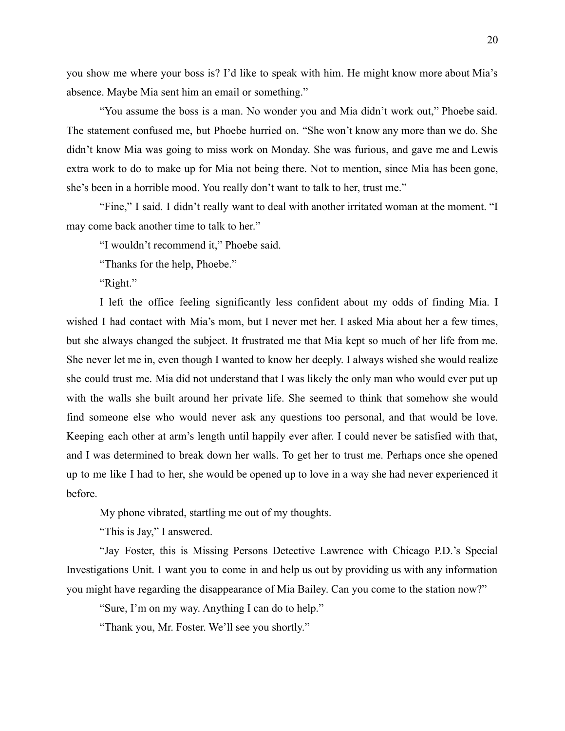you show me where your boss is? I'd like to speak with him. He might know more about Mia's absence. Maybe Mia sent him an email or something."

"You assume the boss is a man. No wonder you and Mia didn't work out," Phoebe said. The statement confused me, but Phoebe hurried on. "She won't know any more than we do. She didn't know Mia was going to miss work on Monday. She was furious, and gave me and Lewis extra work to do to make up for Mia not being there. Not to mention, since Mia has been gone, she's been in a horrible mood. You really don't want to talk to her, trust me."

"Fine," I said. I didn't really want to deal with another irritated woman at the moment. "I may come back another time to talk to her."

"I wouldn't recommend it," Phoebe said.

"Thanks for the help, Phoebe."

"Right."

I left the office feeling significantly less confident about my odds of finding Mia. I wished I had contact with Mia's mom, but I never met her. I asked Mia about her a few times, but she always changed the subject. It frustrated me that Mia kept so much of her life from me. She never let me in, even though I wanted to know her deeply. I always wished she would realize she could trust me. Mia did not understand that I was likely the only man who would ever put up with the walls she built around her private life. She seemed to think that somehow she would find someone else who would never ask any questions too personal, and that would be love. Keeping each other at arm's length until happily ever after. I could never be satisfied with that, and I was determined to break down her walls. To get her to trust me. Perhaps once she opened up to me like I had to her, she would be opened up to love in a way she had never experienced it before.

My phone vibrated, startling me out of my thoughts.

"This is Jay," I answered.

"Jay Foster, this is Missing Persons Detective Lawrence with Chicago P.D.'s Special Investigations Unit. I want you to come in and help us out by providing us with any information you might have regarding the disappearance of Mia Bailey. Can you come to the station now?"

"Sure, I'm on my way. Anything I can do to help."

"Thank you, Mr. Foster. We'll see you shortly."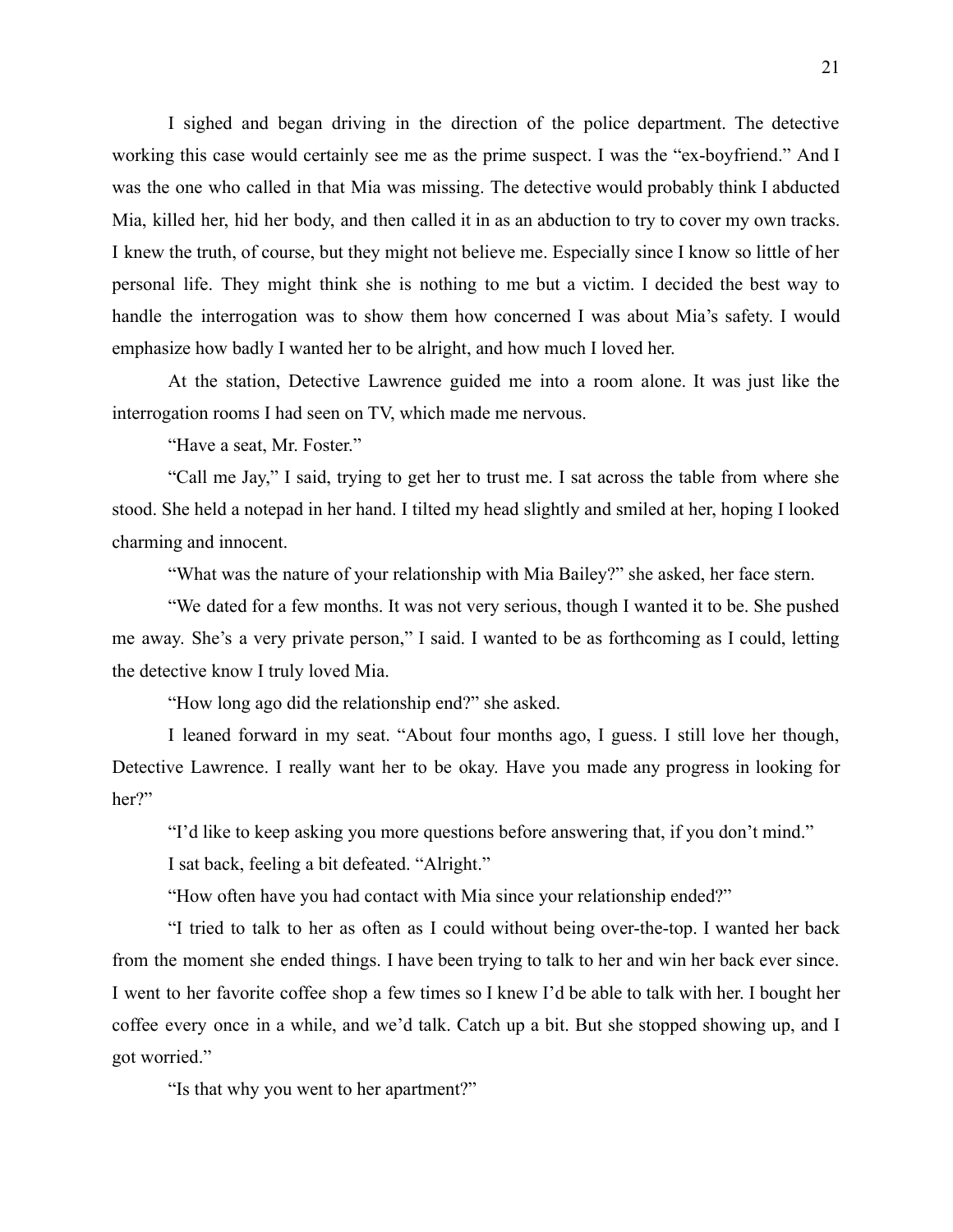I sighed and began driving in the direction of the police department. The detective working this case would certainly see me as the prime suspect. I was the "ex-boyfriend." And I was the one who called in that Mia was missing. The detective would probably think I abducted Mia, killed her, hid her body, and then called it in as an abduction to try to cover my own tracks. I knew the truth, of course, but they might not believe me. Especially since I know so little of her personal life. They might think she is nothing to me but a victim. I decided the best way to handle the interrogation was to show them how concerned I was about Mia's safety. I would emphasize how badly I wanted her to be alright, and how much I loved her.

At the station, Detective Lawrence guided me into a room alone. It was just like the interrogation rooms I had seen on TV, which made me nervous.

"Have a seat, Mr. Foster."

"Call me Jay," I said, trying to get her to trust me. I sat across the table from where she stood. She held a notepad in her hand. I tilted my head slightly and smiled at her, hoping I looked charming and innocent.

"What was the nature of your relationship with Mia Bailey?" she asked, her face stern.

"We dated for a few months. It was not very serious, though I wanted it to be. She pushed me away. She's a very private person," I said. I wanted to be as forthcoming as I could, letting the detective know I truly loved Mia.

"How long ago did the relationship end?" she asked.

I leaned forward in my seat. "About four months ago, I guess. I still love her though, Detective Lawrence. I really want her to be okay. Have you made any progress in looking for her?"

"I'd like to keep asking you more questions before answering that, if you don't mind."

I sat back, feeling a bit defeated. "Alright."

"How often have you had contact with Mia since your relationship ended?"

"I tried to talk to her as often as I could without being over-the-top. I wanted her back from the moment she ended things. I have been trying to talk to her and win her back ever since. I went to her favorite coffee shop a few times so I knew I'd be able to talk with her. I bought her coffee every once in a while, and we'd talk. Catch up a bit. But she stopped showing up, and I got worried."

"Is that why you went to her apartment?"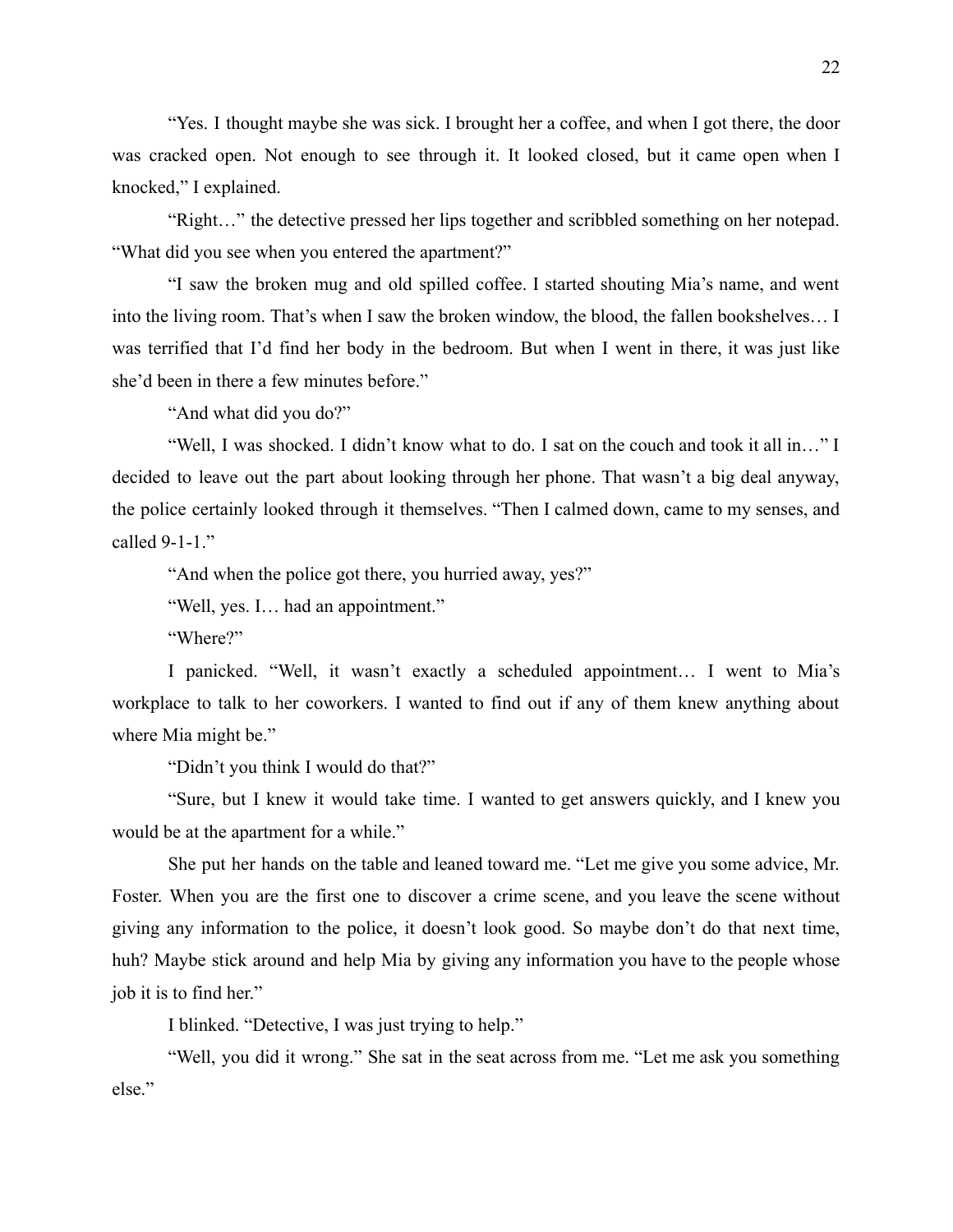"Yes. I thought maybe she was sick. I brought her a coffee, and when I got there, the door was cracked open. Not enough to see through it. It looked closed, but it came open when I knocked," I explained.

"Right…" the detective pressed her lips together and scribbled something on her notepad. "What did you see when you entered the apartment?"

"I saw the broken mug and old spilled coffee. I started shouting Mia's name, and went into the living room. That's when I saw the broken window, the blood, the fallen bookshelves… I was terrified that I'd find her body in the bedroom. But when I went in there, it was just like she'd been in there a few minutes before."

"And what did you do?"

"Well, I was shocked. I didn't know what to do. I sat on the couch and took it all in…" I decided to leave out the part about looking through her phone. That wasn't a big deal anyway, the police certainly looked through it themselves. "Then I calmed down, came to my senses, and called 9-1-1."

"And when the police got there, you hurried away, yes?"

"Well, yes. I… had an appointment."

"Where?"

I panicked. "Well, it wasn't exactly a scheduled appointment… I went to Mia's workplace to talk to her coworkers. I wanted to find out if any of them knew anything about where Mia might be."

"Didn't you think I would do that?"

"Sure, but I knew it would take time. I wanted to get answers quickly, and I knew you would be at the apartment for a while."

She put her hands on the table and leaned toward me. "Let me give you some advice, Mr. Foster. When you are the first one to discover a crime scene, and you leave the scene without giving any information to the police, it doesn't look good. So maybe don't do that next time, huh? Maybe stick around and help Mia by giving any information you have to the people whose job it is to find her."

I blinked. "Detective, I was just trying to help."

"Well, you did it wrong." She sat in the seat across from me. "Let me ask you something else."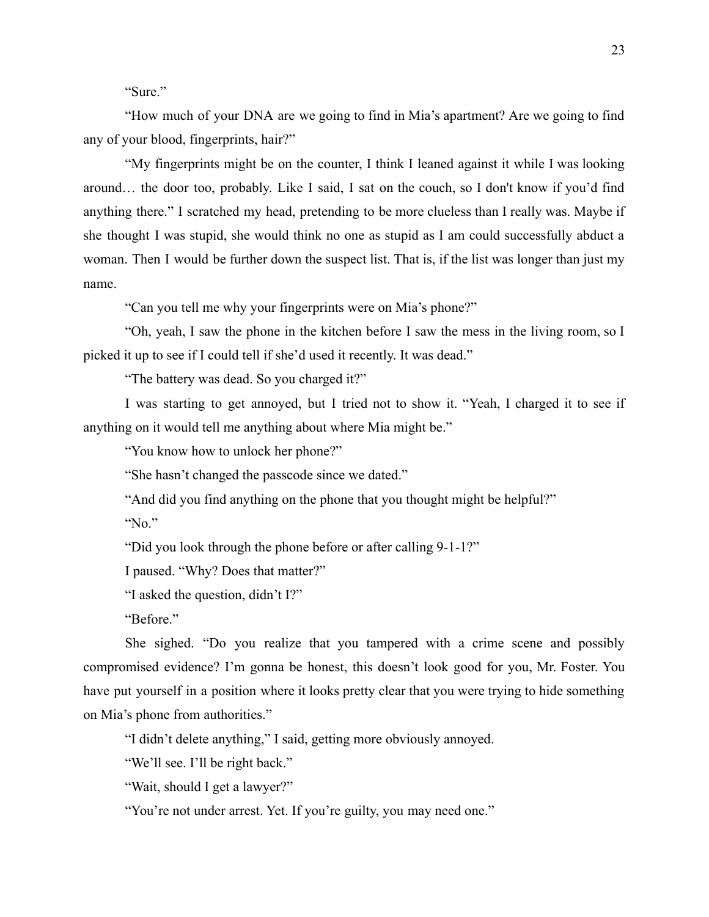"Sure."

"How much of your DNA are we going to find in Mia's apartment? Are we going to find any of your blood, fingerprints, hair?"

"My fingerprints might be on the counter, I think I leaned against it while I was looking around… the door too, probably. Like I said, I sat on the couch, so I don't know if you'd find anything there." I scratched my head, pretending to be more clueless than I really was. Maybe if she thought I was stupid, she would think no one as stupid as I am could successfully abduct a woman. Then I would be further down the suspect list. That is, if the list was longer than just my name.

"Can you tell me why your fingerprints were on Mia's phone?"

"Oh, yeah, I saw the phone in the kitchen before I saw the mess in the living room, so I picked it up to see if I could tell if she'd used it recently. It was dead."

"The battery was dead. So you charged it?"

I was starting to get annoyed, but I tried not to show it. "Yeah, I charged it to see if anything on it would tell me anything about where Mia might be."

"You know how to unlock her phone?"

"She hasn't changed the passcode since we dated."

"And did you find anything on the phone that you thought might be helpful?"

"No."

"Did you look through the phone before or after calling 9-1-1?"

I paused. "Why? Does that matter?"

"I asked the question, didn't I?"

"Before."

She sighed. "Do you realize that you tampered with a crime scene and possibly compromised evidence? I'm gonna be honest, this doesn't look good for you, Mr. Foster. You have put yourself in a position where it looks pretty clear that you were trying to hide something on Mia's phone from authorities."

"I didn't delete anything," I said, getting more obviously annoyed.

"We'll see. I'll be right back."

"Wait, should I get a lawyer?"

"You're not under arrest. Yet. If you're guilty, you may need one."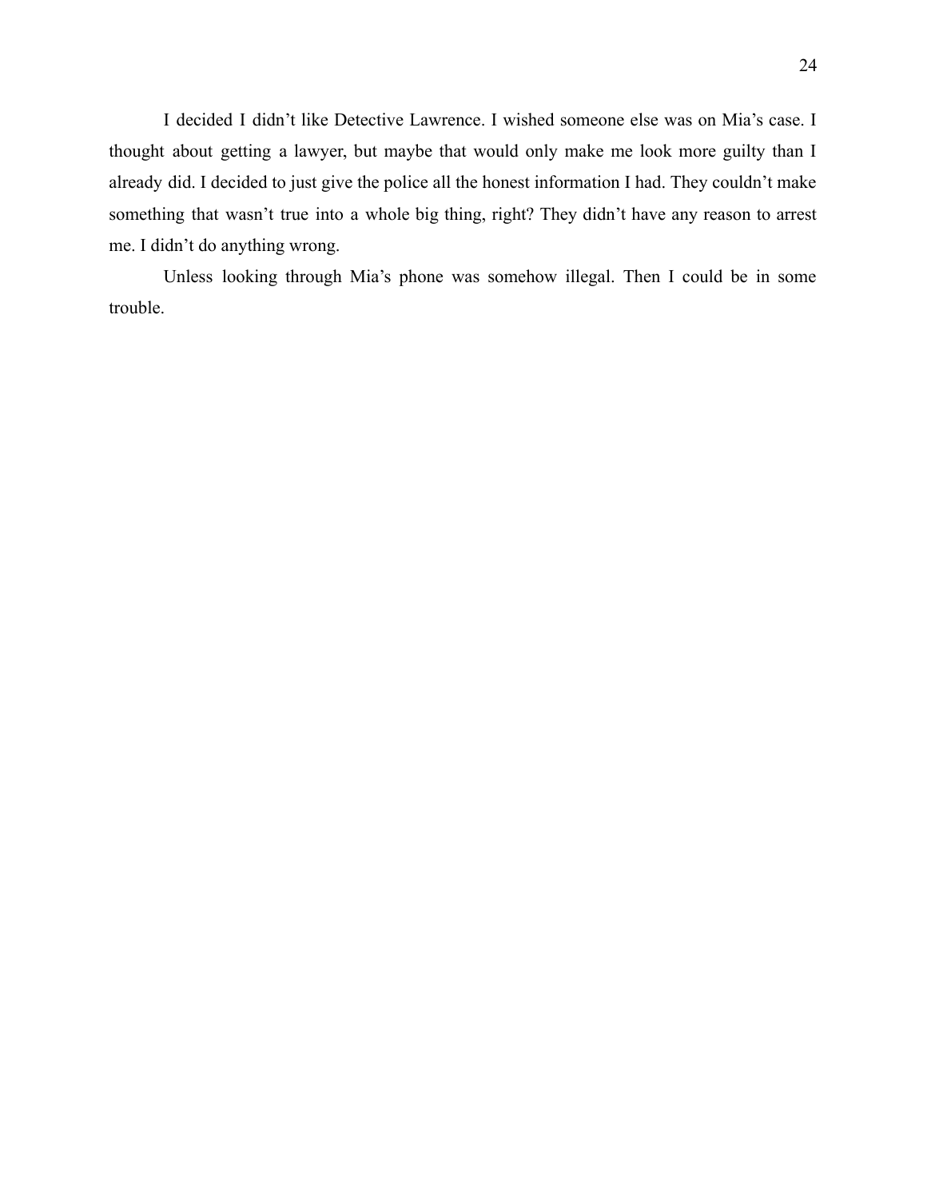I decided I didn't like Detective Lawrence. I wished someone else was on Mia's case. I thought about getting a lawyer, but maybe that would only make me look more guilty than I already did. I decided to just give the police all the honest information I had. They couldn't make something that wasn't true into a whole big thing, right? They didn't have any reason to arrest me. I didn't do anything wrong.

Unless looking through Mia's phone was somehow illegal. Then I could be in some trouble.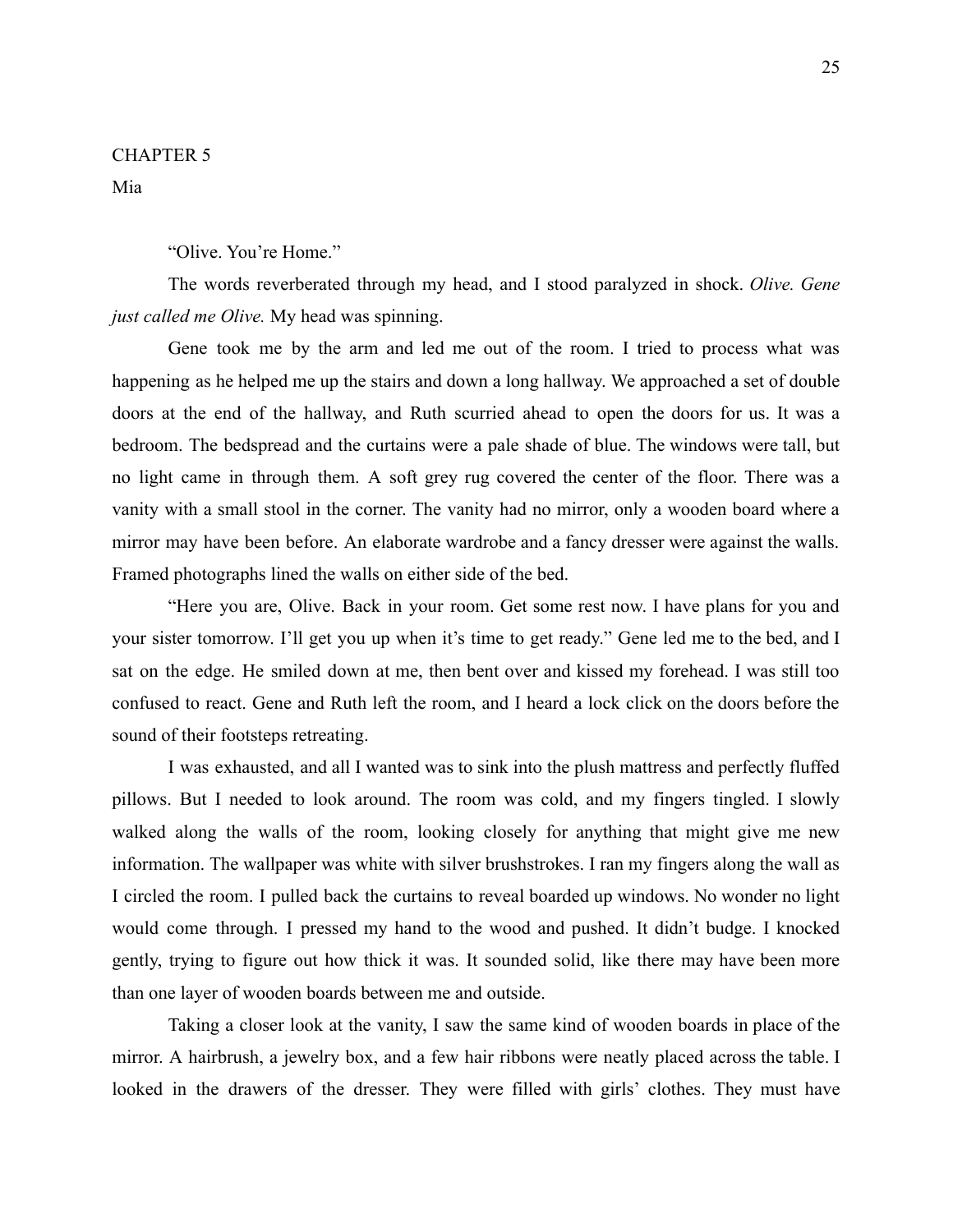CHAPTER 5

Mia

“Olive. You’re Home.”

The words reverberated through my head, and I stood paralyzed in shock. *Olive. Gene just called me Olive.* My head was spinning.

Gene took me by the arm and led me out of the room. I tried to process what was happening as he helped me up the stairs and down a long hallway. We approached a set of double doors at the end of the hallway, and Ruth scurried ahead to open the doors for us. It was a bedroom. The bedspread and the curtains were a pale shade of blue. The windows were tall, but no light came in through them. A soft grey rug covered the center of the floor. There was a vanity with a small stool in the corner. The vanity had no mirror, only a wooden board where a mirror may have been before. An elaborate wardrobe and a fancy dresser were against the walls. Framed photographs lined the walls on either side of the bed.

“Here you are, Olive. Back in your room. Get some rest now. I have plans for you and your sister tomorrow. I’ll get you up when it’s time to get ready.” Gene led me to the bed, and I sat on the edge. He smiled down at me, then bent over and kissed my forehead. I was still too confused to react. Gene and Ruth left the room, and I heard a lock click on the doors before the sound of their footsteps retreating.

I was exhausted, and all I wanted was to sink into the plush mattress and perfectly fluffed pillows. But I needed to look around. The room was cold, and my fingers tingled. I slowly walked along the walls of the room, looking closely for anything that might give me new information. The wallpaper was white with silver brushstrokes. I ran my fingers along the wall as I circled the room. I pulled back the curtains to reveal boarded up windows. No wonder no light would come through. I pressed my hand to the wood and pushed. It didn’t budge. I knocked gently, trying to figure out how thick it was. It sounded solid, like there may have been more than one layer of wooden boards between me and outside.

Taking a closer look at the vanity, I saw the same kind of wooden boards in place of the mirror. A hairbrush, a jewelry box, and a few hair ribbons were neatly placed across the table. I looked in the drawers of the dresser. They were filled with girls’ clothes. They must have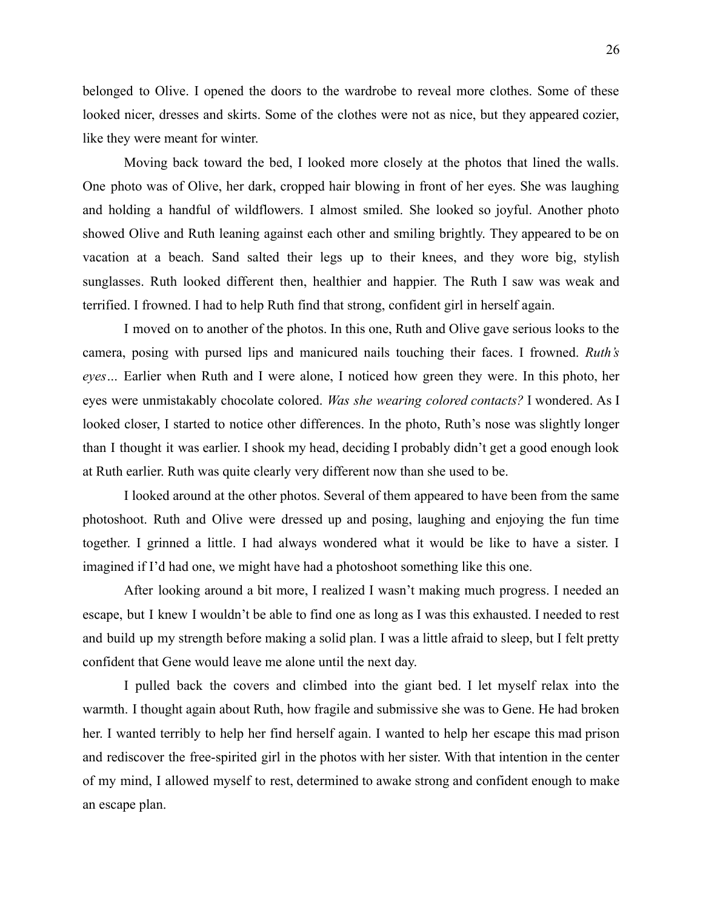belonged to Olive. I opened the doors to the wardrobe to reveal more clothes. Some of these looked nicer, dresses and skirts. Some of the clothes were not as nice, but they appeared cozier, like they were meant for winter.

Moving back toward the bed, I looked more closely at the photos that lined the walls. One photo was of Olive, her dark, cropped hair blowing in front of her eyes. She was laughing and holding a handful of wildflowers. I almost smiled. She looked so joyful. Another photo showed Olive and Ruth leaning against each other and smiling brightly. They appeared to be on vacation at a beach. Sand salted their legs up to their knees, and they wore big, stylish sunglasses. Ruth looked different then, healthier and happier. The Ruth I saw was weak and terrified. I frowned. I had to help Ruth find that strong, confident girl in herself again.

I moved on to another of the photos. In this one, Ruth and Olive gave serious looks to the camera, posing with pursed lips and manicured nails touching their faces. I frowned. *Ruth's eyes…* Earlier when Ruth and I were alone, I noticed how green they were. In this photo, her eyes were unmistakably chocolate colored. *Was she wearing colored contacts?* I wondered. As I looked closer, I started to notice other differences. In the photo, Ruth's nose was slightly longer than I thought it was earlier. I shook my head, deciding I probably didn't get a good enough look at Ruth earlier. Ruth was quite clearly very different now than she used to be.

I looked around at the other photos. Several of them appeared to have been from the same photoshoot. Ruth and Olive were dressed up and posing, laughing and enjoying the fun time together. I grinned a little. I had always wondered what it would be like to have a sister. I imagined if I'd had one, we might have had a photoshoot something like this one.

After looking around a bit more, I realized I wasn't making much progress. I needed an escape, but I knew I wouldn't be able to find one as long as I was this exhausted. I needed to rest and build up my strength before making a solid plan. I was a little afraid to sleep, but I felt pretty confident that Gene would leave me alone until the next day.

I pulled back the covers and climbed into the giant bed. I let myself relax into the warmth. I thought again about Ruth, how fragile and submissive she was to Gene. He had broken her. I wanted terribly to help her find herself again. I wanted to help her escape this mad prison and rediscover the free-spirited girl in the photos with her sister. With that intention in the center of my mind, I allowed myself to rest, determined to awake strong and confident enough to make an escape plan.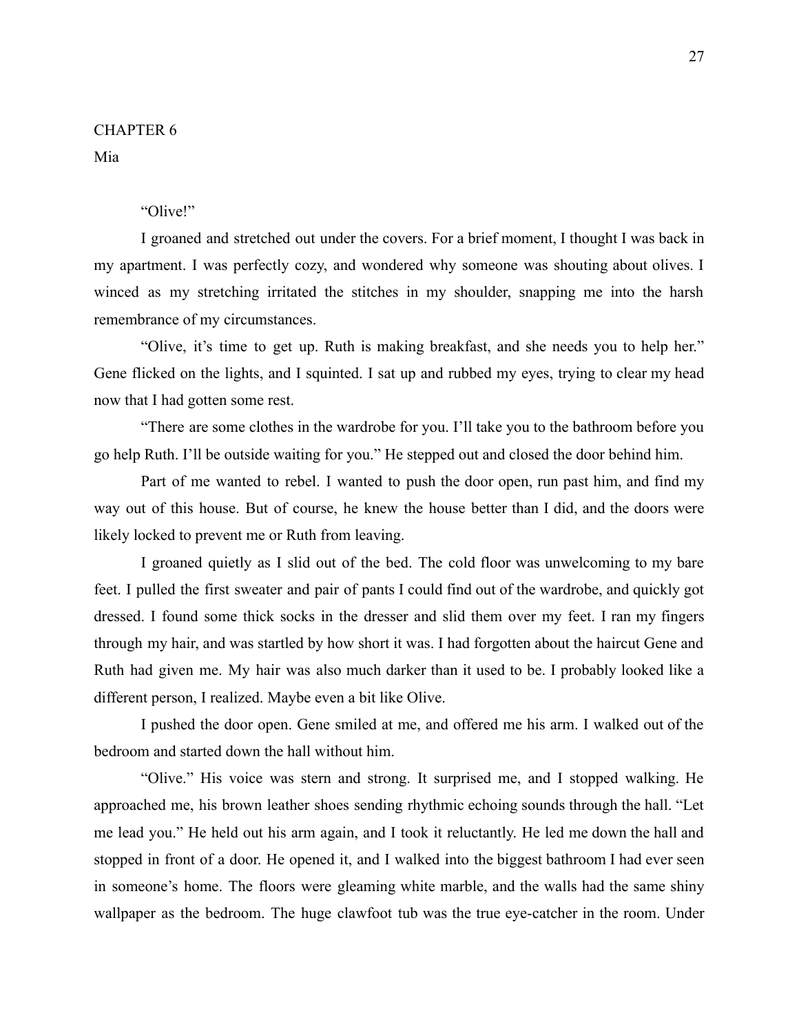# CHAPTER 6

## Mia

"Olive!"

I groaned and stretched out under the covers. For a brief moment, I thought I was back in my apartment. I was perfectly cozy, and wondered why someone was shouting about olives. I winced as my stretching irritated the stitches in my shoulder, snapping me into the harsh remembrance of my circumstances.

"Olive, it's time to get up. Ruth is making breakfast, and she needs you to help her." Gene flicked on the lights, and I squinted. I sat up and rubbed my eyes, trying to clear my head now that I had gotten some rest.

"There are some clothes in the wardrobe for you. I'll take you to the bathroom before you go help Ruth. I'll be outside waiting for you." He stepped out and closed the door behind him.

Part of me wanted to rebel. I wanted to push the door open, run past him, and find my way out of this house. But of course, he knew the house better than I did, and the doors were likely locked to prevent me or Ruth from leaving.

I groaned quietly as I slid out of the bed. The cold floor was unwelcoming to my bare feet. I pulled the first sweater and pair of pants I could find out of the wardrobe, and quickly got dressed. I found some thick socks in the dresser and slid them over my feet. I ran my fingers through my hair, and was startled by how short it was. I had forgotten about the haircut Gene and Ruth had given me. My hair was also much darker than it used to be. I probably looked like a different person, I realized. Maybe even a bit like Olive.

I pushed the door open. Gene smiled at me, and offered me his arm. I walked out of the bedroom and started down the hall without him.

"Olive." His voice was stern and strong. It surprised me, and I stopped walking. He approached me, his brown leather shoes sending rhythmic echoing sounds through the hall. "Let me lead you." He held out his arm again, and I took it reluctantly. He led me down the hall and stopped in front of a door. He opened it, and I walked into the biggest bathroom I had ever seen in someone's home. The floors were gleaming white marble, and the walls had the same shiny wallpaper as the bedroom. The huge clawfoot tub was the true eye-catcher in the room. Under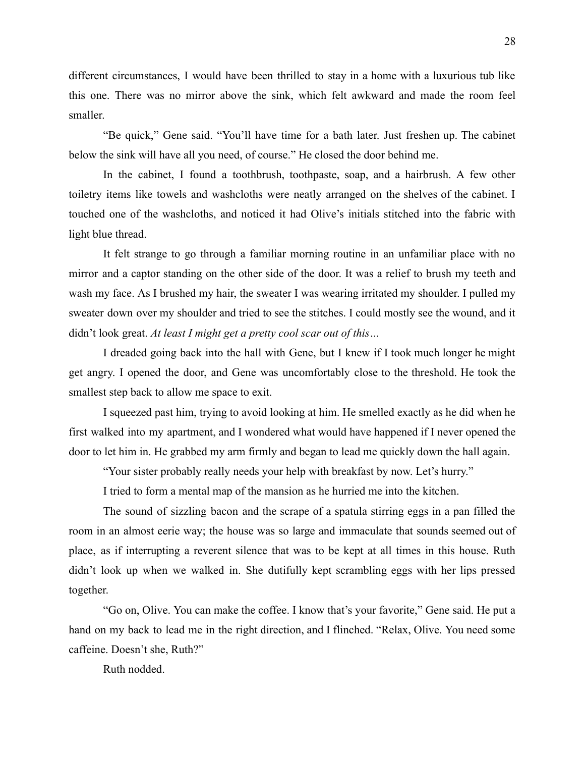different circumstances, I would have been thrilled to stay in a home with a luxurious tub like this one. There was no mirror above the sink, which felt awkward and made the room feel smaller.

"Be quick," Gene said. "You'll have time for a bath later. Just freshen up. The cabinet below the sink will have all you need, of course." He closed the door behind me.

In the cabinet, I found a toothbrush, toothpaste, soap, and a hairbrush. A few other toiletry items like towels and washcloths were neatly arranged on the shelves of the cabinet. I touched one of the washcloths, and noticed it had Olive's initials stitched into the fabric with light blue thread.

It felt strange to go through a familiar morning routine in an unfamiliar place with no mirror and a captor standing on the other side of the door. It was a relief to brush my teeth and wash my face. As I brushed my hair, the sweater I was wearing irritated my shoulder. I pulled my sweater down over my shoulder and tried to see the stitches. I could mostly see the wound, and it didn't look great. *At least I might get a pretty cool scar out of this…*

I dreaded going back into the hall with Gene, but I knew if I took much longer he might get angry. I opened the door, and Gene was uncomfortably close to the threshold. He took the smallest step back to allow me space to exit.

I squeezed past him, trying to avoid looking at him. He smelled exactly as he did when he first walked into my apartment, and I wondered what would have happened if I never opened the door to let him in. He grabbed my arm firmly and began to lead me quickly down the hall again.

"Your sister probably really needs your help with breakfast by now. Let's hurry."

I tried to form a mental map of the mansion as he hurried me into the kitchen.

The sound of sizzling bacon and the scrape of a spatula stirring eggs in a pan filled the room in an almost eerie way; the house was so large and immaculate that sounds seemed out of place, as if interrupting a reverent silence that was to be kept at all times in this house. Ruth didn't look up when we walked in. She dutifully kept scrambling eggs with her lips pressed together.

"Go on, Olive. You can make the coffee. I know that's your favorite," Gene said. He put a hand on my back to lead me in the right direction, and I flinched. "Relax, Olive. You need some caffeine. Doesn't she, Ruth?"

Ruth nodded.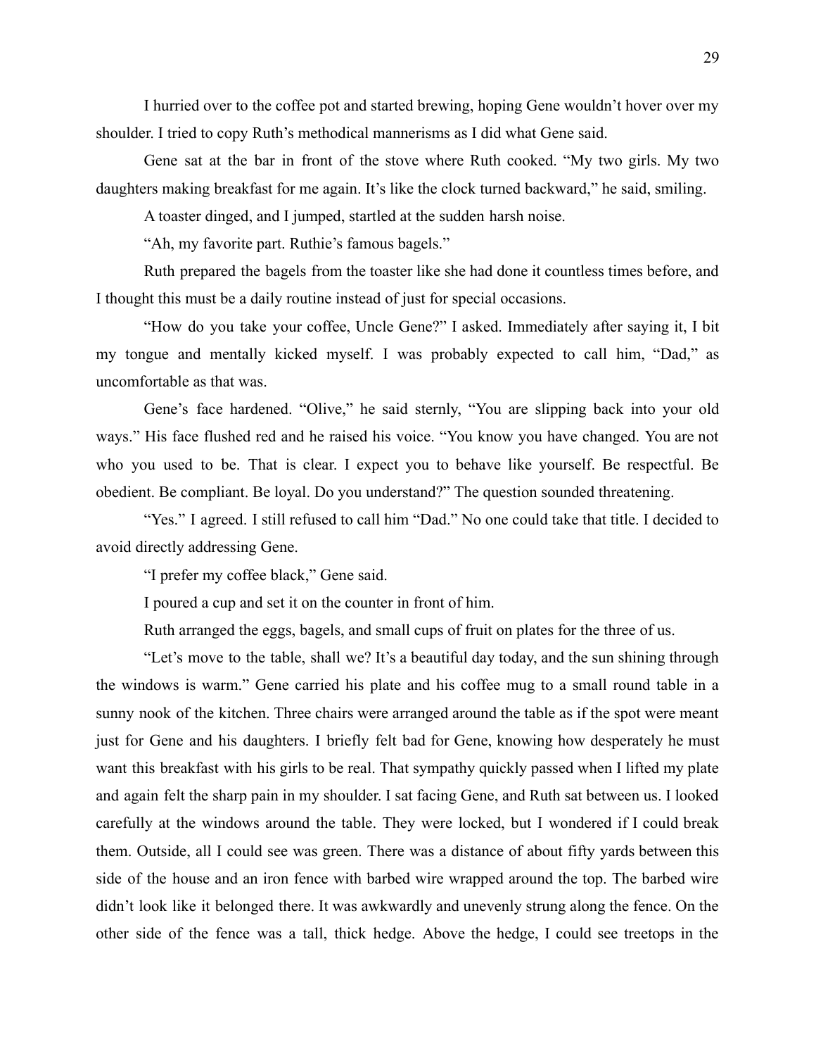I hurried over to the coffee pot and started brewing, hoping Gene wouldn't hover over my shoulder. I tried to copy Ruth's methodical mannerisms as I did what Gene said.

Gene sat at the bar in front of the stove where Ruth cooked. "My two girls. My two daughters making breakfast for me again. It's like the clock turned backward," he said, smiling.

A toaster dinged, and I jumped, startled at the sudden harsh noise.

"Ah, my favorite part. Ruthie's famous bagels."

Ruth prepared the bagels from the toaster like she had done it countless times before, and I thought this must be a daily routine instead of just for special occasions.

"How do you take your coffee, Uncle Gene?" I asked. Immediately after saying it, I bit my tongue and mentally kicked myself. I was probably expected to call him, "Dad," as uncomfortable as that was.

Gene's face hardened. "Olive," he said sternly, "You are slipping back into your old ways." His face flushed red and he raised his voice. "You know you have changed. You are not who you used to be. That is clear. I expect you to behave like yourself. Be respectful. Be obedient. Be compliant. Be loyal. Do you understand?" The question sounded threatening.

"Yes." I agreed. I still refused to call him "Dad." No one could take that title. I decided to avoid directly addressing Gene.

"I prefer my coffee black," Gene said.

I poured a cup and set it on the counter in front of him.

Ruth arranged the eggs, bagels, and small cups of fruit on plates for the three of us.

"Let's move to the table, shall we? It's a beautiful day today, and the sun shining through the windows is warm." Gene carried his plate and his coffee mug to a small round table in a sunny nook of the kitchen. Three chairs were arranged around the table as if the spot were meant just for Gene and his daughters. I briefly felt bad for Gene, knowing how desperately he must want this breakfast with his girls to be real. That sympathy quickly passed when I lifted my plate and again felt the sharp pain in my shoulder. I sat facing Gene, and Ruth sat between us. I looked carefully at the windows around the table. They were locked, but I wondered if I could break them. Outside, all I could see was green. There was a distance of about fifty yards between this side of the house and an iron fence with barbed wire wrapped around the top. The barbed wire didn't look like it belonged there. It was awkwardly and unevenly strung along the fence. On the other side of the fence was a tall, thick hedge. Above the hedge, I could see treetops in the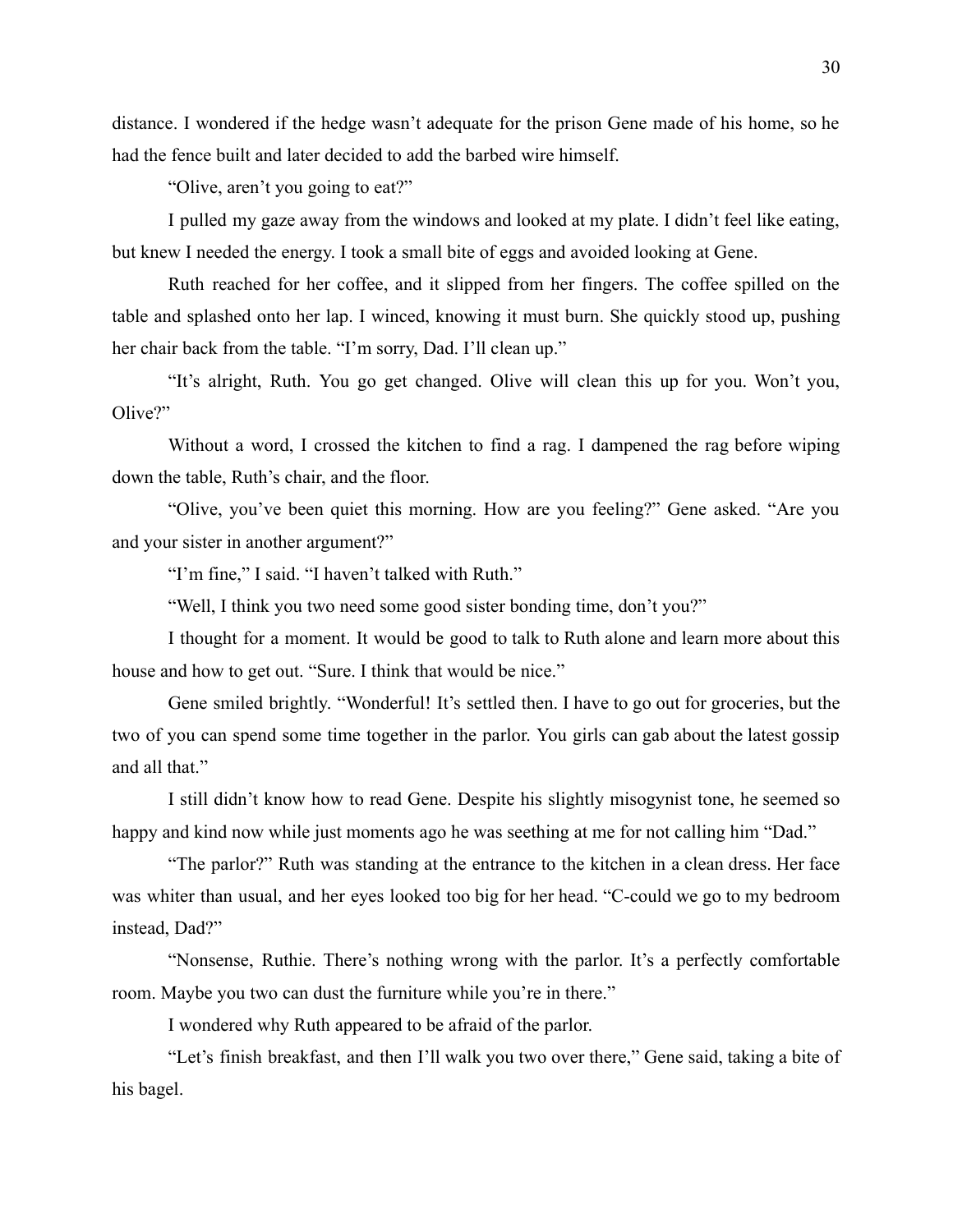distance. I wondered if the hedge wasn't adequate for the prison Gene made of his home, so he had the fence built and later decided to add the barbed wire himself.

"Olive, aren't you going to eat?"

I pulled my gaze away from the windows and looked at my plate. I didn't feel like eating, but knew I needed the energy. I took a small bite of eggs and avoided looking at Gene.

Ruth reached for her coffee, and it slipped from her fingers. The coffee spilled on the table and splashed onto her lap. I winced, knowing it must burn. She quickly stood up, pushing her chair back from the table. "I'm sorry, Dad. I'll clean up."

"It's alright, Ruth. You go get changed. Olive will clean this up for you. Won't you, Olive?"

Without a word, I crossed the kitchen to find a rag. I dampened the rag before wiping down the table, Ruth's chair, and the floor.

"Olive, you've been quiet this morning. How are you feeling?" Gene asked. "Are you and your sister in another argument?"

"I'm fine," I said. "I haven't talked with Ruth."

"Well, I think you two need some good sister bonding time, don't you?"

I thought for a moment. It would be good to talk to Ruth alone and learn more about this house and how to get out. "Sure. I think that would be nice."

Gene smiled brightly. "Wonderful! It's settled then. I have to go out for groceries, but the two of you can spend some time together in the parlor. You girls can gab about the latest gossip and all that."

I still didn't know how to read Gene. Despite his slightly misogynist tone, he seemed so happy and kind now while just moments ago he was seething at me for not calling him "Dad."

"The parlor?" Ruth was standing at the entrance to the kitchen in a clean dress. Her face was whiter than usual, and her eyes looked too big for her head. "C-could we go to my bedroom instead, Dad?"

"Nonsense, Ruthie. There's nothing wrong with the parlor. It's a perfectly comfortable room. Maybe you two can dust the furniture while you're in there."

I wondered why Ruth appeared to be afraid of the parlor.

"Let's finish breakfast, and then I'll walk you two over there," Gene said, taking a bite of his bagel.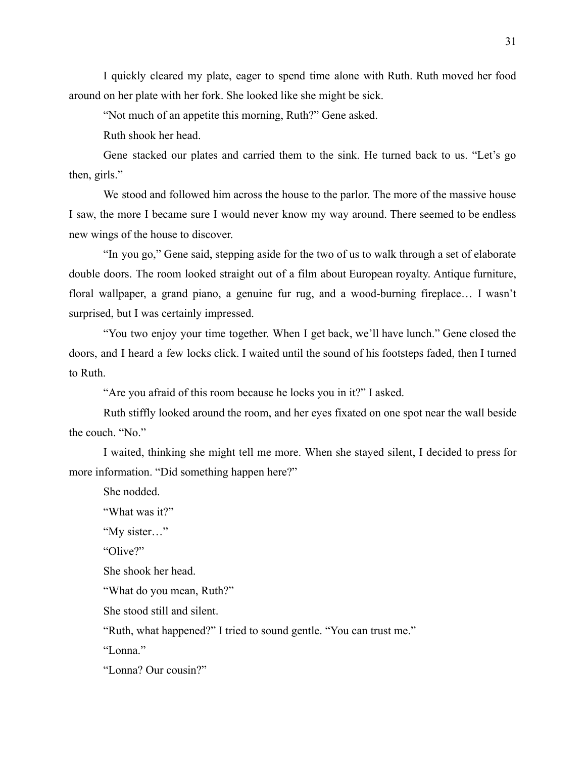I quickly cleared my plate, eager to spend time alone with Ruth. Ruth moved her food around on her plate with her fork. She looked like she might be sick.

"Not much of an appetite this morning, Ruth?" Gene asked.

Ruth shook her head.

Gene stacked our plates and carried them to the sink. He turned back to us. "Let's go then, girls."

We stood and followed him across the house to the parlor. The more of the massive house I saw, the more I became sure I would never know my way around. There seemed to be endless new wings of the house to discover.

"In you go," Gene said, stepping aside for the two of us to walk through a set of elaborate double doors. The room looked straight out of a film about European royalty. Antique furniture, floral wallpaper, a grand piano, a genuine fur rug, and a wood-burning fireplace… I wasn't surprised, but I was certainly impressed.

"You two enjoy your time together. When I get back, we'll have lunch." Gene closed the doors, and I heard a few locks click. I waited until the sound of his footsteps faded, then I turned to Ruth.

"Are you afraid of this room because he locks you in it?" I asked.

Ruth stiffly looked around the room, and her eyes fixated on one spot near the wall beside the couch. "No."

I waited, thinking she might tell me more. When she stayed silent, I decided to press for more information. "Did something happen here?"

She nodded.

"What was it?"

"My sister…"

"Olive?"

She shook her head.

"What do you mean, Ruth?"

She stood still and silent.

"Ruth, what happened?" I tried to sound gentle. "You can trust me."

"Lonna."

"Lonna? Our cousin?"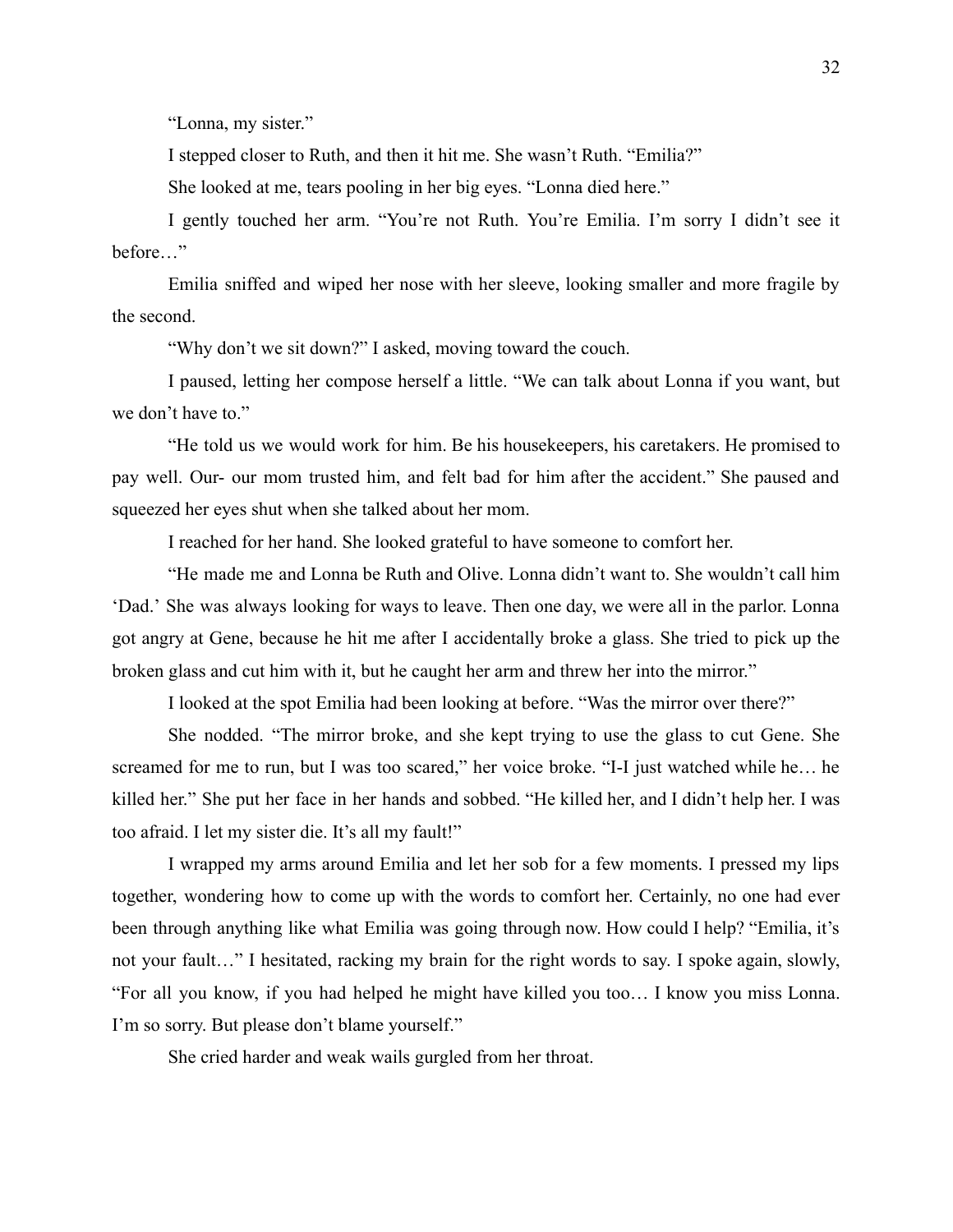"Lonna, my sister."

I stepped closer to Ruth, and then it hit me. She wasn't Ruth. "Emilia?"

She looked at me, tears pooling in her big eyes. "Lonna died here."

I gently touched her arm. "You're not Ruth. You're Emilia. I'm sorry I didn't see it before…"

Emilia sniffed and wiped her nose with her sleeve, looking smaller and more fragile by the second.

"Why don't we sit down?" I asked, moving toward the couch.

I paused, letting her compose herself a little. "We can talk about Lonna if you want, but we don't have to."

"He told us we would work for him. Be his housekeepers, his caretakers. He promised to pay well. Our- our mom trusted him, and felt bad for him after the accident." She paused and squeezed her eyes shut when she talked about her mom.

I reached for her hand. She looked grateful to have someone to comfort her.

"He made me and Lonna be Ruth and Olive. Lonna didn't want to. She wouldn't call him 'Dad.' She was always looking for ways to leave. Then one day, we were all in the parlor. Lonna got angry at Gene, because he hit me after I accidentally broke a glass. She tried to pick up the broken glass and cut him with it, but he caught her arm and threw her into the mirror."

I looked at the spot Emilia had been looking at before. "Was the mirror over there?"

She nodded. "The mirror broke, and she kept trying to use the glass to cut Gene. She screamed for me to run, but I was too scared," her voice broke. "I-I just watched while he… he killed her." She put her face in her hands and sobbed. "He killed her, and I didn't help her. I was too afraid. I let my sister die. It's all my fault!"

I wrapped my arms around Emilia and let her sob for a few moments. I pressed my lips together, wondering how to come up with the words to comfort her. Certainly, no one had ever been through anything like what Emilia was going through now. How could I help? "Emilia, it's not your fault…" I hesitated, racking my brain for the right words to say. I spoke again, slowly, "For all you know, if you had helped he might have killed you too… I know you miss Lonna. I'm so sorry. But please don't blame yourself."

She cried harder and weak wails gurgled from her throat.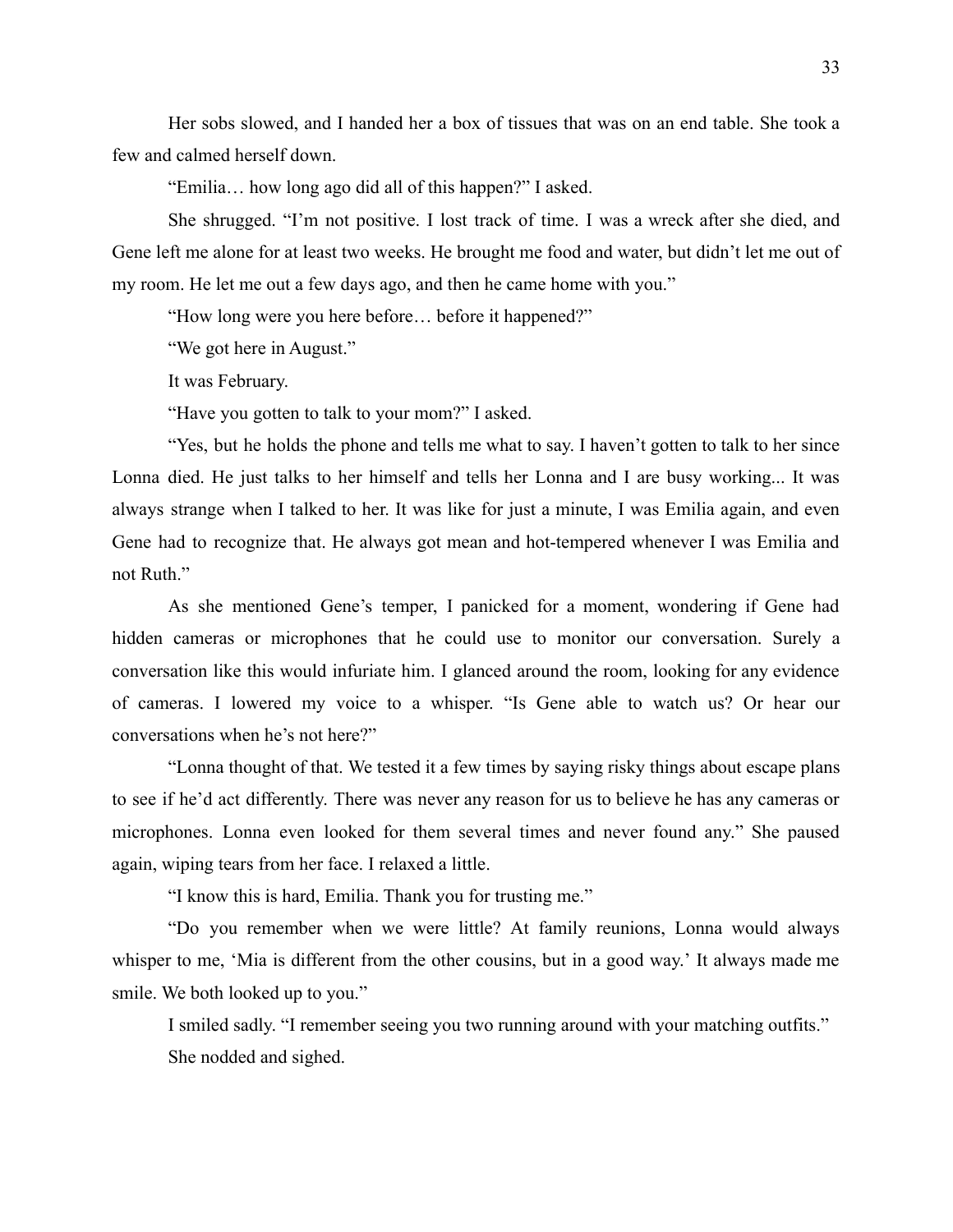Her sobs slowed, and I handed her a box of tissues that was on an end table. She took a few and calmed herself down.

"Emilia… how long ago did all of this happen?" I asked.

She shrugged. "I'm not positive. I lost track of time. I was a wreck after she died, and Gene left me alone for at least two weeks. He brought me food and water, but didn't let me out of my room. He let me out a few days ago, and then he came home with you."

"How long were you here before… before it happened?"

"We got here in August."

It was February.

"Have you gotten to talk to your mom?" I asked.

"Yes, but he holds the phone and tells me what to say. I haven't gotten to talk to her since Lonna died. He just talks to her himself and tells her Lonna and I are busy working... It was always strange when I talked to her. It was like for just a minute, I was Emilia again, and even Gene had to recognize that. He always got mean and hot-tempered whenever I was Emilia and not Ruth."

As she mentioned Gene's temper, I panicked for a moment, wondering if Gene had hidden cameras or microphones that he could use to monitor our conversation. Surely a conversation like this would infuriate him. I glanced around the room, looking for any evidence of cameras. I lowered my voice to a whisper. "Is Gene able to watch us? Or hear our conversations when he's not here?"

"Lonna thought of that. We tested it a few times by saying risky things about escape plans to see if he'd act differently. There was never any reason for us to believe he has any cameras or microphones. Lonna even looked for them several times and never found any." She paused again, wiping tears from her face. I relaxed a little.

"I know this is hard, Emilia. Thank you for trusting me."

"Do you remember when we were little? At family reunions, Lonna would always whisper to me, 'Mia is different from the other cousins, but in a good way.' It always made me smile. We both looked up to you."

I smiled sadly. "I remember seeing you two running around with your matching outfits."

She nodded and sighed.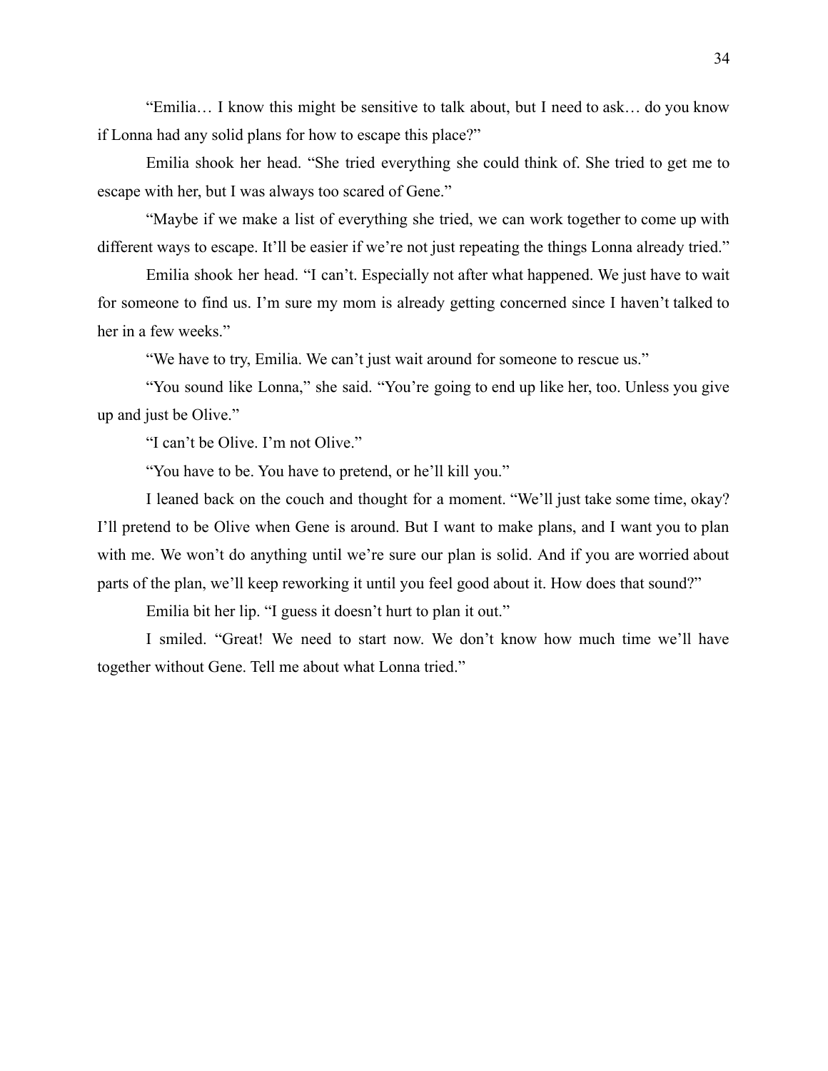"Emilia… I know this might be sensitive to talk about, but I need to ask… do you know if Lonna had any solid plans for how to escape this place?"

Emilia shook her head. "She tried everything she could think of. She tried to get me to escape with her, but I was always too scared of Gene."

"Maybe if we make a list of everything she tried, we can work together to come up with different ways to escape. It'll be easier if we're not just repeating the things Lonna already tried."

Emilia shook her head. "I can't. Especially not after what happened. We just have to wait for someone to find us. I'm sure my mom is already getting concerned since I haven't talked to her in a few weeks."

"We have to try, Emilia. We can't just wait around for someone to rescue us."

"You sound like Lonna," she said. "You're going to end up like her, too. Unless you give up and just be Olive."

"I can't be Olive. I'm not Olive."

"You have to be. You have to pretend, or he'll kill you."

I leaned back on the couch and thought for a moment. "We'll just take some time, okay? I'll pretend to be Olive when Gene is around. But I want to make plans, and I want you to plan with me. We won't do anything until we're sure our plan is solid. And if you are worried about parts of the plan, we'll keep reworking it until you feel good about it. How does that sound?"

Emilia bit her lip. "I guess it doesn't hurt to plan it out."

I smiled. "Great! We need to start now. We don't know how much time we'll have together without Gene. Tell me about what Lonna tried."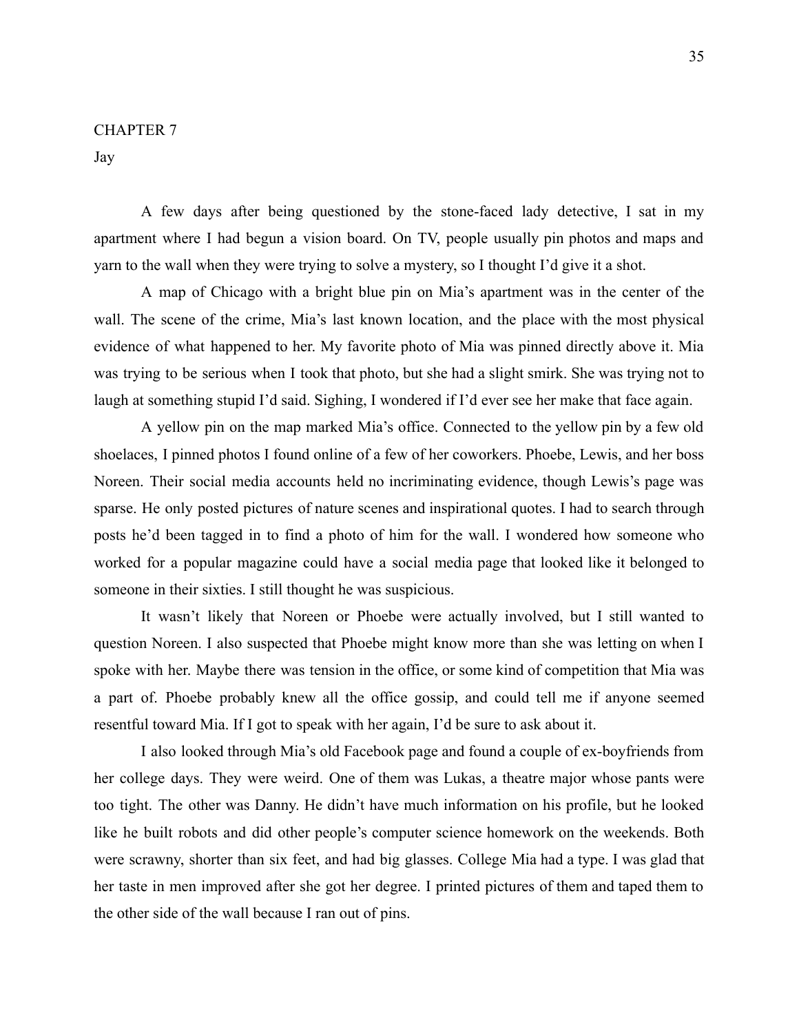# CHAPTER 7

## Jay

A few days after being questioned by the stone-faced lady detective, I sat in my apartment where I had begun a vision board. On TV, people usually pin photos and maps and yarn to the wall when they were trying to solve a mystery, so I thought I'd give it a shot.

A map of Chicago with a bright blue pin on Mia's apartment was in the center of the wall. The scene of the crime, Mia's last known location, and the place with the most physical evidence of what happened to her. My favorite photo of Mia was pinned directly above it. Mia was trying to be serious when I took that photo, but she had a slight smirk. She was trying not to laugh at something stupid I'd said. Sighing, I wondered if I'd ever see her make that face again.

A yellow pin on the map marked Mia's office. Connected to the yellow pin by a few old shoelaces, I pinned photos I found online of a few of her coworkers. Phoebe, Lewis, and her boss Noreen. Their social media accounts held no incriminating evidence, though Lewis's page was sparse. He only posted pictures of nature scenes and inspirational quotes. I had to search through posts he'd been tagged in to find a photo of him for the wall. I wondered how someone who worked for a popular magazine could have a social media page that looked like it belonged to someone in their sixties. I still thought he was suspicious.

It wasn't likely that Noreen or Phoebe were actually involved, but I still wanted to question Noreen. I also suspected that Phoebe might know more than she was letting on when I spoke with her. Maybe there was tension in the office, or some kind of competition that Mia was a part of. Phoebe probably knew all the office gossip, and could tell me if anyone seemed resentful toward Mia. If I got to speak with her again, I'd be sure to ask about it.

I also looked through Mia's old Facebook page and found a couple of ex-boyfriends from her college days. They were weird. One of them was Lukas, a theatre major whose pants were too tight. The other was Danny. He didn't have much information on his profile, but he looked like he built robots and did other people's computer science homework on the weekends. Both were scrawny, shorter than six feet, and had big glasses. College Mia had a type. I was glad that her taste in men improved after she got her degree. I printed pictures of them and taped them to the other side of the wall because I ran out of pins.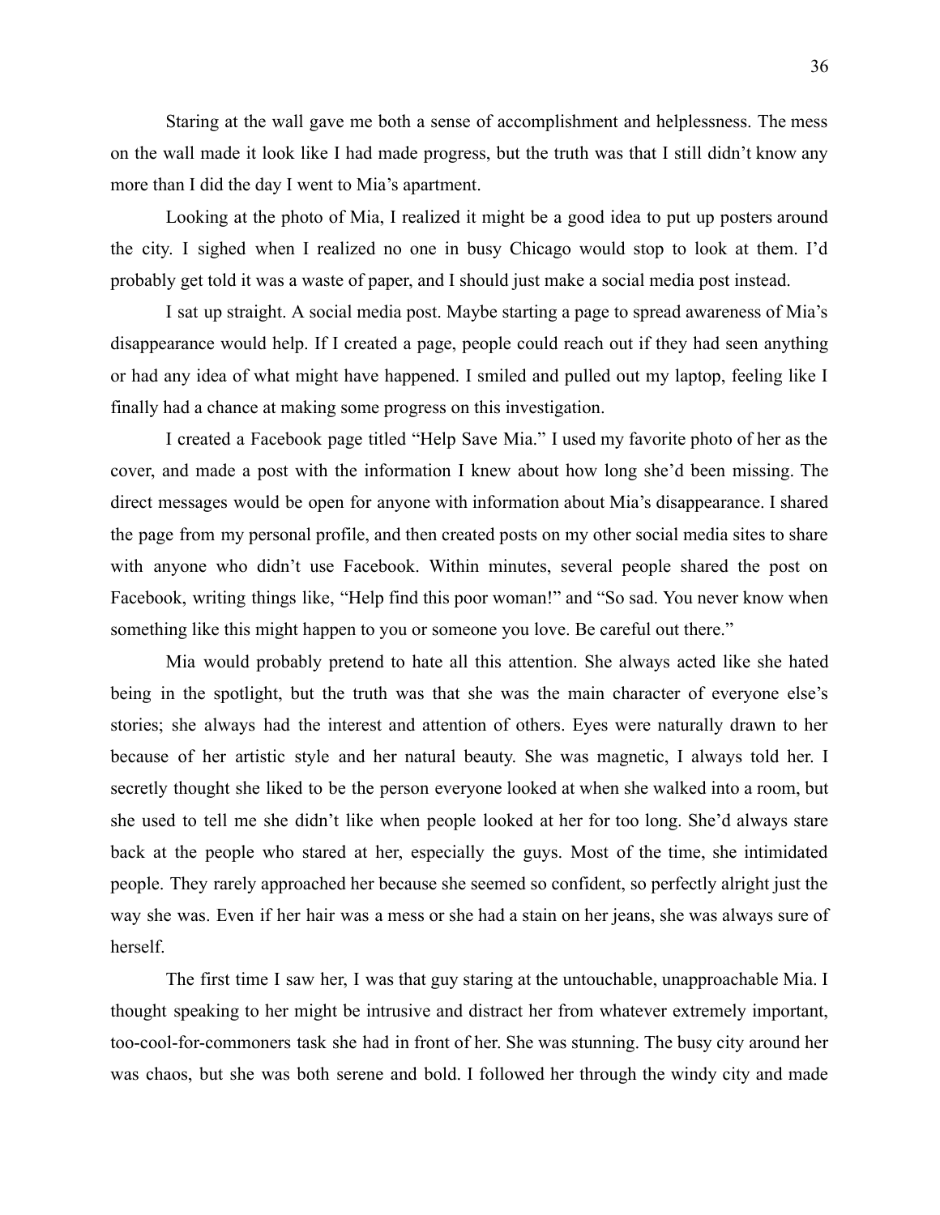Staring at the wall gave me both a sense of accomplishment and helplessness. The mess on the wall made it look like I had made progress, but the truth was that I still didn't know any more than I did the day I went to Mia's apartment.

Looking at the photo of Mia, I realized it might be a good idea to put up posters around the city. I sighed when I realized no one in busy Chicago would stop to look at them. I'd probably get told it was a waste of paper, and I should just make a social media post instead.

I sat up straight. A social media post. Maybe starting a page to spread awareness of Mia's disappearance would help. If I created a page, people could reach out if they had seen anything or had any idea of what might have happened. I smiled and pulled out my laptop, feeling like I finally had a chance at making some progress on this investigation.

I created a Facebook page titled "Help Save Mia." I used my favorite photo of her as the cover, and made a post with the information I knew about how long she'd been missing. The direct messages would be open for anyone with information about Mia's disappearance. I shared the page from my personal profile, and then created posts on my other social media sites to share with anyone who didn't use Facebook. Within minutes, several people shared the post on Facebook, writing things like, "Help find this poor woman!" and "So sad. You never know when something like this might happen to you or someone you love. Be careful out there."

Mia would probably pretend to hate all this attention. She always acted like she hated being in the spotlight, but the truth was that she was the main character of everyone else's stories; she always had the interest and attention of others. Eyes were naturally drawn to her because of her artistic style and her natural beauty. She was magnetic, I always told her. I secretly thought she liked to be the person everyone looked at when she walked into a room, but she used to tell me she didn't like when people looked at her for too long. She'd always stare back at the people who stared at her, especially the guys. Most of the time, she intimidated people. They rarely approached her because she seemed so confident, so perfectly alright just the way she was. Even if her hair was a mess or she had a stain on her jeans, she was always sure of herself.

The first time I saw her, I was that guy staring at the untouchable, unapproachable Mia. I thought speaking to her might be intrusive and distract her from whatever extremely important, too-cool-for-commoners task she had in front of her. She was stunning. The busy city around her was chaos, but she was both serene and bold. I followed her through the windy city and made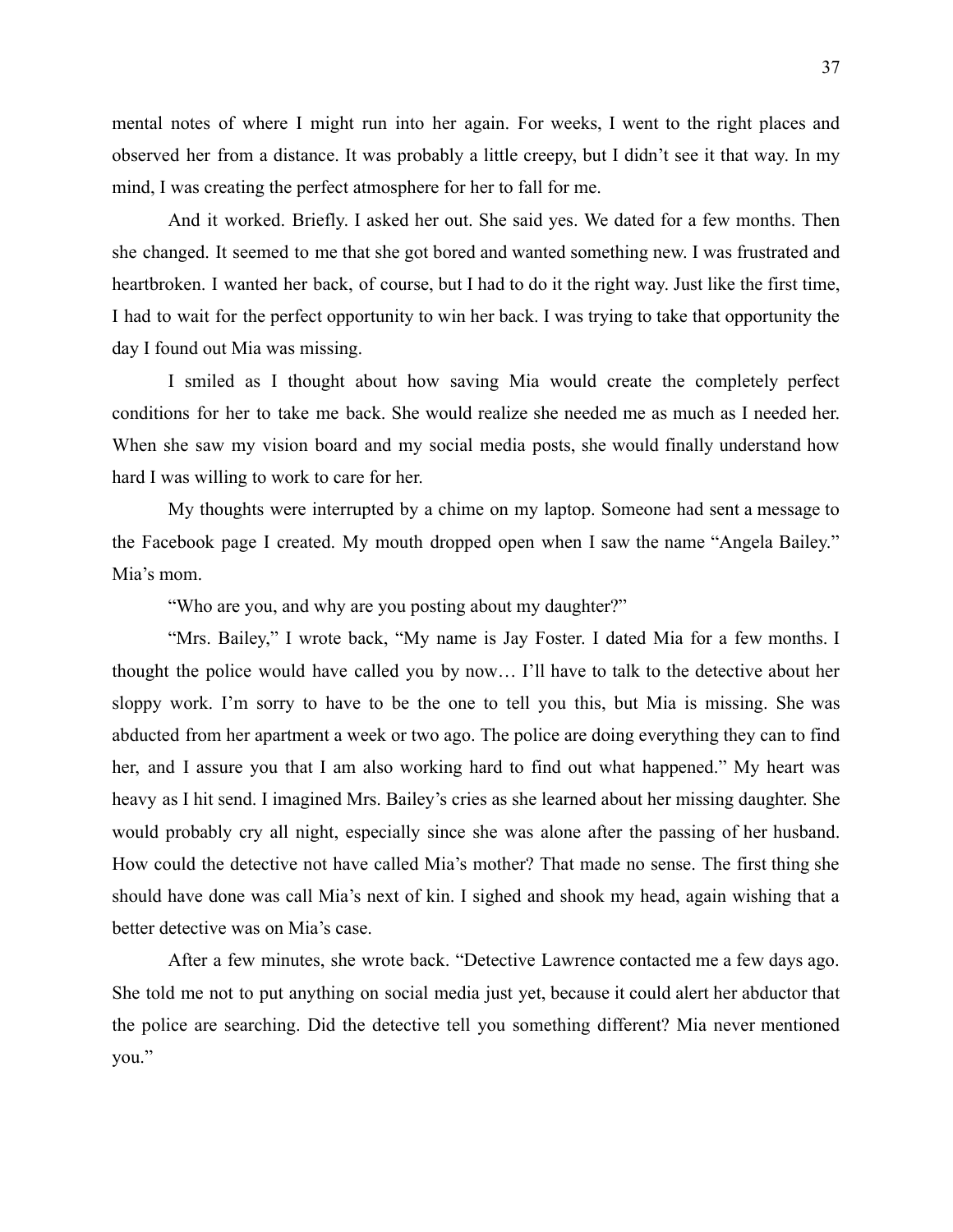mental notes of where I might run into her again. For weeks, I went to the right places and observed her from a distance. It was probably a little creepy, but I didn't see it that way. In my mind, I was creating the perfect atmosphere for her to fall for me.

And it worked. Briefly. I asked her out. She said yes. We dated for a few months. Then she changed. It seemed to me that she got bored and wanted something new. I was frustrated and heartbroken. I wanted her back, of course, but I had to do it the right way. Just like the first time, I had to wait for the perfect opportunity to win her back. I was trying to take that opportunity the day I found out Mia was missing.

I smiled as I thought about how saving Mia would create the completely perfect conditions for her to take me back. She would realize she needed me as much as I needed her. When she saw my vision board and my social media posts, she would finally understand how hard I was willing to work to care for her.

My thoughts were interrupted by a chime on my laptop. Someone had sent a message to the Facebook page I created. My mouth dropped open when I saw the name "Angela Bailey." Mia's mom.

"Who are you, and why are you posting about my daughter?"

"Mrs. Bailey," I wrote back, "My name is Jay Foster. I dated Mia for a few months. I thought the police would have called you by now… I'll have to talk to the detective about her sloppy work. I'm sorry to have to be the one to tell you this, but Mia is missing. She was abducted from her apartment a week or two ago. The police are doing everything they can to find her, and I assure you that I am also working hard to find out what happened." My heart was heavy as I hit send. I imagined Mrs. Bailey's cries as she learned about her missing daughter. She would probably cry all night, especially since she was alone after the passing of her husband. How could the detective not have called Mia's mother? That made no sense. The first thing she should have done was call Mia's next of kin. I sighed and shook my head, again wishing that a better detective was on Mia's case.

After a few minutes, she wrote back. "Detective Lawrence contacted me a few days ago. She told me not to put anything on social media just yet, because it could alert her abductor that the police are searching. Did the detective tell you something different? Mia never mentioned you."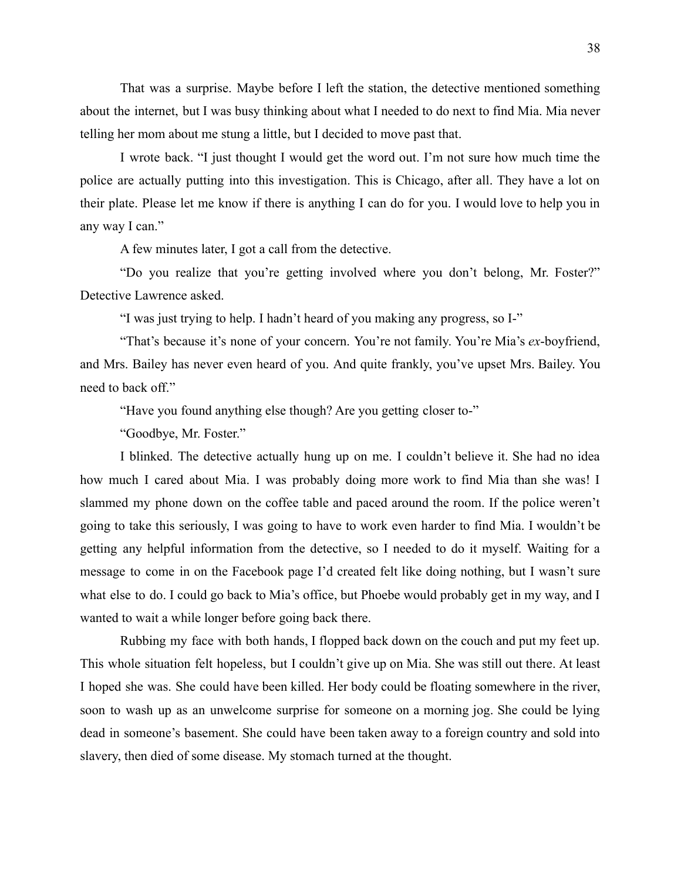That was a surprise. Maybe before I left the station, the detective mentioned something about the internet, but I was busy thinking about what I needed to do next to find Mia. Mia never telling her mom about me stung a little, but I decided to move past that.

I wrote back. "I just thought I would get the word out. I'm not sure how much time the police are actually putting into this investigation. This is Chicago, after all. They have a lot on their plate. Please let me know if there is anything I can do for you. I would love to help you in any way I can."

A few minutes later, I got a call from the detective.

"Do you realize that you're getting involved where you don't belong, Mr. Foster?" Detective Lawrence asked.

"I was just trying to help. I hadn't heard of you making any progress, so I-"

"That's because it's none of your concern. You're not family. You're Mia's *ex*-boyfriend, and Mrs. Bailey has never even heard of you. And quite frankly, you've upset Mrs. Bailey. You need to back off."

"Have you found anything else though? Are you getting closer to-"

"Goodbye, Mr. Foster."

I blinked. The detective actually hung up on me. I couldn't believe it. She had no idea how much I cared about Mia. I was probably doing more work to find Mia than she was! I slammed my phone down on the coffee table and paced around the room. If the police weren't going to take this seriously, I was going to have to work even harder to find Mia. I wouldn't be getting any helpful information from the detective, so I needed to do it myself. Waiting for a message to come in on the Facebook page I'd created felt like doing nothing, but I wasn't sure what else to do. I could go back to Mia's office, but Phoebe would probably get in my way, and I wanted to wait a while longer before going back there.

Rubbing my face with both hands, I flopped back down on the couch and put my feet up. This whole situation felt hopeless, but I couldn't give up on Mia. She was still out there. At least I hoped she was. She could have been killed. Her body could be floating somewhere in the river, soon to wash up as an unwelcome surprise for someone on a morning jog. She could be lying dead in someone's basement. She could have been taken away to a foreign country and sold into slavery, then died of some disease. My stomach turned at the thought.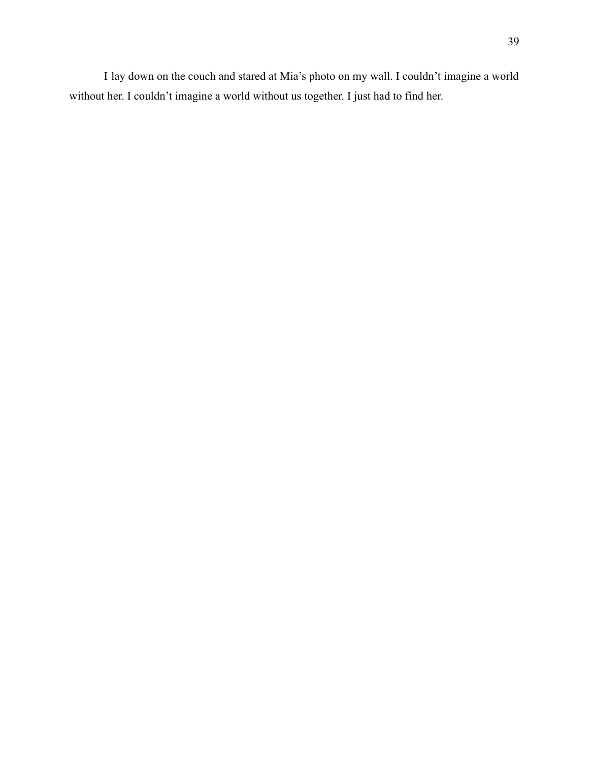I lay down on the couch and stared at Mia's photo on my wall. I couldn't imagine a world without her. I couldn't imagine a world without us together. I just had to find her.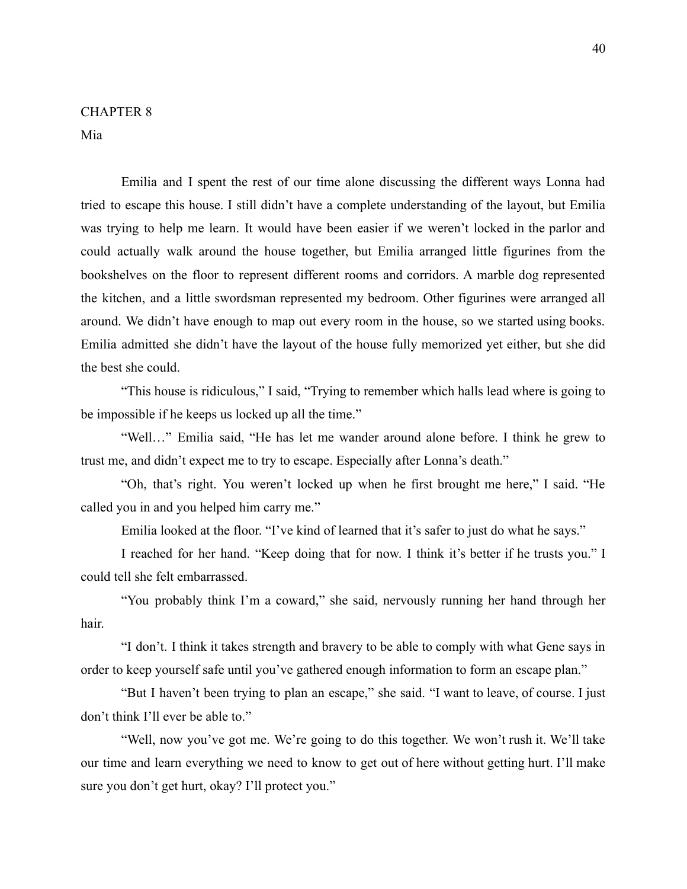# CHAPTER 8

## Mia

Emilia and I spent the rest of our time alone discussing the different ways Lonna had tried to escape this house. I still didn't have a complete understanding of the layout, but Emilia was trying to help me learn. It would have been easier if we weren't locked in the parlor and could actually walk around the house together, but Emilia arranged little figurines from the bookshelves on the floor to represent different rooms and corridors. A marble dog represented the kitchen, and a little swordsman represented my bedroom. Other figurines were arranged all around. We didn't have enough to map out every room in the house, so we started using books. Emilia admitted she didn't have the layout of the house fully memorized yet either, but she did the best she could.

"This house is ridiculous," I said, "Trying to remember which halls lead where is going to be impossible if he keeps us locked up all the time."

"Well…" Emilia said, "He has let me wander around alone before. I think he grew to trust me, and didn't expect me to try to escape. Especially after Lonna's death."

"Oh, that's right. You weren't locked up when he first brought me here," I said. "He called you in and you helped him carry me."

Emilia looked at the floor. "I've kind of learned that it's safer to just do what he says."

I reached for her hand. "Keep doing that for now. I think it's better if he trusts you." I could tell she felt embarrassed.

"You probably think I'm a coward," she said, nervously running her hand through her hair.

"I don't. I think it takes strength and bravery to be able to comply with what Gene says in order to keep yourself safe until you've gathered enough information to form an escape plan."

"But I haven't been trying to plan an escape," she said. "I want to leave, of course. I just don't think I'll ever be able to."

"Well, now you've got me. We're going to do this together. We won't rush it. We'll take our time and learn everything we need to know to get out of here without getting hurt. I'll make sure you don't get hurt, okay? I'll protect you."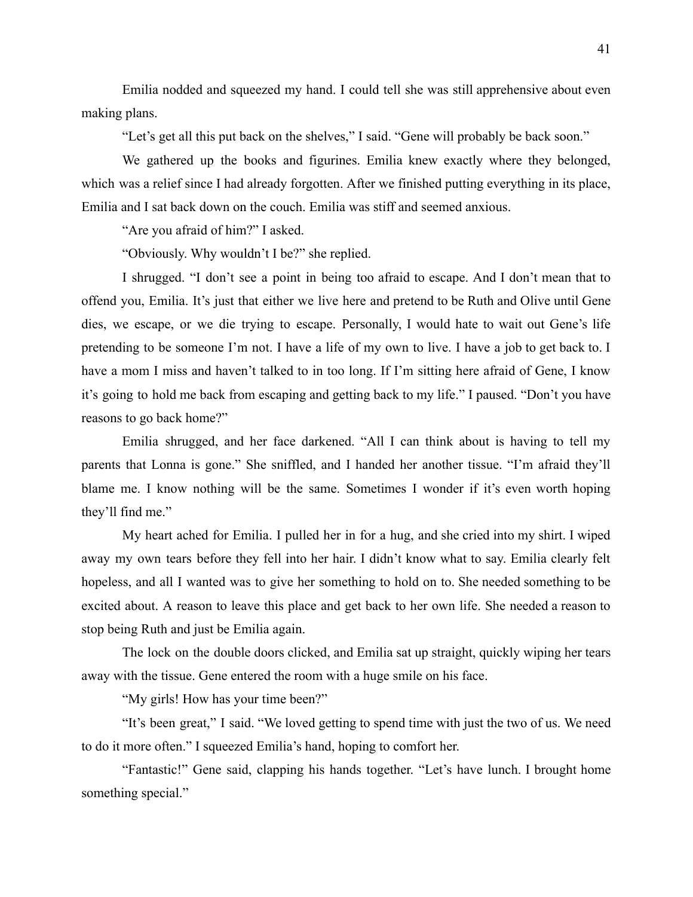Emilia nodded and squeezed my hand. I could tell she was still apprehensive about even making plans.

"Let's get all this put back on the shelves," I said. "Gene will probably be back soon."

We gathered up the books and figurines. Emilia knew exactly where they belonged, which was a relief since I had already forgotten. After we finished putting everything in its place, Emilia and I sat back down on the couch. Emilia was stiff and seemed anxious.

"Are you afraid of him?" I asked.

"Obviously. Why wouldn't I be?" she replied.

I shrugged. "I don't see a point in being too afraid to escape. And I don't mean that to offend you, Emilia. It's just that either we live here and pretend to be Ruth and Olive until Gene dies, we escape, or we die trying to escape. Personally, I would hate to wait out Gene's life pretending to be someone I'm not. I have a life of my own to live. I have a job to get back to. I have a mom I miss and haven't talked to in too long. If I'm sitting here afraid of Gene, I know it's going to hold me back from escaping and getting back to my life." I paused. "Don't you have reasons to go back home?"

Emilia shrugged, and her face darkened. "All I can think about is having to tell my parents that Lonna is gone." She sniffled, and I handed her another tissue. "I'm afraid they'll blame me. I know nothing will be the same. Sometimes I wonder if it's even worth hoping they'll find me."

My heart ached for Emilia. I pulled her in for a hug, and she cried into my shirt. I wiped away my own tears before they fell into her hair. I didn't know what to say. Emilia clearly felt hopeless, and all I wanted was to give her something to hold on to. She needed something to be excited about. A reason to leave this place and get back to her own life. She needed a reason to stop being Ruth and just be Emilia again.

The lock on the double doors clicked, and Emilia sat up straight, quickly wiping her tears away with the tissue. Gene entered the room with a huge smile on his face.

"My girls! How has your time been?"

"It's been great," I said. "We loved getting to spend time with just the two of us. We need to do it more often." I squeezed Emilia's hand, hoping to comfort her.

"Fantastic!" Gene said, clapping his hands together. "Let's have lunch. I brought home something special."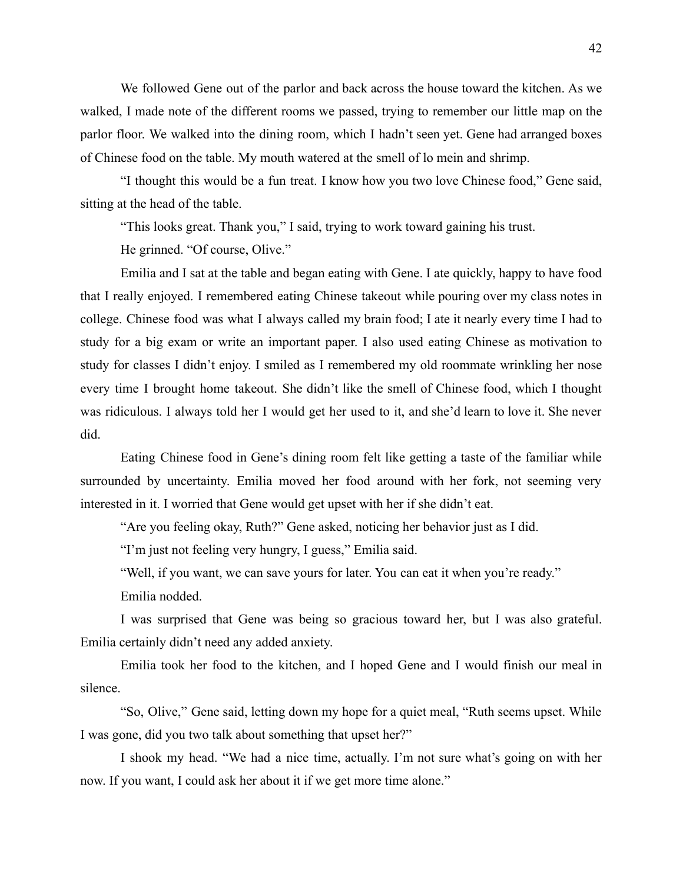We followed Gene out of the parlor and back across the house toward the kitchen. As we walked, I made note of the different rooms we passed, trying to remember our little map on the parlor floor. We walked into the dining room, which I hadn't seen yet. Gene had arranged boxes of Chinese food on the table. My mouth watered at the smell of lo mein and shrimp.

"I thought this would be a fun treat. I know how you two love Chinese food," Gene said, sitting at the head of the table.

"This looks great. Thank you," I said, trying to work toward gaining his trust.

He grinned. "Of course, Olive."

Emilia and I sat at the table and began eating with Gene. I ate quickly, happy to have food that I really enjoyed. I remembered eating Chinese takeout while pouring over my class notes in college. Chinese food was what I always called my brain food; I ate it nearly every time I had to study for a big exam or write an important paper. I also used eating Chinese as motivation to study for classes I didn't enjoy. I smiled as I remembered my old roommate wrinkling her nose every time I brought home takeout. She didn't like the smell of Chinese food, which I thought was ridiculous. I always told her I would get her used to it, and she'd learn to love it. She never did.

Eating Chinese food in Gene's dining room felt like getting a taste of the familiar while surrounded by uncertainty. Emilia moved her food around with her fork, not seeming very interested in it. I worried that Gene would get upset with her if she didn't eat.

"Are you feeling okay, Ruth?" Gene asked, noticing her behavior just as I did.

"I'm just not feeling very hungry, I guess," Emilia said.

"Well, if you want, we can save yours for later. You can eat it when you're ready."

Emilia nodded.

I was surprised that Gene was being so gracious toward her, but I was also grateful. Emilia certainly didn't need any added anxiety.

Emilia took her food to the kitchen, and I hoped Gene and I would finish our meal in silence.

"So, Olive," Gene said, letting down my hope for a quiet meal, "Ruth seems upset. While I was gone, did you two talk about something that upset her?"

I shook my head. "We had a nice time, actually. I'm not sure what's going on with her now. If you want, I could ask her about it if we get more time alone."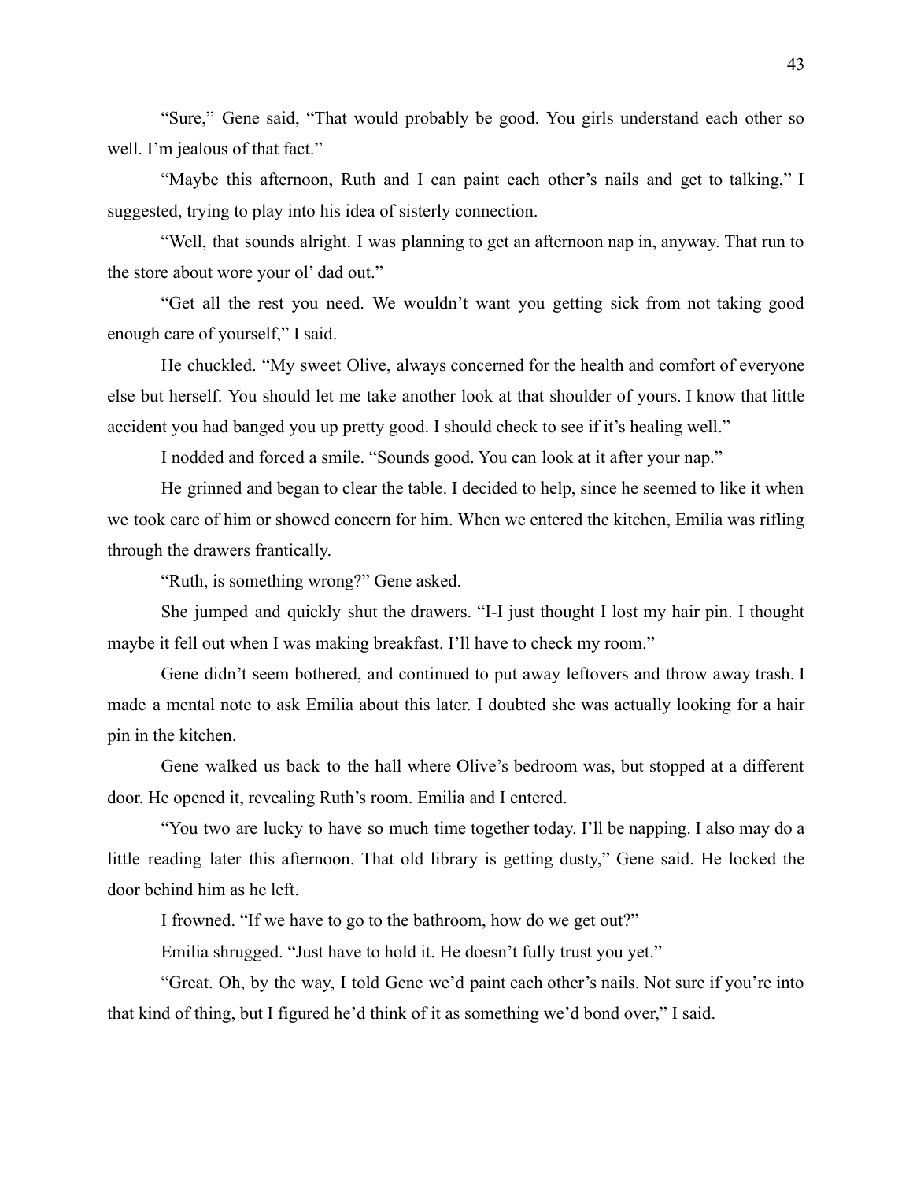"Sure," Gene said, "That would probably be good. You girls understand each other so well. I'm jealous of that fact."

"Maybe this afternoon, Ruth and I can paint each other's nails and get to talking," I suggested, trying to play into his idea of sisterly connection.

"Well, that sounds alright. I was planning to get an afternoon nap in, anyway. That run to the store about wore your ol' dad out."

"Get all the rest you need. We wouldn't want you getting sick from not taking good enough care of yourself," I said.

He chuckled. "My sweet Olive, always concerned for the health and comfort of everyone else but herself. You should let me take another look at that shoulder of yours. I know that little accident you had banged you up pretty good. I should check to see if it's healing well."

I nodded and forced a smile. "Sounds good. You can look at it after your nap."

He grinned and began to clear the table. I decided to help, since he seemed to like it when we took care of him or showed concern for him. When we entered the kitchen, Emilia was rifling through the drawers frantically.

"Ruth, is something wrong?" Gene asked.

She jumped and quickly shut the drawers. "I-I just thought I lost my hair pin. I thought maybe it fell out when I was making breakfast. I'll have to check my room."

Gene didn't seem bothered, and continued to put away leftovers and throw away trash. I made a mental note to ask Emilia about this later. I doubted she was actually looking for a hair pin in the kitchen.

Gene walked us back to the hall where Olive's bedroom was, but stopped at a different door. He opened it, revealing Ruth's room. Emilia and I entered.

"You two are lucky to have so much time together today. I'll be napping. I also may do a little reading later this afternoon. That old library is getting dusty," Gene said. He locked the door behind him as he left.

I frowned. "If we have to go to the bathroom, how do we get out?"

Emilia shrugged. "Just have to hold it. He doesn't fully trust you yet."

"Great. Oh, by the way, I told Gene we'd paint each other's nails. Not sure if you're into that kind of thing, but I figured he'd think of it as something we'd bond over," I said.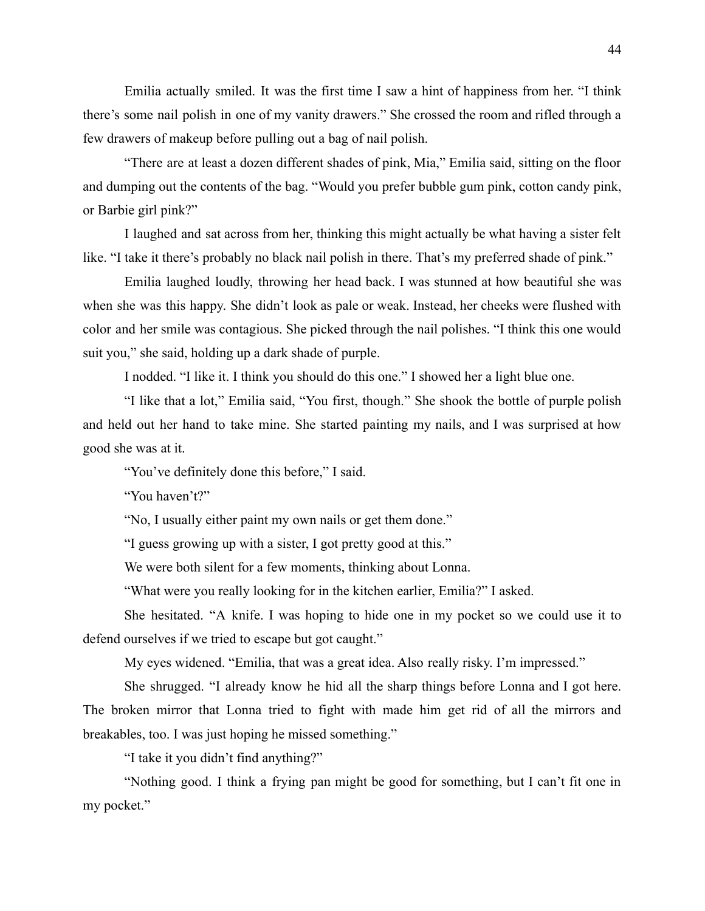Emilia actually smiled. It was the first time I saw a hint of happiness from her. “I think there’s some nail polish in one of my vanity drawers.” She crossed the room and rifled through a few drawers of makeup before pulling out a bag of nail polish.

“There are at least a dozen different shades of pink, Mia,” Emilia said, sitting on the floor and dumping out the contents of the bag. “Would you prefer bubble gum pink, cotton candy pink, or Barbie girl pink?”

I laughed and sat across from her, thinking this might actually be what having a sister felt like. “I take it there’s probably no black nail polish in there. That’s my preferred shade of pink.”

Emilia laughed loudly, throwing her head back. I was stunned at how beautiful she was when she was this happy. She didn’t look as pale or weak. Instead, her cheeks were flushed with color and her smile was contagious. She picked through the nail polishes. “I think this one would suit you,” she said, holding up a dark shade of purple.

I nodded. “I like it. I think you should do this one.” I showed her a light blue one.

“I like that a lot,” Emilia said, “You first, though.” She shook the bottle of purple polish and held out her hand to take mine. She started painting my nails, and I was surprised at how good she was at it.

“You’ve definitely done this before,” I said.

“You haven’t?”

“No, I usually either paint my own nails or get them done.”

“I guess growing up with a sister, I got pretty good at this.”

We were both silent for a few moments, thinking about Lonna.

“What were you really looking for in the kitchen earlier, Emilia?” I asked.

She hesitated. “A knife. I was hoping to hide one in my pocket so we could use it to defend ourselves if we tried to escape but got caught.”

My eyes widened. “Emilia, that was a great idea. Also really risky. I’m impressed.”

She shrugged. “I already know he hid all the sharp things before Lonna and I got here. The broken mirror that Lonna tried to fight with made him get rid of all the mirrors and breakables, too. I was just hoping he missed something.”

“I take it you didn’t find anything?”

“Nothing good. I think a frying pan might be good for something, but I can’t fit one in my pocket.”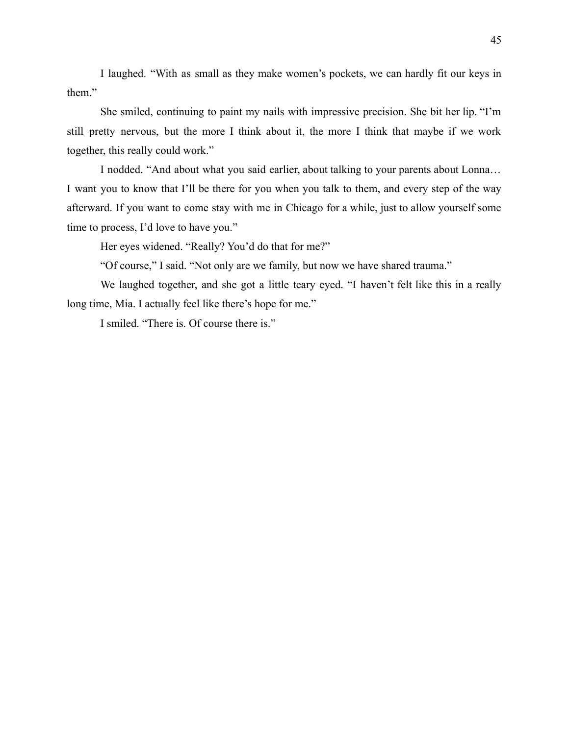I laughed. "With as small as they make women's pockets, we can hardly fit our keys in them."

She smiled, continuing to paint my nails with impressive precision. She bit her lip. "I'm still pretty nervous, but the more I think about it, the more I think that maybe if we work together, this really could work."

I nodded. "And about what you said earlier, about talking to your parents about Lonna… I want you to know that I'll be there for you when you talk to them, and every step of the way afterward. If you want to come stay with me in Chicago for a while, just to allow yourself some time to process, I'd love to have you."

Her eyes widened. "Really? You'd do that for me?"

"Of course," I said. "Not only are we family, but now we have shared trauma."

We laughed together, and she got a little teary eyed. "I haven't felt like this in a really long time, Mia. I actually feel like there's hope for me."

I smiled. "There is. Of course there is."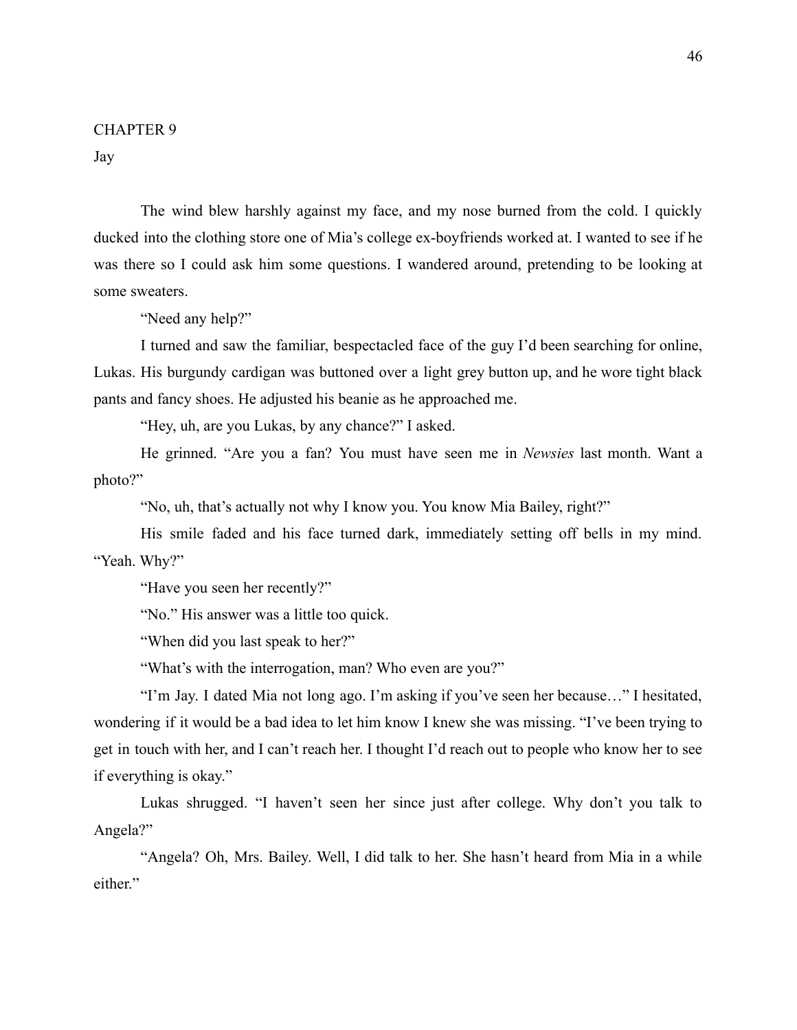CHAPTER 9

Jay

The wind blew harshly against my face, and my nose burned from the cold. I quickly ducked into the clothing store one of Mia's college ex-boyfriends worked at. I wanted to see if he was there so I could ask him some questions. I wandered around, pretending to be looking at some sweaters.

"Need any help?"

I turned and saw the familiar, bespectacled face of the guy I'd been searching for online, Lukas. His burgundy cardigan was buttoned over a light grey button up, and he wore tight black pants and fancy shoes. He adjusted his beanie as he approached me.

"Hey, uh, are you Lukas, by any chance?" I asked.

He grinned. "Are you a fan? You must have seen me in *Newsies* last month. Want a photo?"

"No, uh, that's actually not why I know you. You know Mia Bailey, right?"

His smile faded and his face turned dark, immediately setting off bells in my mind. "Yeah. Why?"

"Have you seen her recently?"

"No." His answer was a little too quick.

"When did you last speak to her?"

"What's with the interrogation, man? Who even are you?"

"I'm Jay. I dated Mia not long ago. I'm asking if you've seen her because…" I hesitated, wondering if it would be a bad idea to let him know I knew she was missing. "I've been trying to get in touch with her, and I can't reach her. I thought I'd reach out to people who know her to see if everything is okay."

Lukas shrugged. "I haven't seen her since just after college. Why don't you talk to Angela?"

"Angela? Oh, Mrs. Bailey. Well, I did talk to her. She hasn't heard from Mia in a while either."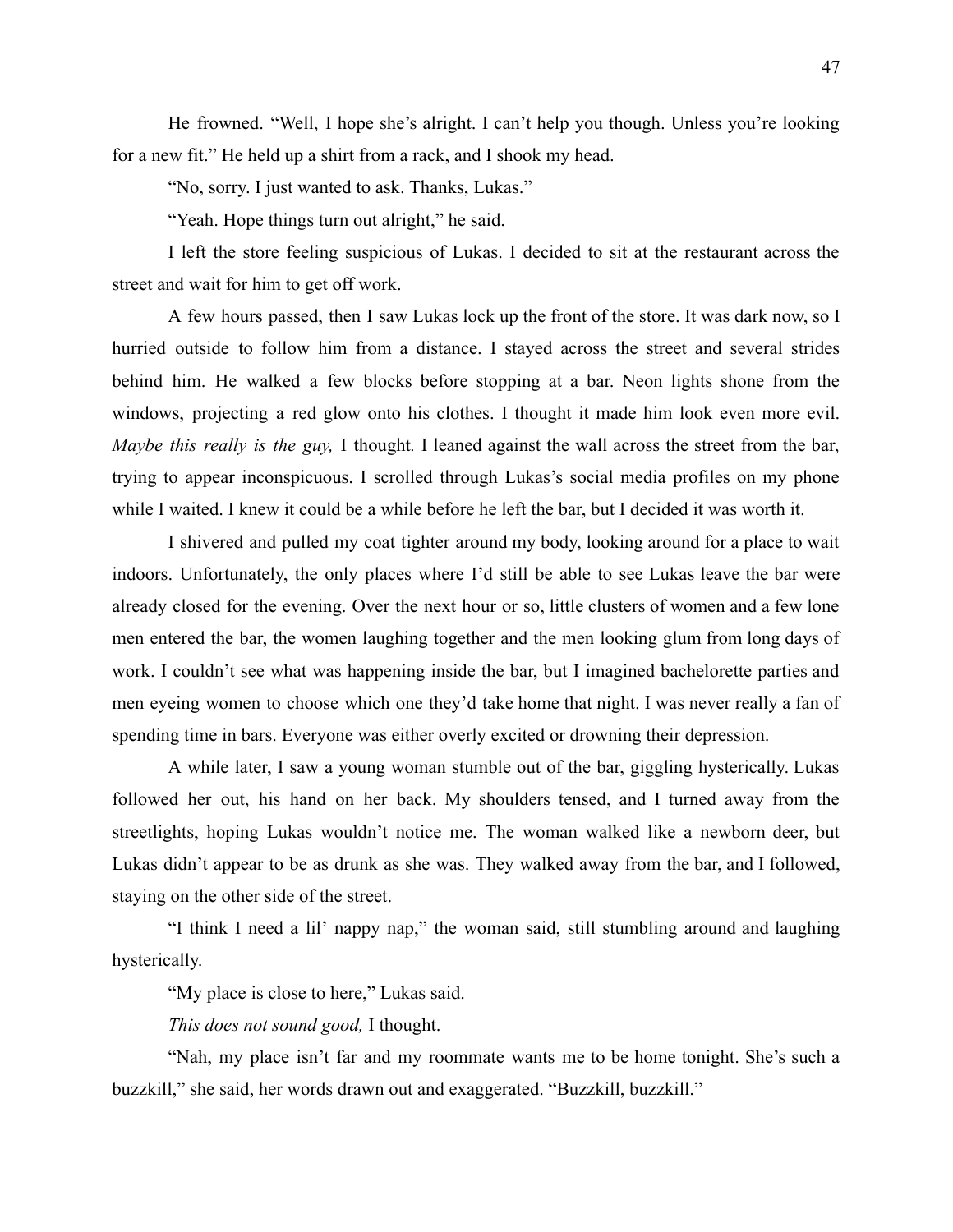He frowned. “Well, I hope she’s alright. I can’t help you though. Unless you’re looking for a new fit.” He held up a shirt from a rack, and I shook my head.

“No, sorry. I just wanted to ask. Thanks, Lukas.”

“Yeah. Hope things turn out alright,” he said.

I left the store feeling suspicious of Lukas. I decided to sit at the restaurant across the street and wait for him to get off work.

A few hours passed, then I saw Lukas lock up the front of the store. It was dark now, so I hurried outside to follow him from a distance. I stayed across the street and several strides behind him. He walked a few blocks before stopping at a bar. Neon lights shone from the windows, projecting a red glow onto his clothes. I thought it made him look even more evil. *Maybe this really is the guy,* I thought*.* I leaned against the wall across the street from the bar, trying to appear inconspicuous. I scrolled through Lukas’s social media profiles on my phone while I waited. I knew it could be a while before he left the bar, but I decided it was worth it.

I shivered and pulled my coat tighter around my body, looking around for a place to wait indoors. Unfortunately, the only places where I’d still be able to see Lukas leave the bar were already closed for the evening. Over the next hour or so, little clusters of women and a few lone men entered the bar, the women laughing together and the men looking glum from long days of work. I couldn’t see what was happening inside the bar, but I imagined bachelorette parties and men eyeing women to choose which one they’d take home that night. I was never really a fan of spending time in bars. Everyone was either overly excited or drowning their depression.

A while later, I saw a young woman stumble out of the bar, giggling hysterically. Lukas followed her out, his hand on her back. My shoulders tensed, and I turned away from the streetlights, hoping Lukas wouldn’t notice me. The woman walked like a newborn deer, but Lukas didn’t appear to be as drunk as she was. They walked away from the bar, and I followed, staying on the other side of the street.

“I think I need a lil’ nappy nap,” the woman said, still stumbling around and laughing hysterically.

“My place is close to here,” Lukas said.

*This does not sound good,* I thought.

“Nah, my place isn’t far and my roommate wants me to be home tonight. She’s such a buzzkill,” she said, her words drawn out and exaggerated. “Buzzkill, buzzkill.”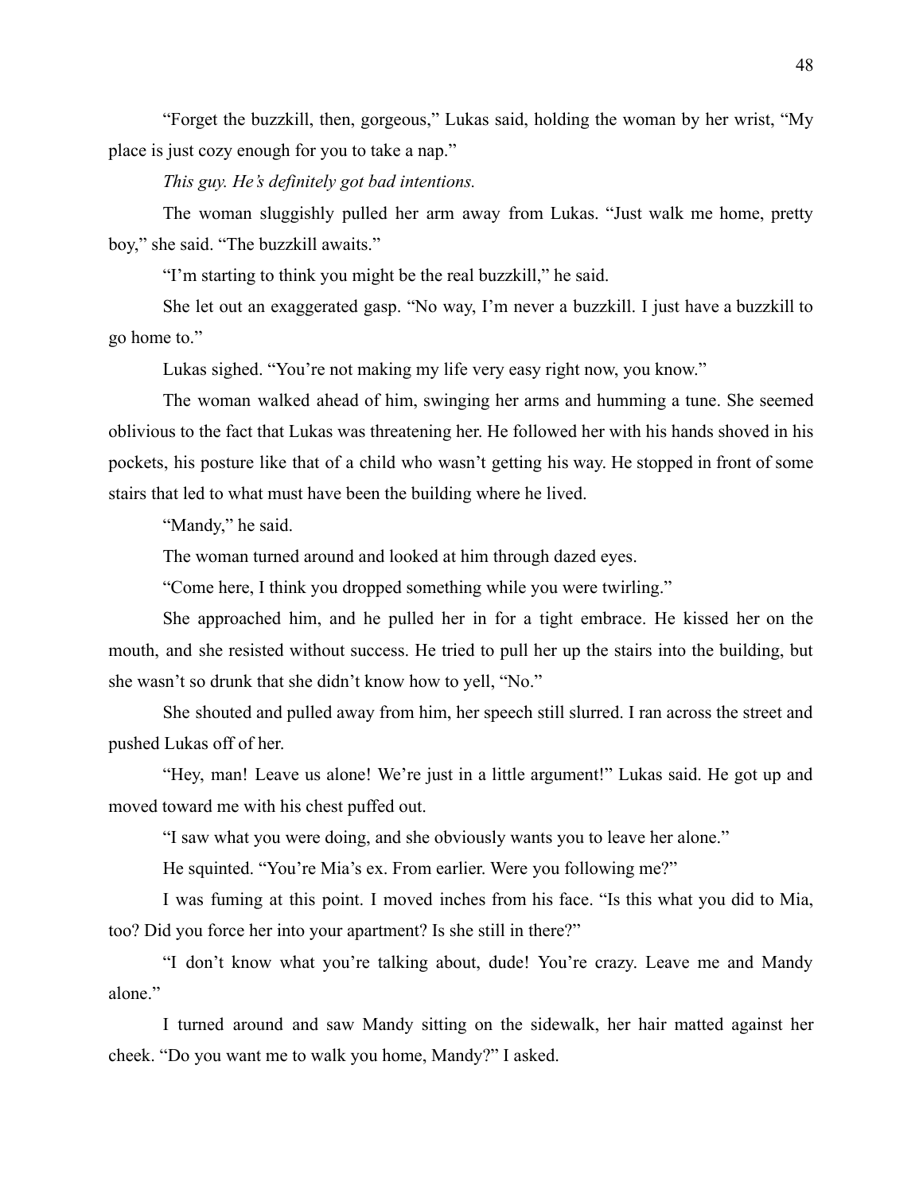"Forget the buzzkill, then, gorgeous," Lukas said, holding the woman by her wrist, "My place is just cozy enough for you to take a nap."

*This guy. He's definitely got bad intentions.*

The woman sluggishly pulled her arm away from Lukas. "Just walk me home, pretty boy," she said. "The buzzkill awaits."

"I'm starting to think you might be the real buzzkill," he said.

She let out an exaggerated gasp. "No way, I'm never a buzzkill. I just have a buzzkill to go home to."

Lukas sighed. "You're not making my life very easy right now, you know."

The woman walked ahead of him, swinging her arms and humming a tune. She seemed oblivious to the fact that Lukas was threatening her. He followed her with his hands shoved in his pockets, his posture like that of a child who wasn't getting his way. He stopped in front of some stairs that led to what must have been the building where he lived.

"Mandy," he said.

The woman turned around and looked at him through dazed eyes.

"Come here, I think you dropped something while you were twirling."

She approached him, and he pulled her in for a tight embrace. He kissed her on the mouth, and she resisted without success. He tried to pull her up the stairs into the building, but she wasn't so drunk that she didn't know how to yell, "No."

She shouted and pulled away from him, her speech still slurred. I ran across the street and pushed Lukas off of her.

"Hey, man! Leave us alone! We're just in a little argument!" Lukas said. He got up and moved toward me with his chest puffed out.

"I saw what you were doing, and she obviously wants you to leave her alone."

He squinted. "You're Mia's ex. From earlier. Were you following me?"

I was fuming at this point. I moved inches from his face. "Is this what you did to Mia, too? Did you force her into your apartment? Is she still in there?"

"I don't know what you're talking about, dude! You're crazy. Leave me and Mandy alone."

I turned around and saw Mandy sitting on the sidewalk, her hair matted against her cheek. "Do you want me to walk you home, Mandy?" I asked.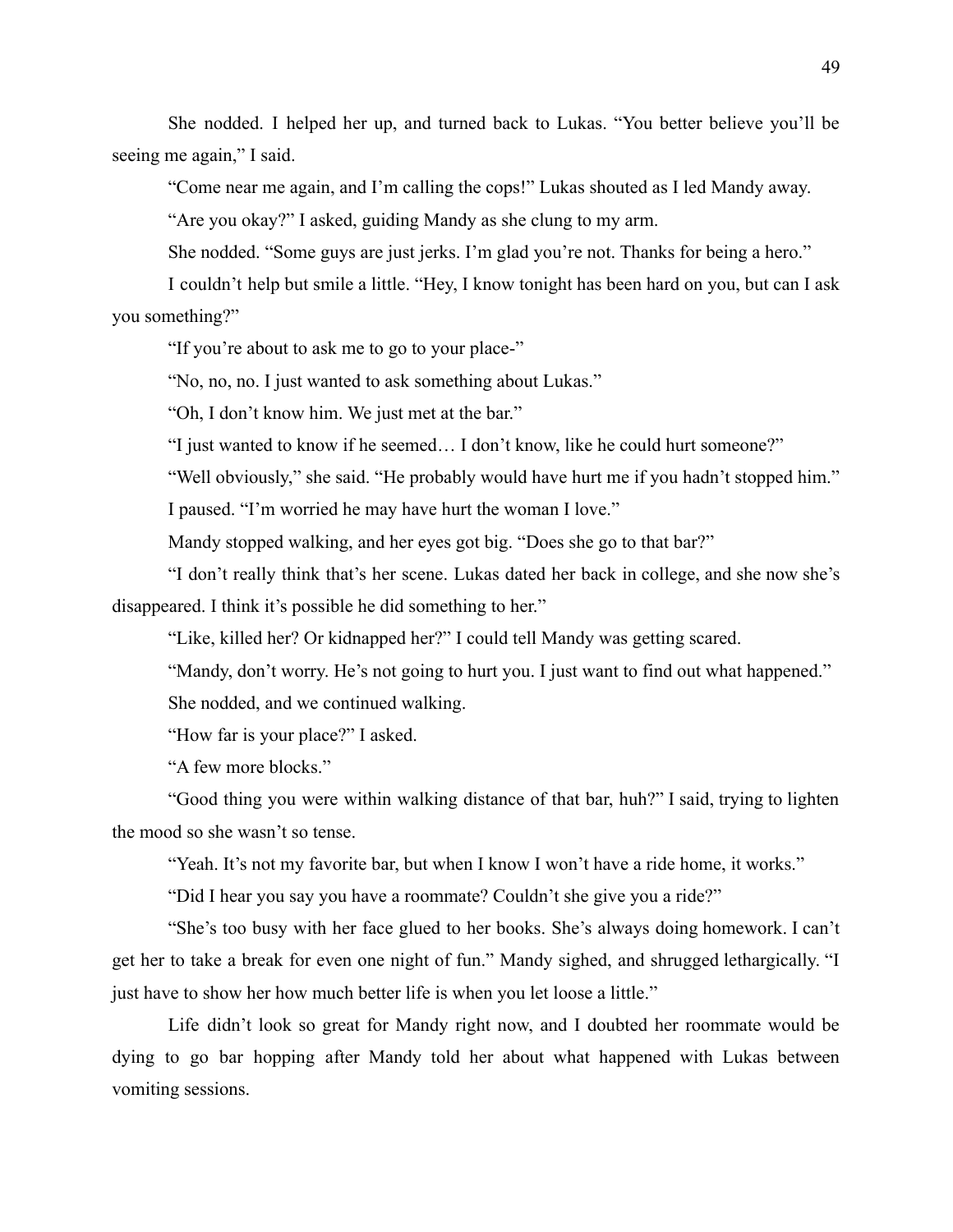She nodded. I helped her up, and turned back to Lukas. "You better believe you'll be seeing me again," I said.

"Come near me again, and I'm calling the cops!" Lukas shouted as I led Mandy away.

"Are you okay?" I asked, guiding Mandy as she clung to my arm.

She nodded. "Some guys are just jerks. I'm glad you're not. Thanks for being a hero."

I couldn't help but smile a little. "Hey, I know tonight has been hard on you, but can I ask you something?"

"If you're about to ask me to go to your place-"

"No, no, no. I just wanted to ask something about Lukas."

"Oh, I don't know him. We just met at the bar."

"I just wanted to know if he seemed… I don't know, like he could hurt someone?"

"Well obviously," she said. "He probably would have hurt me if you hadn't stopped him."

I paused. "I'm worried he may have hurt the woman I love."

Mandy stopped walking, and her eyes got big. "Does she go to that bar?"

"I don't really think that's her scene. Lukas dated her back in college, and she now she's disappeared. I think it's possible he did something to her."

"Like, killed her? Or kidnapped her?" I could tell Mandy was getting scared.

"Mandy, don't worry. He's not going to hurt you. I just want to find out what happened."

She nodded, and we continued walking.

"How far is your place?" I asked.

"A few more blocks."

"Good thing you were within walking distance of that bar, huh?" I said, trying to lighten the mood so she wasn't so tense.

"Yeah. It's not my favorite bar, but when I know I won't have a ride home, it works."

"Did I hear you say you have a roommate? Couldn't she give you a ride?"

"She's too busy with her face glued to her books. She's always doing homework. I can't get her to take a break for even one night of fun." Mandy sighed, and shrugged lethargically. "I just have to show her how much better life is when you let loose a little."

Life didn't look so great for Mandy right now, and I doubted her roommate would be dying to go bar hopping after Mandy told her about what happened with Lukas between vomiting sessions.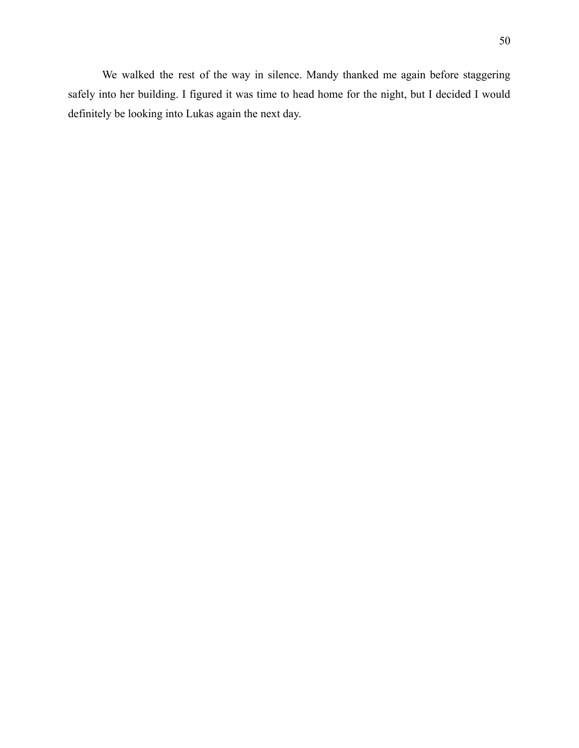We walked the rest of the way in silence. Mandy thanked me again before staggering safely into her building. I figured it was time to head home for the night, but I decided I would definitely be looking into Lukas again the next day.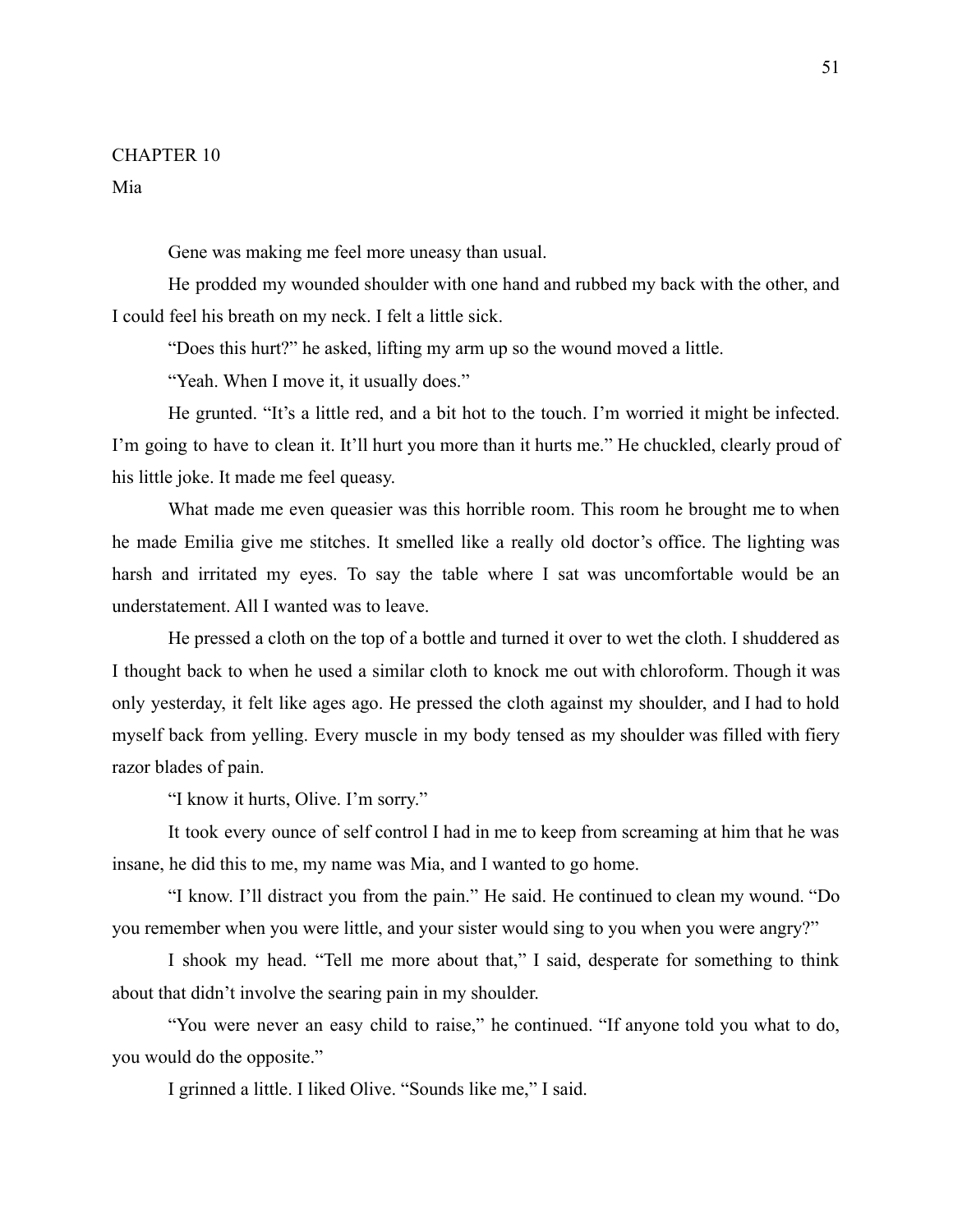# CHAPTER 10

## Mia

Gene was making me feel more uneasy than usual.

He prodded my wounded shoulder with one hand and rubbed my back with the other, and I could feel his breath on my neck. I felt a little sick.

"Does this hurt?" he asked, lifting my arm up so the wound moved a little.

"Yeah. When I move it, it usually does."

He grunted. "It's a little red, and a bit hot to the touch. I'm worried it might be infected. I'm going to have to clean it. It'll hurt you more than it hurts me." He chuckled, clearly proud of his little joke. It made me feel queasy.

What made me even queasier was this horrible room. This room he brought me to when he made Emilia give me stitches. It smelled like a really old doctor's office. The lighting was harsh and irritated my eyes. To say the table where I sat was uncomfortable would be an understatement. All I wanted was to leave.

He pressed a cloth on the top of a bottle and turned it over to wet the cloth. I shuddered as I thought back to when he used a similar cloth to knock me out with chloroform. Though it was only yesterday, it felt like ages ago. He pressed the cloth against my shoulder, and I had to hold myself back from yelling. Every muscle in my body tensed as my shoulder was filled with fiery razor blades of pain.

"I know it hurts, Olive. I'm sorry."

It took every ounce of self control I had in me to keep from screaming at him that he was insane, he did this to me, my name was Mia, and I wanted to go home.

"I know. I'll distract you from the pain." He said. He continued to clean my wound. "Do you remember when you were little, and your sister would sing to you when you were angry?"

I shook my head. "Tell me more about that," I said, desperate for something to think about that didn't involve the searing pain in my shoulder.

"You were never an easy child to raise," he continued. "If anyone told you what to do, you would do the opposite."

I grinned a little. I liked Olive. "Sounds like me," I said.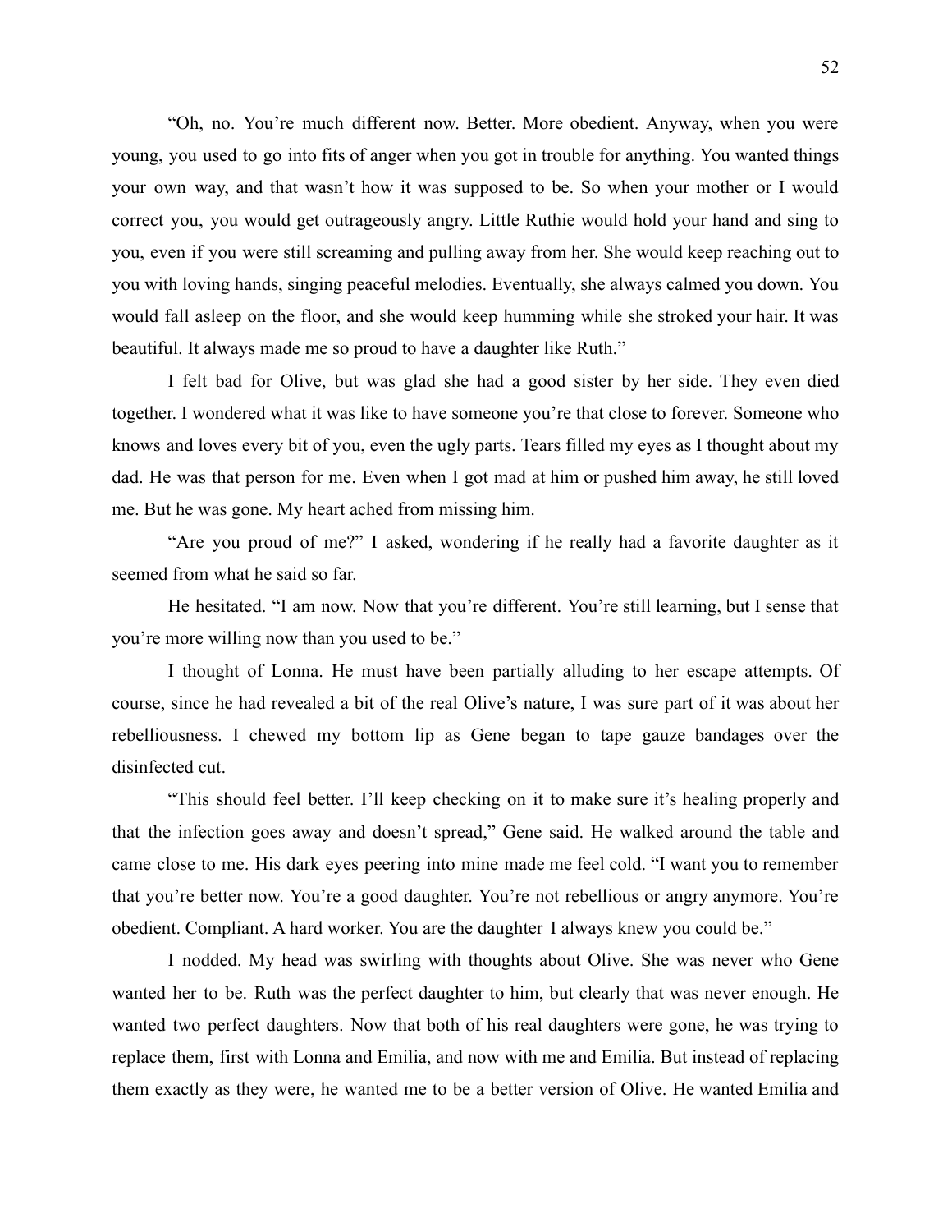"Oh, no. You're much different now. Better. More obedient. Anyway, when you were young, you used to go into fits of anger when you got in trouble for anything. You wanted things your own way, and that wasn't how it was supposed to be. So when your mother or I would correct you, you would get outrageously angry. Little Ruthie would hold your hand and sing to you, even if you were still screaming and pulling away from her. She would keep reaching out to you with loving hands, singing peaceful melodies. Eventually, she always calmed you down. You would fall asleep on the floor, and she would keep humming while she stroked your hair. It was beautiful. It always made me so proud to have a daughter like Ruth."

I felt bad for Olive, but was glad she had a good sister by her side. They even died together. I wondered what it was like to have someone you're that close to forever. Someone who knows and loves every bit of you, even the ugly parts. Tears filled my eyes as I thought about my dad. He was that person for me. Even when I got mad at him or pushed him away, he still loved me. But he was gone. My heart ached from missing him.

"Are you proud of me?" I asked, wondering if he really had a favorite daughter as it seemed from what he said so far.

He hesitated. "I am now. Now that you're different. You're still learning, but I sense that you're more willing now than you used to be."

I thought of Lonna. He must have been partially alluding to her escape attempts. Of course, since he had revealed a bit of the real Olive's nature, I was sure part of it was about her rebelliousness. I chewed my bottom lip as Gene began to tape gauze bandages over the disinfected cut.

"This should feel better. I'll keep checking on it to make sure it's healing properly and that the infection goes away and doesn't spread," Gene said. He walked around the table and came close to me. His dark eyes peering into mine made me feel cold. "I want you to remember that you're better now. You're a good daughter. You're not rebellious or angry anymore. You're obedient. Compliant. A hard worker. You are the daughter I always knew you could be."

I nodded. My head was swirling with thoughts about Olive. She was never who Gene wanted her to be. Ruth was the perfect daughter to him, but clearly that was never enough. He wanted two perfect daughters. Now that both of his real daughters were gone, he was trying to replace them, first with Lonna and Emilia, and now with me and Emilia. But instead of replacing them exactly as they were, he wanted me to be a better version of Olive. He wanted Emilia and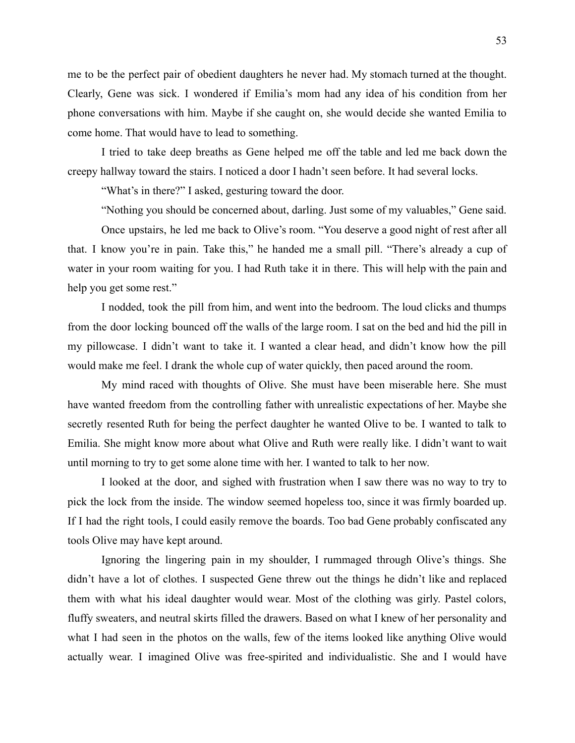me to be the perfect pair of obedient daughters he never had. My stomach turned at the thought. Clearly, Gene was sick. I wondered if Emilia's mom had any idea of his condition from her phone conversations with him. Maybe if she caught on, she would decide she wanted Emilia to come home. That would have to lead to something.

I tried to take deep breaths as Gene helped me off the table and led me back down the creepy hallway toward the stairs. I noticed a door I hadn't seen before. It had several locks.

"What's in there?" I asked, gesturing toward the door.

"Nothing you should be concerned about, darling. Just some of my valuables," Gene said.

Once upstairs, he led me back to Olive's room. "You deserve a good night of rest after all that. I know you're in pain. Take this," he handed me a small pill. "There's already a cup of water in your room waiting for you. I had Ruth take it in there. This will help with the pain and help you get some rest."

I nodded, took the pill from him, and went into the bedroom. The loud clicks and thumps from the door locking bounced off the walls of the large room. I sat on the bed and hid the pill in my pillowcase. I didn't want to take it. I wanted a clear head, and didn't know how the pill would make me feel. I drank the whole cup of water quickly, then paced around the room.

My mind raced with thoughts of Olive. She must have been miserable here. She must have wanted freedom from the controlling father with unrealistic expectations of her. Maybe she secretly resented Ruth for being the perfect daughter he wanted Olive to be. I wanted to talk to Emilia. She might know more about what Olive and Ruth were really like. I didn't want to wait until morning to try to get some alone time with her. I wanted to talk to her now.

I looked at the door, and sighed with frustration when I saw there was no way to try to pick the lock from the inside. The window seemed hopeless too, since it was firmly boarded up. If I had the right tools, I could easily remove the boards. Too bad Gene probably confiscated any tools Olive may have kept around.

Ignoring the lingering pain in my shoulder, I rummaged through Olive's things. She didn't have a lot of clothes. I suspected Gene threw out the things he didn't like and replaced them with what his ideal daughter would wear. Most of the clothing was girly. Pastel colors, fluffy sweaters, and neutral skirts filled the drawers. Based on what I knew of her personality and what I had seen in the photos on the walls, few of the items looked like anything Olive would actually wear. I imagined Olive was free-spirited and individualistic. She and I would have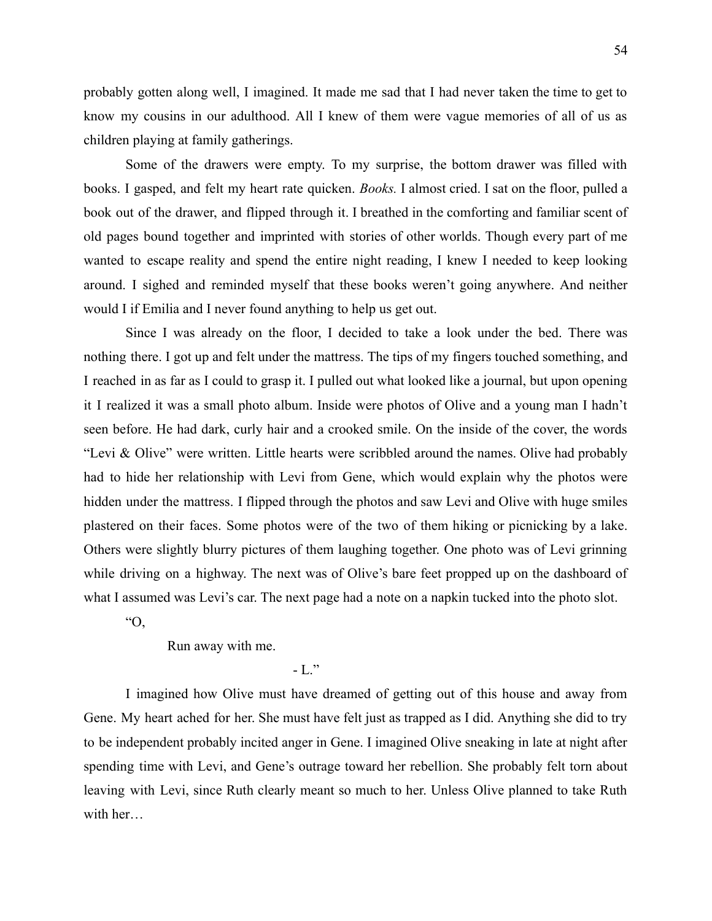probably gotten along well, I imagined. It made me sad that I had never taken the time to get to know my cousins in our adulthood. All I knew of them were vague memories of all of us as children playing at family gatherings.

Some of the drawers were empty. To my surprise, the bottom drawer was filled with books. I gasped, and felt my heart rate quicken. *Books.* I almost cried. I sat on the floor, pulled a book out of the drawer, and flipped through it. I breathed in the comforting and familiar scent of old pages bound together and imprinted with stories of other worlds. Though every part of me wanted to escape reality and spend the entire night reading, I knew I needed to keep looking around. I sighed and reminded myself that these books weren't going anywhere. And neither would I if Emilia and I never found anything to help us get out.

Since I was already on the floor, I decided to take a look under the bed. There was nothing there. I got up and felt under the mattress. The tips of my fingers touched something, and I reached in as far as I could to grasp it. I pulled out what looked like a journal, but upon opening it I realized it was a small photo album. Inside were photos of Olive and a young man I hadn't seen before. He had dark, curly hair and a crooked smile. On the inside of the cover, the words "Levi & Olive" were written. Little hearts were scribbled around the names. Olive had probably had to hide her relationship with Levi from Gene, which would explain why the photos were hidden under the mattress. I flipped through the photos and saw Levi and Olive with huge smiles plastered on their faces. Some photos were of the two of them hiking or picnicking by a lake. Others were slightly blurry pictures of them laughing together. One photo was of Levi grinning while driving on a highway. The next was of Olive's bare feet propped up on the dashboard of what I assumed was Levi's car. The next page had a note on a napkin tucked into the photo slot.

"O,

Run away with me.

- L."

I imagined how Olive must have dreamed of getting out of this house and away from Gene. My heart ached for her. She must have felt just as trapped as I did. Anything she did to try to be independent probably incited anger in Gene. I imagined Olive sneaking in late at night after spending time with Levi, and Gene's outrage toward her rebellion. She probably felt torn about leaving with Levi, since Ruth clearly meant so much to her. Unless Olive planned to take Ruth with her…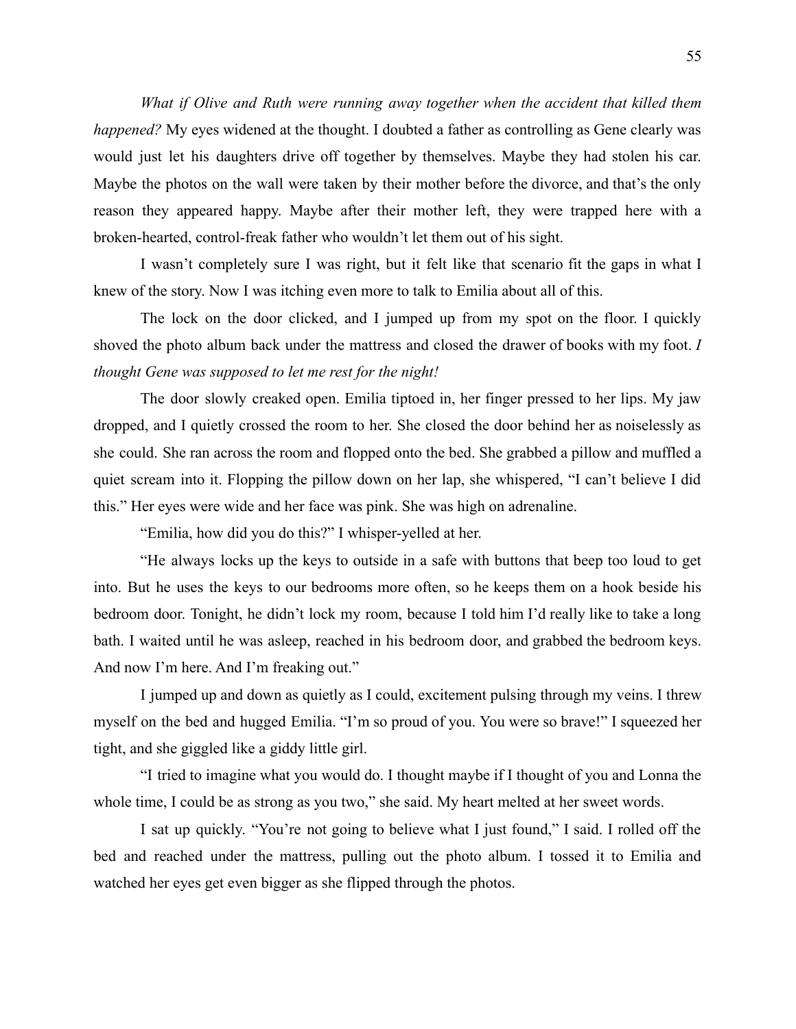*What if Olive and Ruth were running away together when the accident that killed them happened?* My eyes widened at the thought. I doubted a father as controlling as Gene clearly was would just let his daughters drive off together by themselves. Maybe they had stolen his car. Maybe the photos on the wall were taken by their mother before the divorce, and that's the only reason they appeared happy. Maybe after their mother left, they were trapped here with a broken-hearted, control-freak father who wouldn't let them out of his sight.

I wasn't completely sure I was right, but it felt like that scenario fit the gaps in what I knew of the story. Now I was itching even more to talk to Emilia about all of this.

The lock on the door clicked, and I jumped up from my spot on the floor. I quickly shoved the photo album back under the mattress and closed the drawer of books with my foot. *I thought Gene was supposed to let me rest for the night!*

The door slowly creaked open. Emilia tiptoed in, her finger pressed to her lips. My jaw dropped, and I quietly crossed the room to her. She closed the door behind her as noiselessly as she could. She ran across the room and flopped onto the bed. She grabbed a pillow and muffled a quiet scream into it. Flopping the pillow down on her lap, she whispered, "I can't believe I did this." Her eyes were wide and her face was pink. She was high on adrenaline.

"Emilia, how did you do this?" I whisper-yelled at her.

"He always locks up the keys to outside in a safe with buttons that beep too loud to get into. But he uses the keys to our bedrooms more often, so he keeps them on a hook beside his bedroom door. Tonight, he didn't lock my room, because I told him I'd really like to take a long bath. I waited until he was asleep, reached in his bedroom door, and grabbed the bedroom keys. And now I'm here. And I'm freaking out."

I jumped up and down as quietly as I could, excitement pulsing through my veins. I threw myself on the bed and hugged Emilia. "I'm so proud of you. You were so brave!" I squeezed her tight, and she giggled like a giddy little girl.

"I tried to imagine what you would do. I thought maybe if I thought of you and Lonna the whole time, I could be as strong as you two," she said. My heart melted at her sweet words.

I sat up quickly. "You're not going to believe what I just found," I said. I rolled off the bed and reached under the mattress, pulling out the photo album. I tossed it to Emilia and watched her eyes get even bigger as she flipped through the photos.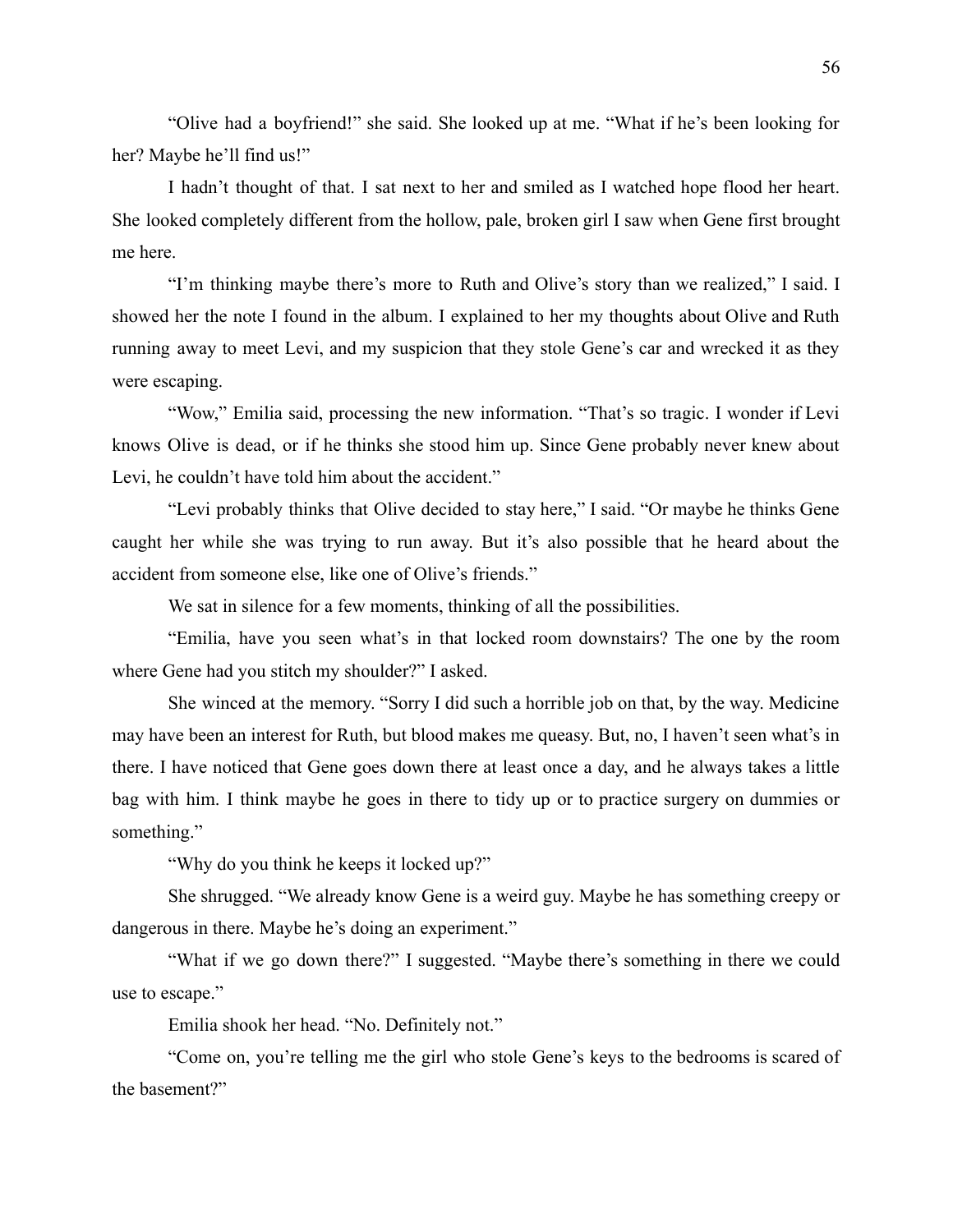"Olive had a boyfriend!" she said. She looked up at me. "What if he's been looking for her? Maybe he'll find us!"

I hadn't thought of that. I sat next to her and smiled as I watched hope flood her heart. She looked completely different from the hollow, pale, broken girl I saw when Gene first brought me here.

"I'm thinking maybe there's more to Ruth and Olive's story than we realized," I said. I showed her the note I found in the album. I explained to her my thoughts about Olive and Ruth running away to meet Levi, and my suspicion that they stole Gene's car and wrecked it as they were escaping.

"Wow," Emilia said, processing the new information. "That's so tragic. I wonder if Levi knows Olive is dead, or if he thinks she stood him up. Since Gene probably never knew about Levi, he couldn't have told him about the accident."

"Levi probably thinks that Olive decided to stay here," I said. "Or maybe he thinks Gene caught her while she was trying to run away. But it's also possible that he heard about the accident from someone else, like one of Olive's friends."

We sat in silence for a few moments, thinking of all the possibilities.

"Emilia, have you seen what's in that locked room downstairs? The one by the room where Gene had you stitch my shoulder?" I asked.

She winced at the memory. "Sorry I did such a horrible job on that, by the way. Medicine may have been an interest for Ruth, but blood makes me queasy. But, no, I haven't seen what's in there. I have noticed that Gene goes down there at least once a day, and he always takes a little bag with him. I think maybe he goes in there to tidy up or to practice surgery on dummies or something."

"Why do you think he keeps it locked up?"

She shrugged. "We already know Gene is a weird guy. Maybe he has something creepy or dangerous in there. Maybe he's doing an experiment."

"What if we go down there?" I suggested. "Maybe there's something in there we could use to escape."

Emilia shook her head. "No. Definitely not."

"Come on, you're telling me the girl who stole Gene's keys to the bedrooms is scared of the basement?"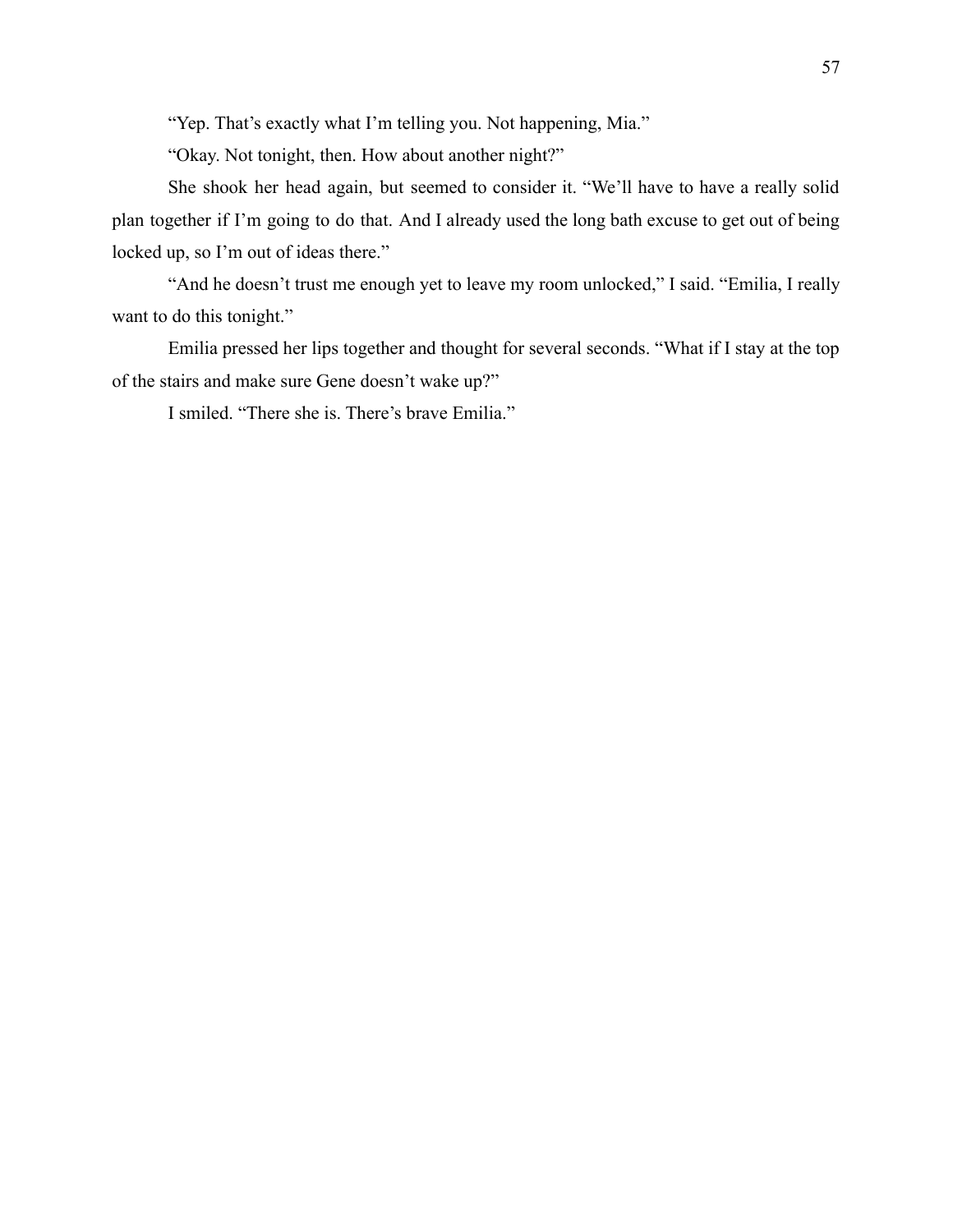"Yep. That's exactly what I'm telling you. Not happening, Mia."

"Okay. Not tonight, then. How about another night?"

She shook her head again, but seemed to consider it. "We'll have to have a really solid plan together if I'm going to do that. And I already used the long bath excuse to get out of being locked up, so I'm out of ideas there."

"And he doesn't trust me enough yet to leave my room unlocked," I said. "Emilia, I really want to do this tonight."

Emilia pressed her lips together and thought for several seconds. "What if I stay at the top of the stairs and make sure Gene doesn't wake up?"

I smiled. "There she is. There's brave Emilia."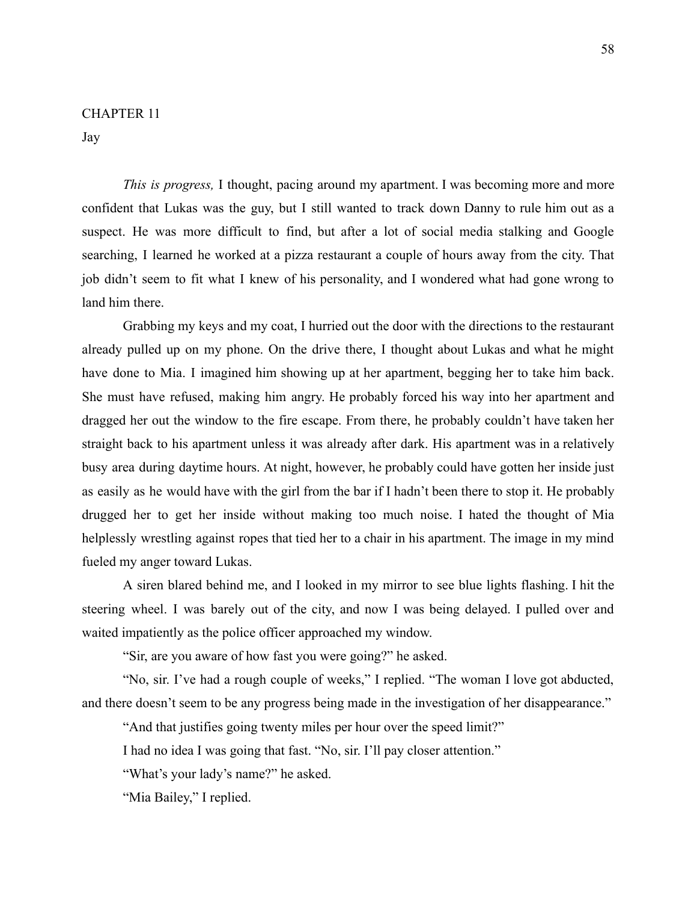## CHAPTER 11

Jay

*This is progress,* I thought, pacing around my apartment. I was becoming more and more confident that Lukas was the guy, but I still wanted to track down Danny to rule him out as a suspect. He was more difficult to find, but after a lot of social media stalking and Google searching, I learned he worked at a pizza restaurant a couple of hours away from the city. That job didn't seem to fit what I knew of his personality, and I wondered what had gone wrong to land him there.

Grabbing my keys and my coat, I hurried out the door with the directions to the restaurant already pulled up on my phone. On the drive there, I thought about Lukas and what he might have done to Mia. I imagined him showing up at her apartment, begging her to take him back. She must have refused, making him angry. He probably forced his way into her apartment and dragged her out the window to the fire escape. From there, he probably couldn't have taken her straight back to his apartment unless it was already after dark. His apartment was in a relatively busy area during daytime hours. At night, however, he probably could have gotten her inside just as easily as he would have with the girl from the bar if I hadn't been there to stop it. He probably drugged her to get her inside without making too much noise. I hated the thought of Mia helplessly wrestling against ropes that tied her to a chair in his apartment. The image in my mind fueled my anger toward Lukas.

A siren blared behind me, and I looked in my mirror to see blue lights flashing. I hit the steering wheel. I was barely out of the city, and now I was being delayed. I pulled over and waited impatiently as the police officer approached my window.

"Sir, are you aware of how fast you were going?" he asked.

"No, sir. I've had a rough couple of weeks," I replied. "The woman I love got abducted, and there doesn't seem to be any progress being made in the investigation of her disappearance."

"And that justifies going twenty miles per hour over the speed limit?"

I had no idea I was going that fast. "No, sir. I'll pay closer attention."

"What's your lady's name?" he asked.

"Mia Bailey," I replied.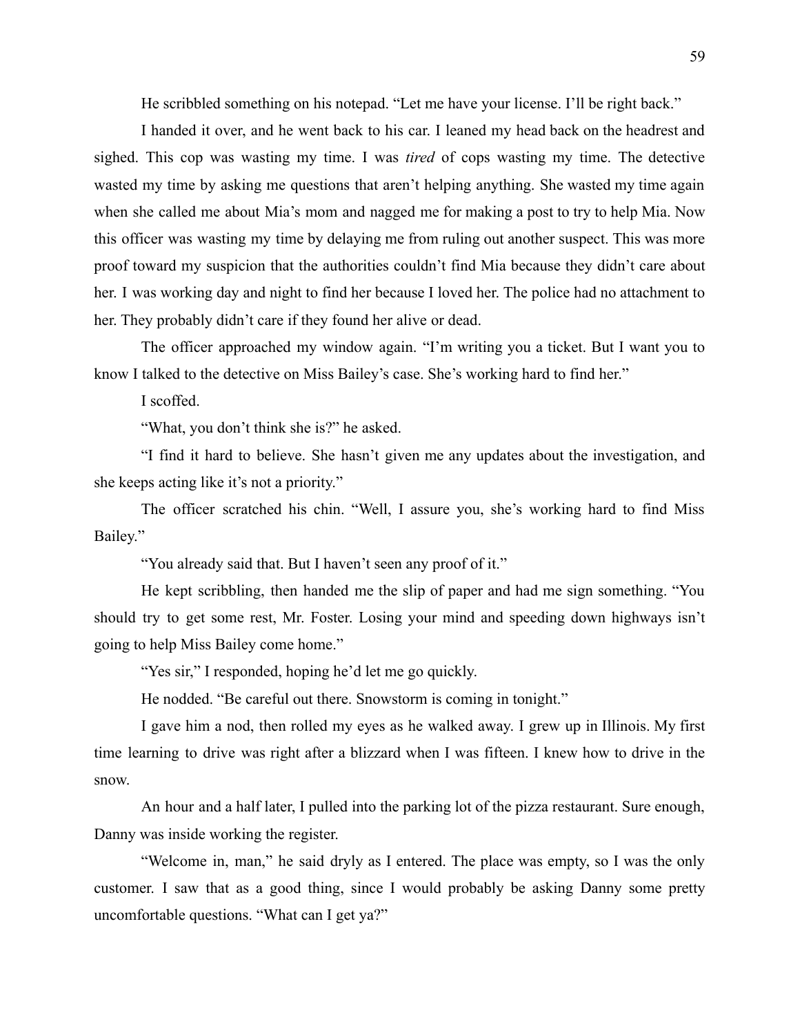He scribbled something on his notepad. “Let me have your license. I’ll be right back.”

I handed it over, and he went back to his car. I leaned my head back on the headrest and sighed. This cop was wasting my time. I was *tired* of cops wasting my time. The detective wasted my time by asking me questions that aren’t helping anything. She wasted my time again when she called me about Mia’s mom and nagged me for making a post to try to help Mia. Now this officer was wasting my time by delaying me from ruling out another suspect. This was more proof toward my suspicion that the authorities couldn’t find Mia because they didn’t care about her. I was working day and night to find her because I loved her. The police had no attachment to her. They probably didn’t care if they found her alive or dead.

The officer approached my window again. “I’m writing you a ticket. But I want you to know I talked to the detective on Miss Bailey’s case. She’s working hard to find her.”

I scoffed.

“What, you don’t think she is?” he asked.

“I find it hard to believe. She hasn’t given me any updates about the investigation, and she keeps acting like it’s not a priority.”

The officer scratched his chin. “Well, I assure you, she’s working hard to find Miss Bailey.”

“You already said that. But I haven’t seen any proof of it.”

He kept scribbling, then handed me the slip of paper and had me sign something. “You should try to get some rest, Mr. Foster. Losing your mind and speeding down highways isn’t going to help Miss Bailey come home.”

“Yes sir,” I responded, hoping he’d let me go quickly.

He nodded. “Be careful out there. Snowstorm is coming in tonight.”

I gave him a nod, then rolled my eyes as he walked away. I grew up in Illinois. My first time learning to drive was right after a blizzard when I was fifteen. I knew how to drive in the snow.

An hour and a half later, I pulled into the parking lot of the pizza restaurant. Sure enough, Danny was inside working the register.

“Welcome in, man,” he said dryly as I entered. The place was empty, so I was the only customer. I saw that as a good thing, since I would probably be asking Danny some pretty uncomfortable questions. “What can I get ya?”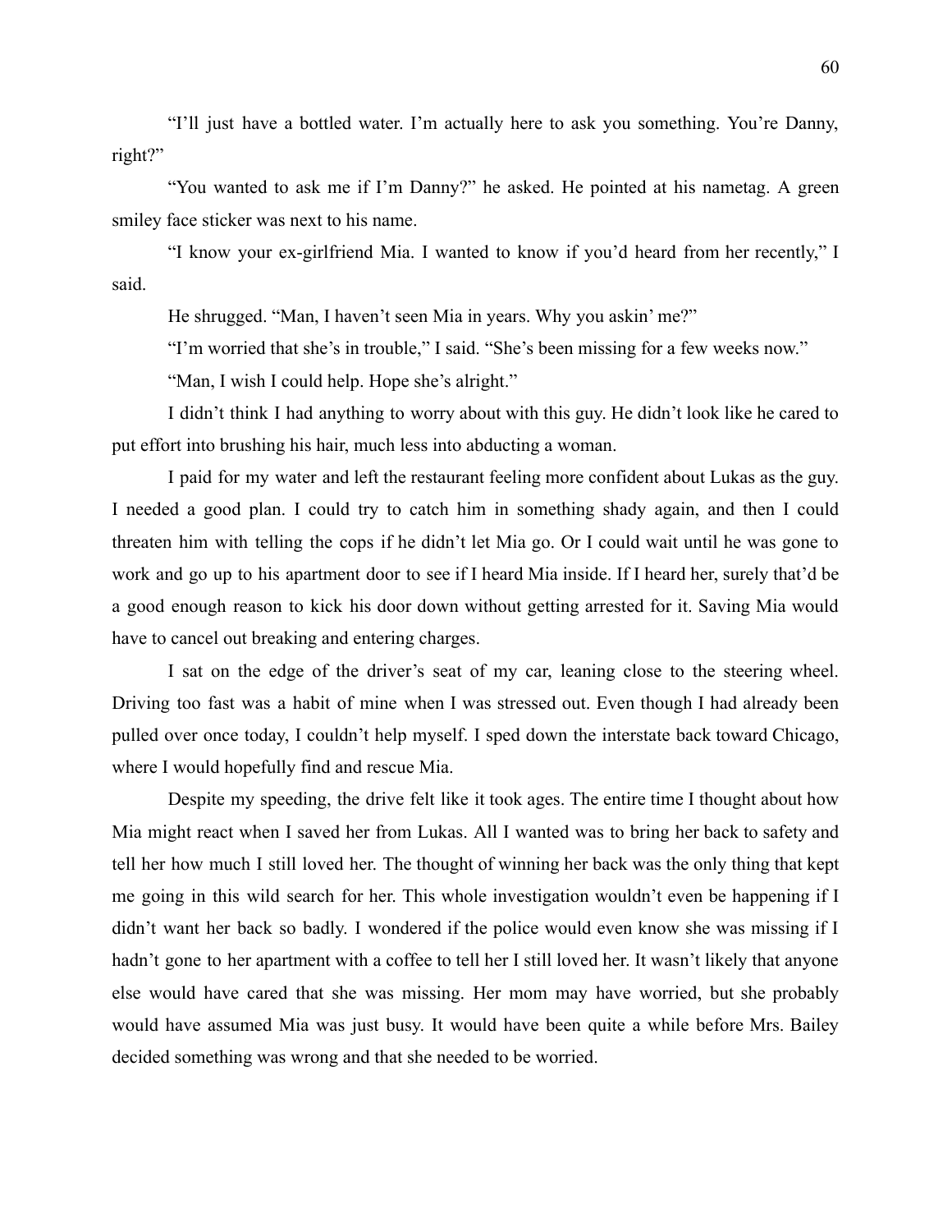"I'll just have a bottled water. I'm actually here to ask you something. You're Danny, right?"

"You wanted to ask me if I'm Danny?" he asked. He pointed at his nametag. A green smiley face sticker was next to his name.

"I know your ex-girlfriend Mia. I wanted to know if you'd heard from her recently," I said.

He shrugged. "Man, I haven't seen Mia in years. Why you askin' me?"

"I'm worried that she's in trouble," I said. "She's been missing for a few weeks now."

"Man, I wish I could help. Hope she's alright."

I didn't think I had anything to worry about with this guy. He didn't look like he cared to put effort into brushing his hair, much less into abducting a woman.

I paid for my water and left the restaurant feeling more confident about Lukas as the guy. I needed a good plan. I could try to catch him in something shady again, and then I could threaten him with telling the cops if he didn't let Mia go. Or I could wait until he was gone to work and go up to his apartment door to see if I heard Mia inside. If I heard her, surely that'd be a good enough reason to kick his door down without getting arrested for it. Saving Mia would have to cancel out breaking and entering charges.

I sat on the edge of the driver's seat of my car, leaning close to the steering wheel. Driving too fast was a habit of mine when I was stressed out. Even though I had already been pulled over once today, I couldn't help myself. I sped down the interstate back toward Chicago, where I would hopefully find and rescue Mia.

Despite my speeding, the drive felt like it took ages. The entire time I thought about how Mia might react when I saved her from Lukas. All I wanted was to bring her back to safety and tell her how much I still loved her. The thought of winning her back was the only thing that kept me going in this wild search for her. This whole investigation wouldn't even be happening if I didn't want her back so badly. I wondered if the police would even know she was missing if I hadn't gone to her apartment with a coffee to tell her I still loved her. It wasn't likely that anyone else would have cared that she was missing. Her mom may have worried, but she probably would have assumed Mia was just busy. It would have been quite a while before Mrs. Bailey decided something was wrong and that she needed to be worried.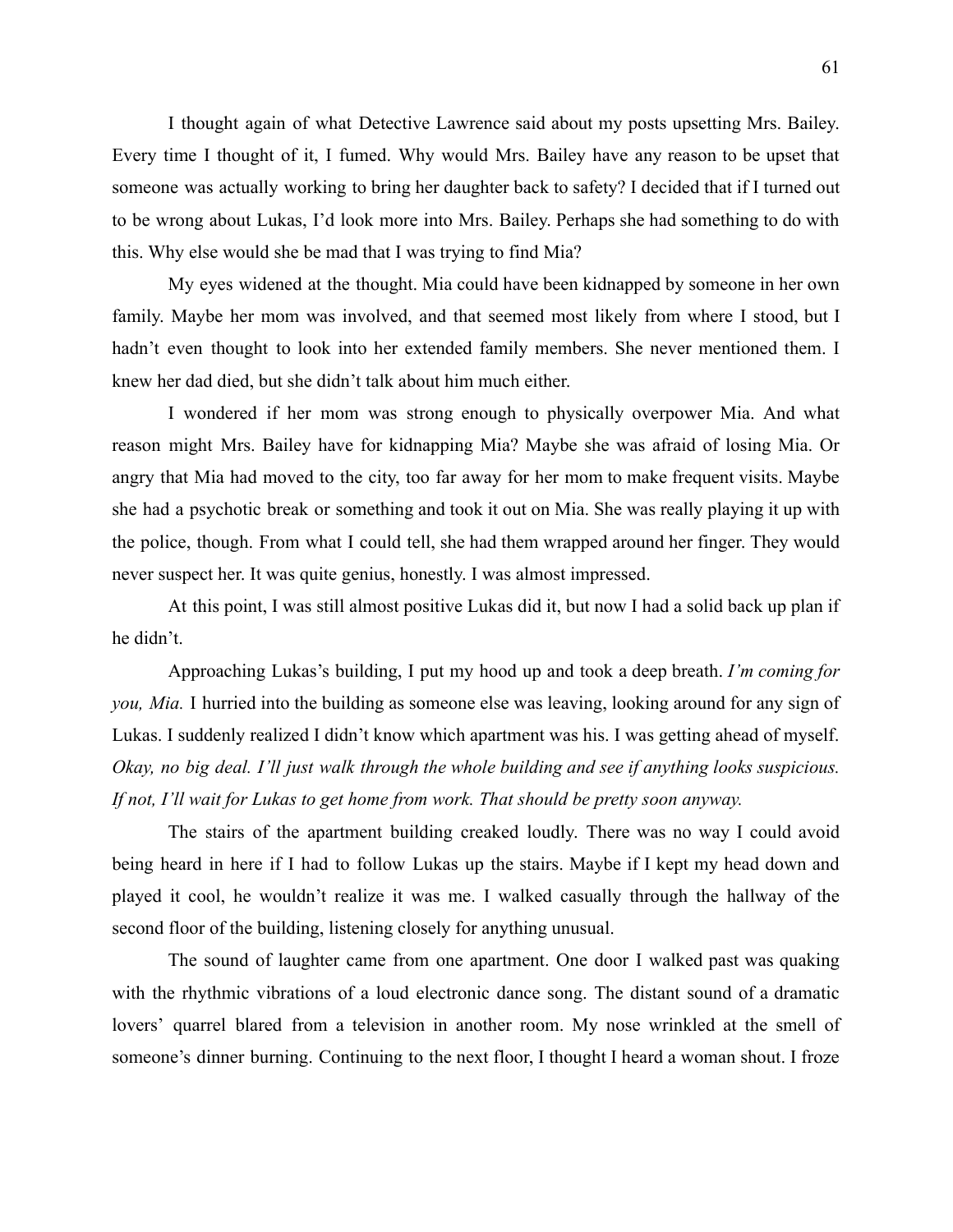I thought again of what Detective Lawrence said about my posts upsetting Mrs. Bailey. Every time I thought of it, I fumed. Why would Mrs. Bailey have any reason to be upset that someone was actually working to bring her daughter back to safety? I decided that if I turned out to be wrong about Lukas, I'd look more into Mrs. Bailey. Perhaps she had something to do with this. Why else would she be mad that I was trying to find Mia?

My eyes widened at the thought. Mia could have been kidnapped by someone in her own family. Maybe her mom was involved, and that seemed most likely from where I stood, but I hadn't even thought to look into her extended family members. She never mentioned them. I knew her dad died, but she didn't talk about him much either.

I wondered if her mom was strong enough to physically overpower Mia. And what reason might Mrs. Bailey have for kidnapping Mia? Maybe she was afraid of losing Mia. Or angry that Mia had moved to the city, too far away for her mom to make frequent visits. Maybe she had a psychotic break or something and took it out on Mia. She was really playing it up with the police, though. From what I could tell, she had them wrapped around her finger. They would never suspect her. It was quite genius, honestly. I was almost impressed.

At this point, I was still almost positive Lukas did it, but now I had a solid back up plan if he didn't.

Approaching Lukas's building, I put my hood up and took a deep breath. *I'm coming for you, Mia.* I hurried into the building as someone else was leaving, looking around for any sign of Lukas. I suddenly realized I didn't know which apartment was his. I was getting ahead of myself. *Okay, no big deal. I'll just walk through the whole building and see if anything looks suspicious. If not, I'll wait for Lukas to get home from work. That should be pretty soon anyway.*

The stairs of the apartment building creaked loudly. There was no way I could avoid being heard in here if I had to follow Lukas up the stairs. Maybe if I kept my head down and played it cool, he wouldn't realize it was me. I walked casually through the hallway of the second floor of the building, listening closely for anything unusual.

The sound of laughter came from one apartment. One door I walked past was quaking with the rhythmic vibrations of a loud electronic dance song. The distant sound of a dramatic lovers' quarrel blared from a television in another room. My nose wrinkled at the smell of someone's dinner burning. Continuing to the next floor, I thought I heard a woman shout. I froze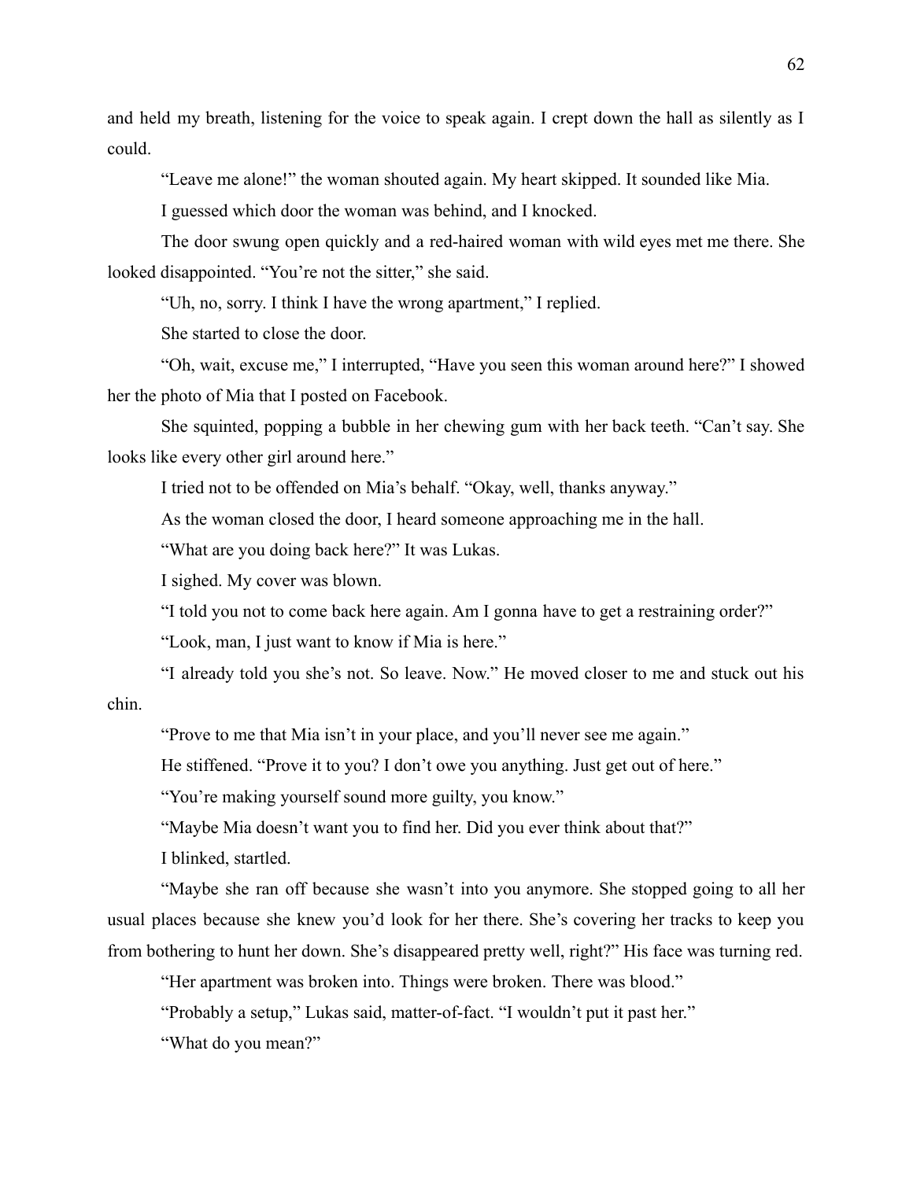and held my breath, listening for the voice to speak again. I crept down the hall as silently as I could.

"Leave me alone!" the woman shouted again. My heart skipped. It sounded like Mia.

I guessed which door the woman was behind, and I knocked.

The door swung open quickly and a red-haired woman with wild eyes met me there. She looked disappointed. "You're not the sitter," she said.

"Uh, no, sorry. I think I have the wrong apartment," I replied.

She started to close the door.

"Oh, wait, excuse me," I interrupted, "Have you seen this woman around here?" I showed her the photo of Mia that I posted on Facebook.

She squinted, popping a bubble in her chewing gum with her back teeth. "Can't say. She looks like every other girl around here."

I tried not to be offended on Mia's behalf. "Okay, well, thanks anyway."

As the woman closed the door, I heard someone approaching me in the hall.

"What are you doing back here?" It was Lukas.

I sighed. My cover was blown.

"I told you not to come back here again. Am I gonna have to get a restraining order?"

"Look, man, I just want to know if Mia is here."

"I already told you she's not. So leave. Now." He moved closer to me and stuck out his chin.

"Prove to me that Mia isn't in your place, and you'll never see me again."

He stiffened. "Prove it to you? I don't owe you anything. Just get out of here."

"You're making yourself sound more guilty, you know."

"Maybe Mia doesn't want you to find her. Did you ever think about that?"

I blinked, startled.

"Maybe she ran off because she wasn't into you anymore. She stopped going to all her usual places because she knew you'd look for her there. She's covering her tracks to keep you from bothering to hunt her down. She's disappeared pretty well, right?" His face was turning red.

"Her apartment was broken into. Things were broken. There was blood."

"Probably a setup," Lukas said, matter-of-fact. "I wouldn't put it past her."

"What do you mean?"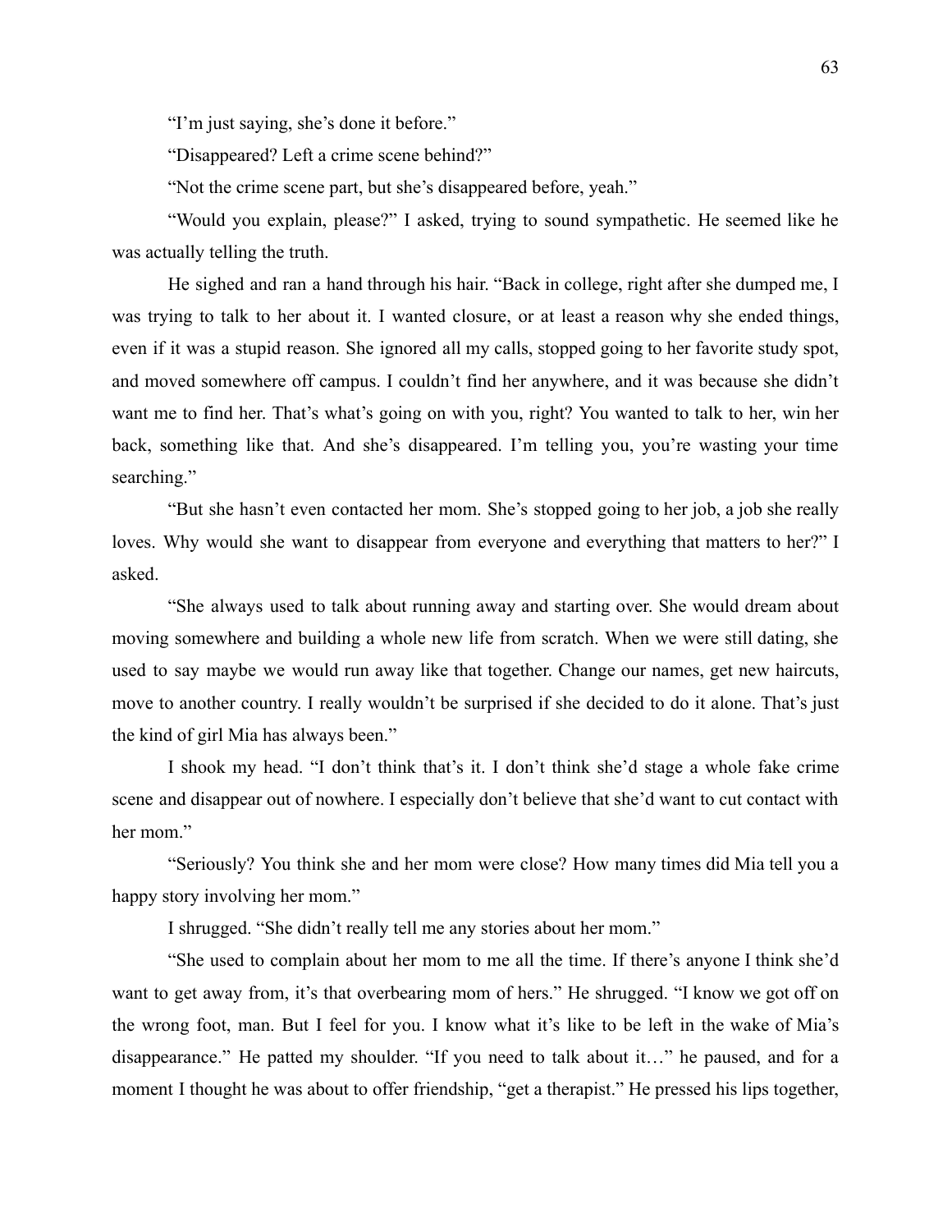"I'm just saying, she's done it before."

"Disappeared? Left a crime scene behind?"

"Not the crime scene part, but she's disappeared before, yeah."

"Would you explain, please?" I asked, trying to sound sympathetic. He seemed like he was actually telling the truth.

He sighed and ran a hand through his hair. "Back in college, right after she dumped me, I was trying to talk to her about it. I wanted closure, or at least a reason why she ended things, even if it was a stupid reason. She ignored all my calls, stopped going to her favorite study spot, and moved somewhere off campus. I couldn't find her anywhere, and it was because she didn't want me to find her. That's what's going on with you, right? You wanted to talk to her, win her back, something like that. And she's disappeared. I'm telling you, you're wasting your time searching."

"But she hasn't even contacted her mom. She's stopped going to her job, a job she really loves. Why would she want to disappear from everyone and everything that matters to her?" I asked.

"She always used to talk about running away and starting over. She would dream about moving somewhere and building a whole new life from scratch. When we were still dating, she used to say maybe we would run away like that together. Change our names, get new haircuts, move to another country. I really wouldn't be surprised if she decided to do it alone. That's just the kind of girl Mia has always been."

I shook my head. "I don't think that's it. I don't think she'd stage a whole fake crime scene and disappear out of nowhere. I especially don't believe that she'd want to cut contact with her mom."

"Seriously? You think she and her mom were close? How many times did Mia tell you a happy story involving her mom."

I shrugged. "She didn't really tell me any stories about her mom."

"She used to complain about her mom to me all the time. If there's anyone I think she'd want to get away from, it's that overbearing mom of hers." He shrugged. "I know we got off on the wrong foot, man. But I feel for you. I know what it's like to be left in the wake of Mia's disappearance." He patted my shoulder. "If you need to talk about it…" he paused, and for a moment I thought he was about to offer friendship, "get a therapist." He pressed his lips together,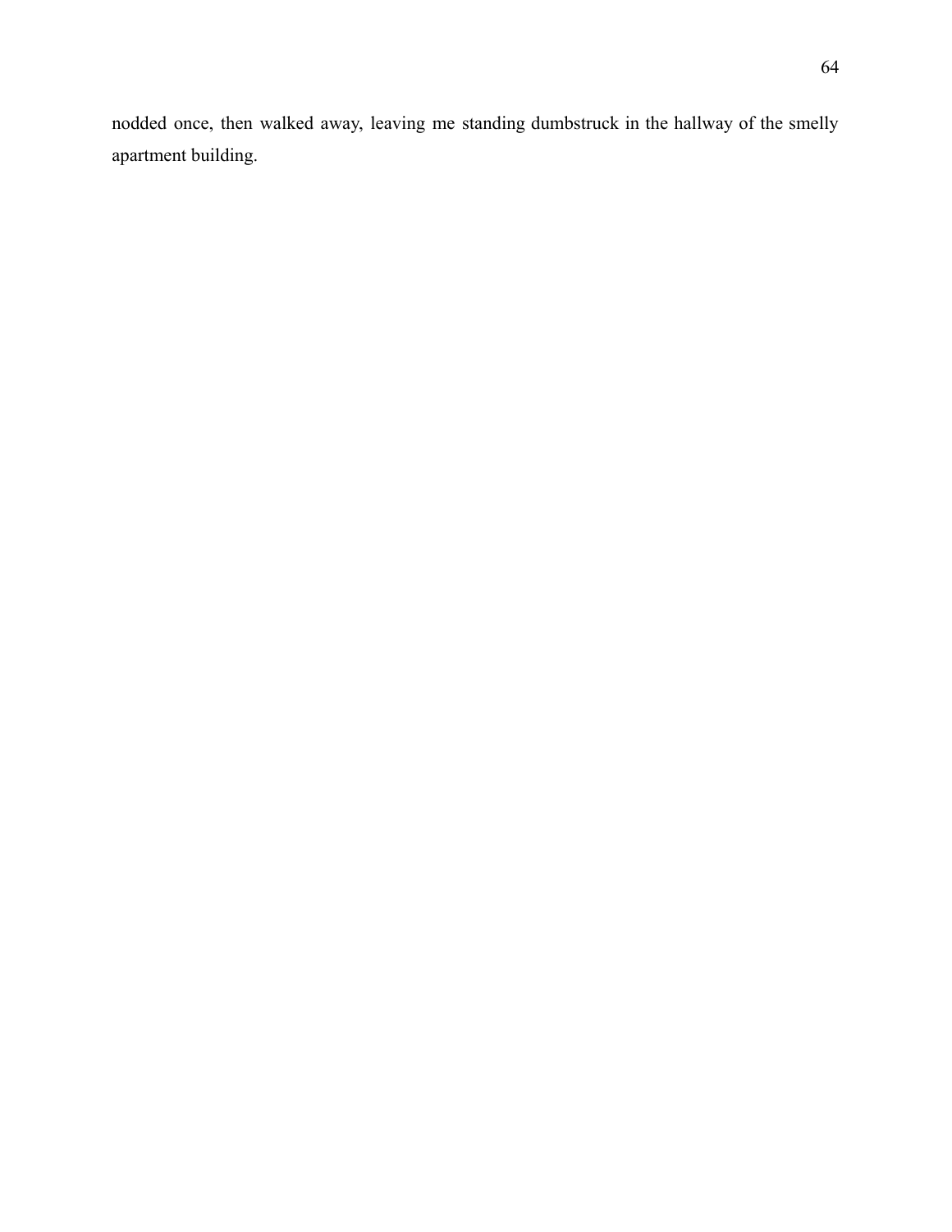nodded once, then walked away, leaving me standing dumbstruck in the hallway of the smelly apartment building.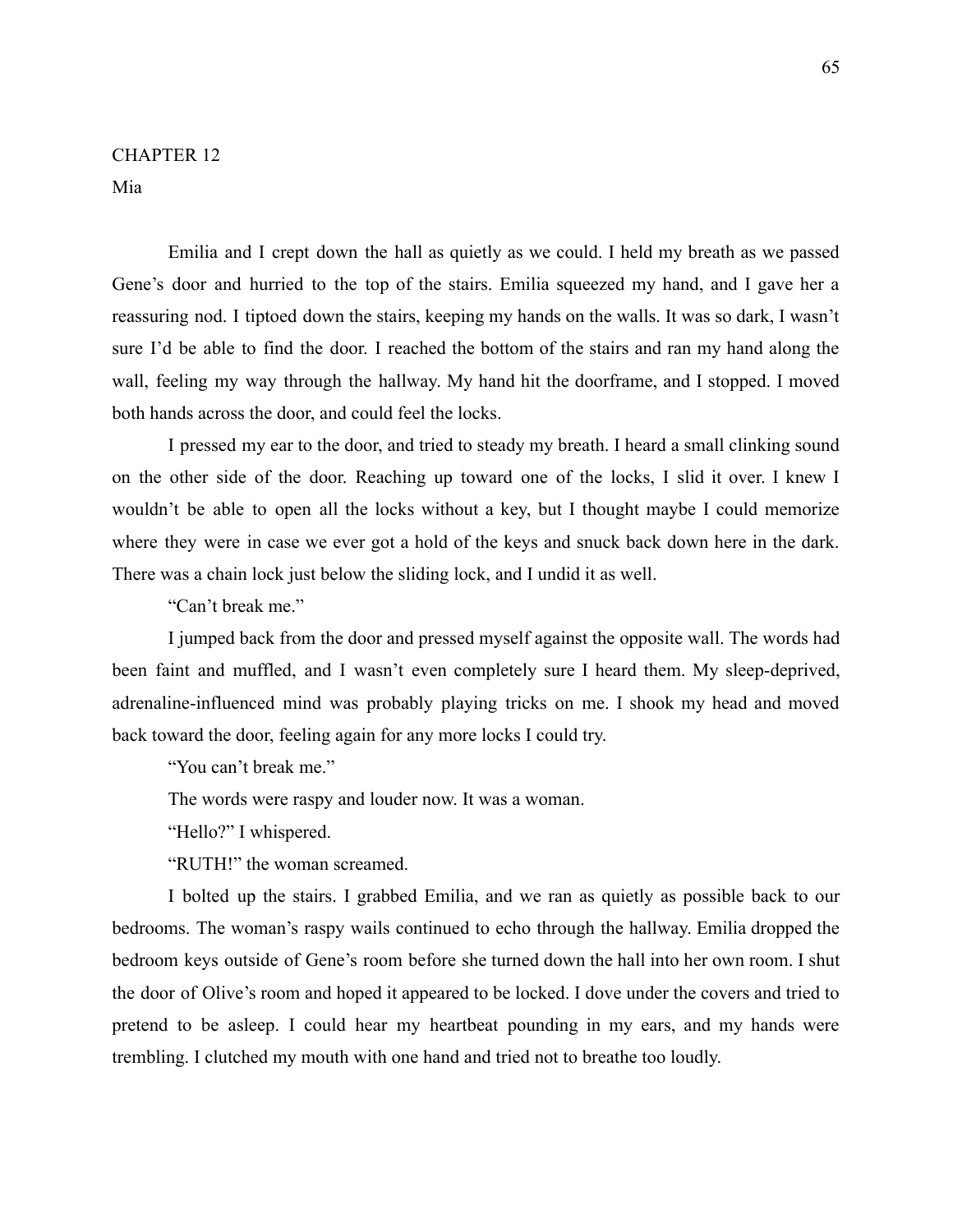# CHAPTER 12

## Mia

Emilia and I crept down the hall as quietly as we could. I held my breath as we passed Gene's door and hurried to the top of the stairs. Emilia squeezed my hand, and I gave her a reassuring nod. I tiptoed down the stairs, keeping my hands on the walls. It was so dark, I wasn't sure I'd be able to find the door. I reached the bottom of the stairs and ran my hand along the wall, feeling my way through the hallway. My hand hit the doorframe, and I stopped. I moved both hands across the door, and could feel the locks.

I pressed my ear to the door, and tried to steady my breath. I heard a small clinking sound on the other side of the door. Reaching up toward one of the locks, I slid it over. I knew I wouldn't be able to open all the locks without a key, but I thought maybe I could memorize where they were in case we ever got a hold of the keys and snuck back down here in the dark. There was a chain lock just below the sliding lock, and I undid it as well.

"Can't break me."

I jumped back from the door and pressed myself against the opposite wall. The words had been faint and muffled, and I wasn't even completely sure I heard them. My sleep-deprived, adrenaline-influenced mind was probably playing tricks on me. I shook my head and moved back toward the door, feeling again for any more locks I could try.

"You can't break me."

The words were raspy and louder now. It was a woman.

"Hello?" I whispered.

"RUTH!" the woman screamed.

I bolted up the stairs. I grabbed Emilia, and we ran as quietly as possible back to our bedrooms. The woman's raspy wails continued to echo through the hallway. Emilia dropped the bedroom keys outside of Gene's room before she turned down the hall into her own room. I shut the door of Olive's room and hoped it appeared to be locked. I dove under the covers and tried to pretend to be asleep. I could hear my heartbeat pounding in my ears, and my hands were trembling. I clutched my mouth with one hand and tried not to breathe too loudly.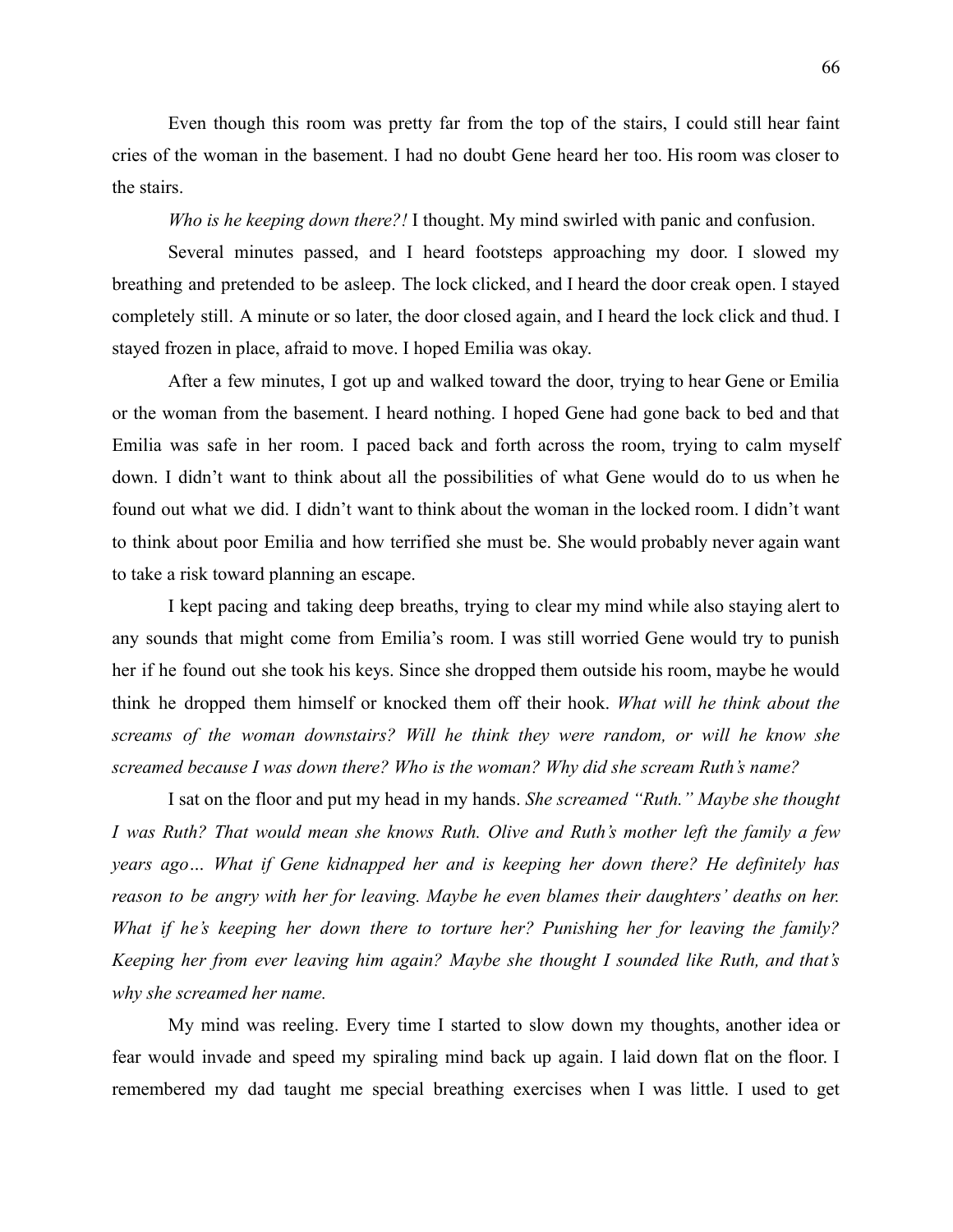Even though this room was pretty far from the top of the stairs, I could still hear faint cries of the woman in the basement. I had no doubt Gene heard her too. His room was closer to the stairs.

*Who is he keeping down there?!* I thought. My mind swirled with panic and confusion.

Several minutes passed, and I heard footsteps approaching my door. I slowed my breathing and pretended to be asleep. The lock clicked, and I heard the door creak open. I stayed completely still. A minute or so later, the door closed again, and I heard the lock click and thud. I stayed frozen in place, afraid to move. I hoped Emilia was okay.

After a few minutes, I got up and walked toward the door, trying to hear Gene or Emilia or the woman from the basement. I heard nothing. I hoped Gene had gone back to bed and that Emilia was safe in her room. I paced back and forth across the room, trying to calm myself down. I didn't want to think about all the possibilities of what Gene would do to us when he found out what we did. I didn't want to think about the woman in the locked room. I didn't want to think about poor Emilia and how terrified she must be. She would probably never again want to take a risk toward planning an escape.

I kept pacing and taking deep breaths, trying to clear my mind while also staying alert to any sounds that might come from Emilia's room. I was still worried Gene would try to punish her if he found out she took his keys. Since she dropped them outside his room, maybe he would think he dropped them himself or knocked them off their hook. *What will he think about the screams of the woman downstairs? Will he think they were random, or will he know she screamed because I was down there? Who is the woman? Why did she scream Ruth's name?*

I sat on the floor and put my head in my hands. *She screamed "Ruth." Maybe she thought I was Ruth? That would mean she knows Ruth. Olive and Ruth's mother left the family a few years ago… What if Gene kidnapped her and is keeping her down there? He definitely has reason to be angry with her for leaving. Maybe he even blames their daughters' deaths on her. What if he's keeping her down there to torture her? Punishing her for leaving the family? Keeping her from ever leaving him again? Maybe she thought I sounded like Ruth, and that's why she screamed her name.*

My mind was reeling. Every time I started to slow down my thoughts, another idea or fear would invade and speed my spiraling mind back up again. I laid down flat on the floor. I remembered my dad taught me special breathing exercises when I was little. I used to get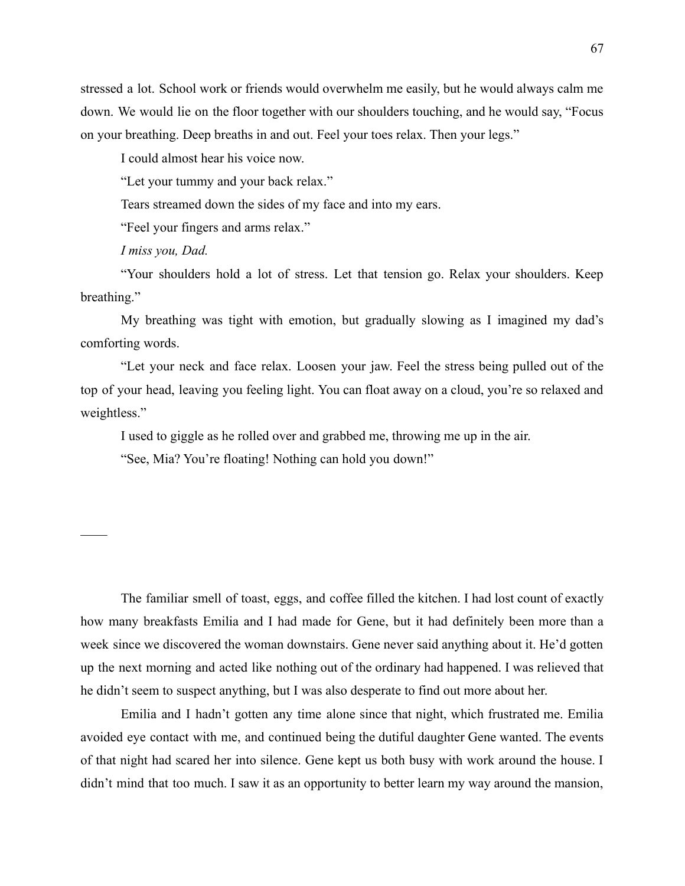stressed a lot. School work or friends would overwhelm me easily, but he would always calm me down. We would lie on the floor together with our shoulders touching, and he would say, "Focus on your breathing. Deep breaths in and out. Feel your toes relax. Then your legs."

I could almost hear his voice now.

"Let your tummy and your back relax."

Tears streamed down the sides of my face and into my ears.

"Feel your fingers and arms relax."

*I miss you, Dad.*

"Your shoulders hold a lot of stress. Let that tension go. Relax your shoulders. Keep breathing."

My breathing was tight with emotion, but gradually slowing as I imagined my dad's comforting words.

"Let your neck and face relax. Loosen your jaw. Feel the stress being pulled out of the top of your head, leaving you feeling light. You can float away on a cloud, you're so relaxed and weightless."

I used to giggle as he rolled over and grabbed me, throwing me up in the air.

"See, Mia? You're floating! Nothing can hold you down!"

——

The familiar smell of toast, eggs, and coffee filled the kitchen. I had lost count of exactly how many breakfasts Emilia and I had made for Gene, but it had definitely been more than a week since we discovered the woman downstairs. Gene never said anything about it. He'd gotten up the next morning and acted like nothing out of the ordinary had happened. I was relieved that he didn't seem to suspect anything, but I was also desperate to find out more about her.

Emilia and I hadn't gotten any time alone since that night, which frustrated me. Emilia avoided eye contact with me, and continued being the dutiful daughter Gene wanted. The events of that night had scared her into silence. Gene kept us both busy with work around the house. I didn't mind that too much. I saw it as an opportunity to better learn my way around the mansion,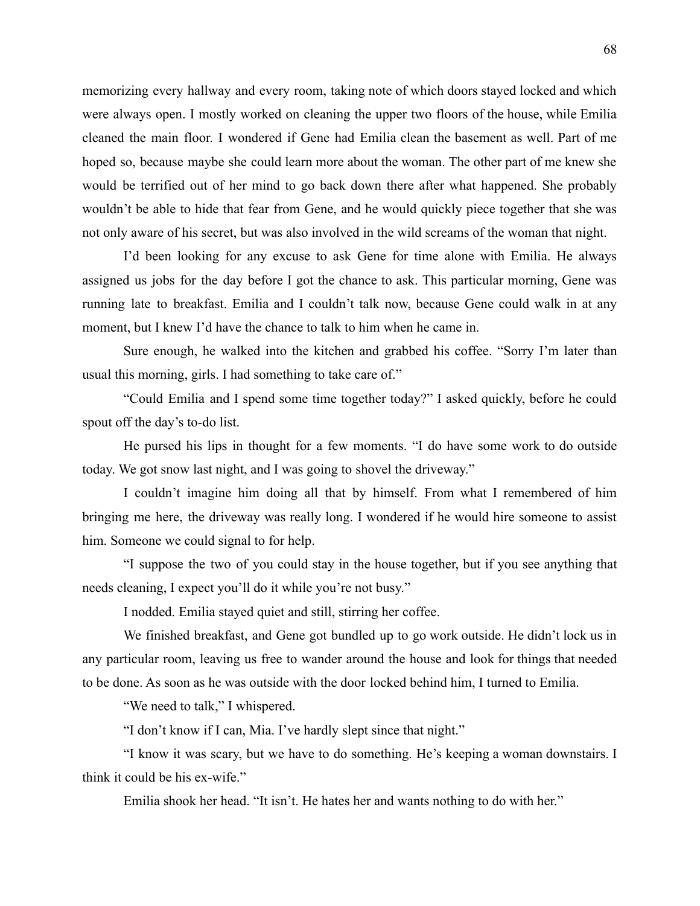memorizing every hallway and every room, taking note of which doors stayed locked and which were always open. I mostly worked on cleaning the upper two floors of the house, while Emilia cleaned the main floor. I wondered if Gene had Emilia clean the basement as well. Part of me hoped so, because maybe she could learn more about the woman. The other part of me knew she would be terrified out of her mind to go back down there after what happened. She probably wouldn't be able to hide that fear from Gene, and he would quickly piece together that she was not only aware of his secret, but was also involved in the wild screams of the woman that night.

I'd been looking for any excuse to ask Gene for time alone with Emilia. He always assigned us jobs for the day before I got the chance to ask. This particular morning, Gene was running late to breakfast. Emilia and I couldn't talk now, because Gene could walk in at any moment, but I knew I'd have the chance to talk to him when he came in.

Sure enough, he walked into the kitchen and grabbed his coffee. "Sorry I'm later than usual this morning, girls. I had something to take care of."

"Could Emilia and I spend some time together today?" I asked quickly, before he could spout off the day's to-do list.

He pursed his lips in thought for a few moments. "I do have some work to do outside today. We got snow last night, and I was going to shovel the driveway."

I couldn't imagine him doing all that by himself. From what I remembered of him bringing me here, the driveway was really long. I wondered if he would hire someone to assist him. Someone we could signal to for help.

"I suppose the two of you could stay in the house together, but if you see anything that needs cleaning, I expect you'll do it while you're not busy."

I nodded. Emilia stayed quiet and still, stirring her coffee.

We finished breakfast, and Gene got bundled up to go work outside. He didn't lock us in any particular room, leaving us free to wander around the house and look for things that needed to be done. As soon as he was outside with the door locked behind him, I turned to Emilia.

"We need to talk," I whispered.

"I don't know if I can, Mia. I've hardly slept since that night."

"I know it was scary, but we have to do something. He's keeping a woman downstairs. I think it could be his ex-wife."

Emilia shook her head. "It isn't. He hates her and wants nothing to do with her."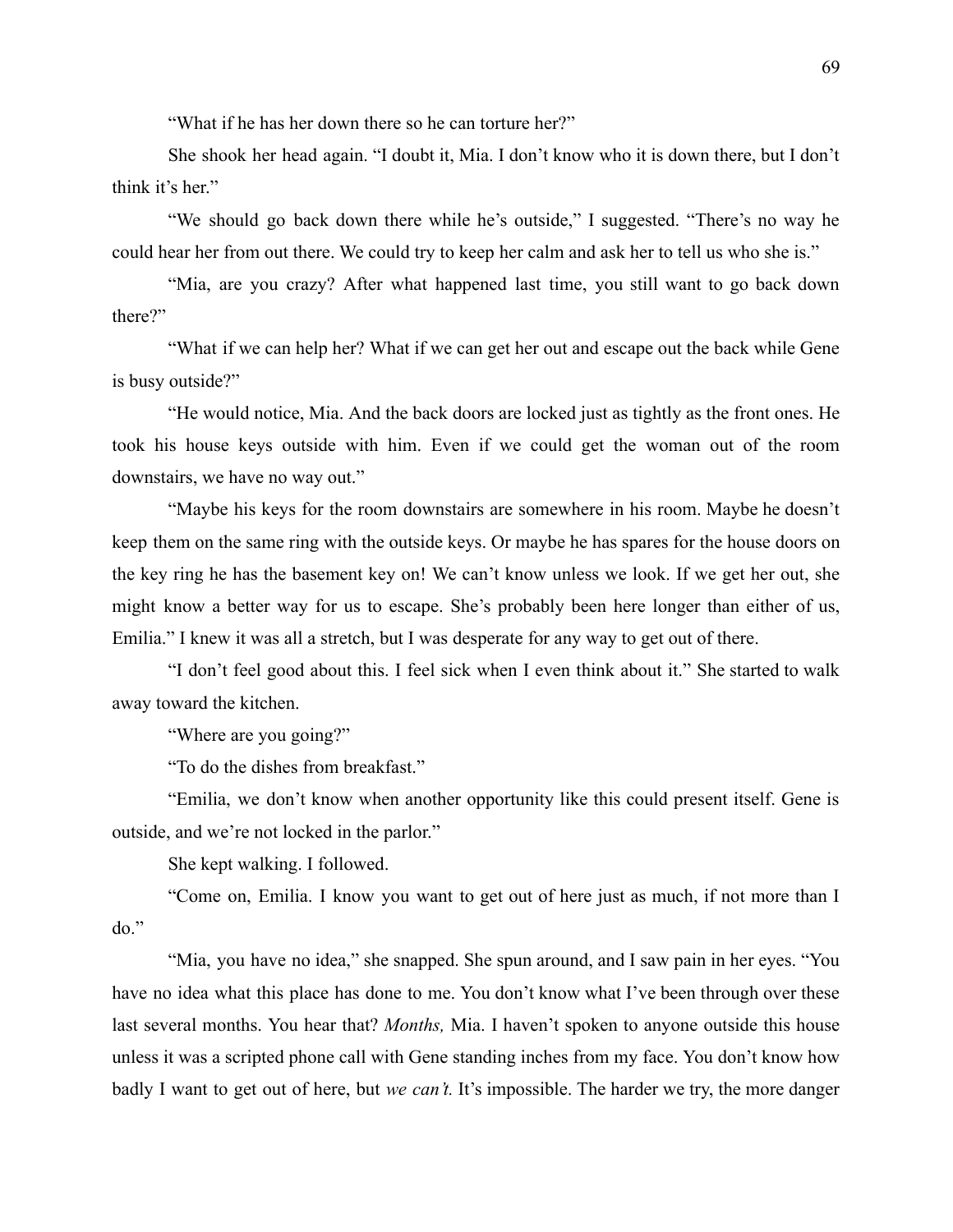"What if he has her down there so he can torture her?"

She shook her head again. "I doubt it, Mia. I don't know who it is down there, but I don't think it's her."

"We should go back down there while he's outside," I suggested. "There's no way he could hear her from out there. We could try to keep her calm and ask her to tell us who she is."

"Mia, are you crazy? After what happened last time, you still want to go back down there?"

"What if we can help her? What if we can get her out and escape out the back while Gene is busy outside?"

"He would notice, Mia. And the back doors are locked just as tightly as the front ones. He took his house keys outside with him. Even if we could get the woman out of the room downstairs, we have no way out."

"Maybe his keys for the room downstairs are somewhere in his room. Maybe he doesn't keep them on the same ring with the outside keys. Or maybe he has spares for the house doors on the key ring he has the basement key on! We can't know unless we look. If we get her out, she might know a better way for us to escape. She's probably been here longer than either of us, Emilia." I knew it was all a stretch, but I was desperate for any way to get out of there.

"I don't feel good about this. I feel sick when I even think about it." She started to walk away toward the kitchen.

"Where are you going?"

"To do the dishes from breakfast."

"Emilia, we don't know when another opportunity like this could present itself. Gene is outside, and we're not locked in the parlor."

She kept walking. I followed.

"Come on, Emilia. I know you want to get out of here just as much, if not more than I do."

"Mia, you have no idea," she snapped. She spun around, and I saw pain in her eyes. "You have no idea what this place has done to me. You don't know what I've been through over these last several months. You hear that? *Months,* Mia. I haven't spoken to anyone outside this house unless it was a scripted phone call with Gene standing inches from my face. You don't know how badly I want to get out of here, but *we can't.* It's impossible. The harder we try, the more danger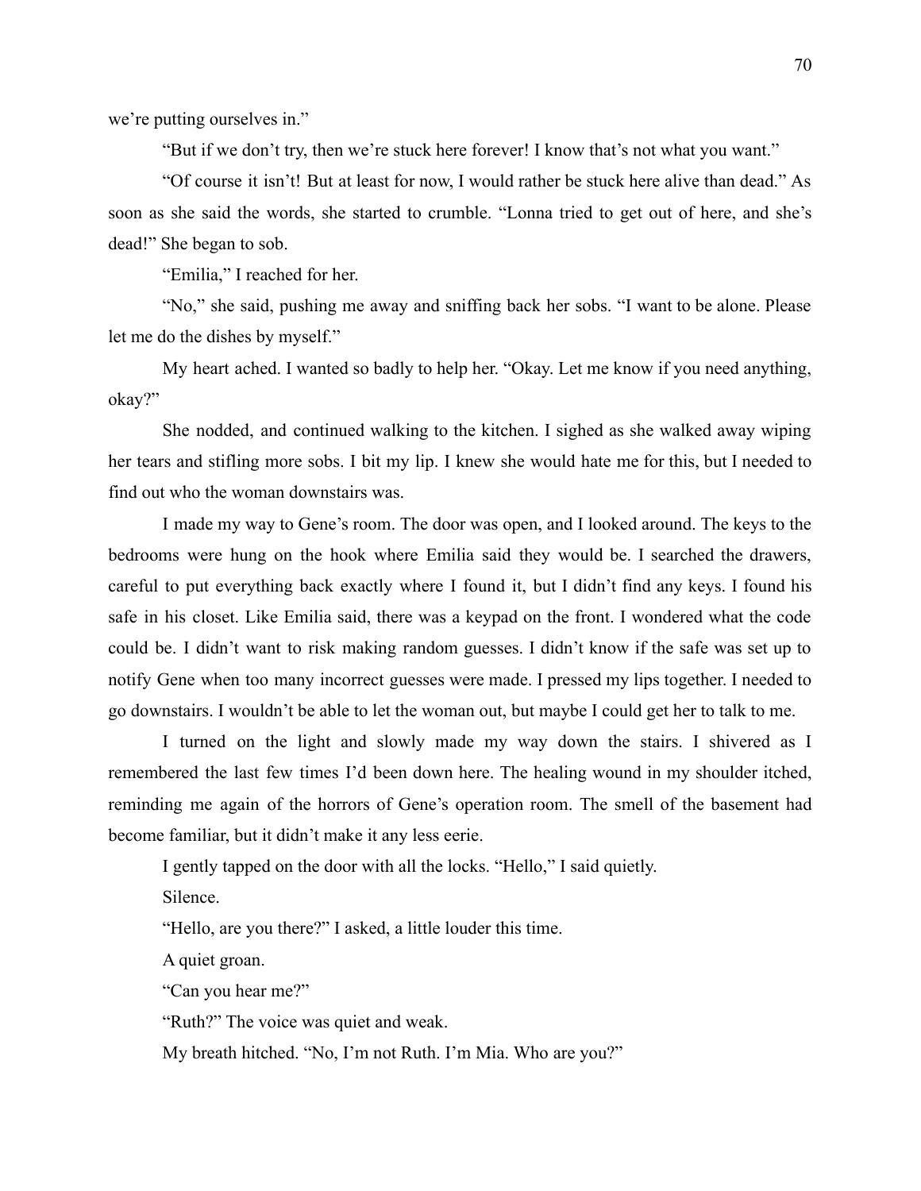we're putting ourselves in."

"But if we don't try, then we're stuck here forever! I know that's not what you want."

"Of course it isn't! But at least for now, I would rather be stuck here alive than dead." As soon as she said the words, she started to crumble. "Lonna tried to get out of here, and she's dead!" She began to sob.

"Emilia," I reached for her.

"No," she said, pushing me away and sniffing back her sobs. "I want to be alone. Please let me do the dishes by myself."

My heart ached. I wanted so badly to help her. "Okay. Let me know if you need anything, okay?"

She nodded, and continued walking to the kitchen. I sighed as she walked away wiping her tears and stifling more sobs. I bit my lip. I knew she would hate me for this, but I needed to find out who the woman downstairs was.

I made my way to Gene's room. The door was open, and I looked around. The keys to the bedrooms were hung on the hook where Emilia said they would be. I searched the drawers, careful to put everything back exactly where I found it, but I didn't find any keys. I found his safe in his closet. Like Emilia said, there was a keypad on the front. I wondered what the code could be. I didn't want to risk making random guesses. I didn't know if the safe was set up to notify Gene when too many incorrect guesses were made. I pressed my lips together. I needed to go downstairs. I wouldn't be able to let the woman out, but maybe I could get her to talk to me.

I turned on the light and slowly made my way down the stairs. I shivered as I remembered the last few times I'd been down here. The healing wound in my shoulder itched, reminding me again of the horrors of Gene's operation room. The smell of the basement had become familiar, but it didn't make it any less eerie.

I gently tapped on the door with all the locks. "Hello," I said quietly.

Silence.

"Hello, are you there?" I asked, a little louder this time.

A quiet groan.

"Can you hear me?"

"Ruth?" The voice was quiet and weak.

My breath hitched. "No, I'm not Ruth. I'm Mia. Who are you?"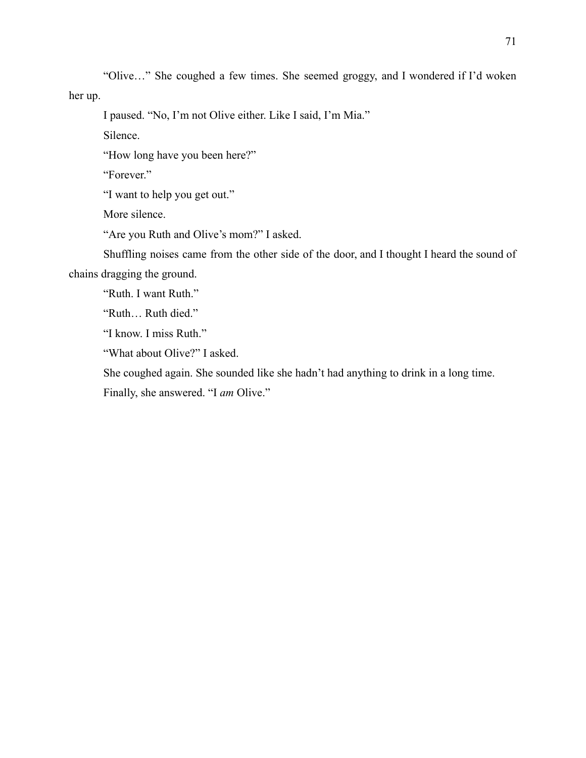"Olive…" She coughed a few times. She seemed groggy, and I wondered if I'd woken her up.

I paused. "No, I'm not Olive either. Like I said, I'm Mia."

Silence.

"How long have you been here?"

"Forever."

"I want to help you get out."

More silence.

"Are you Ruth and Olive's mom?" I asked.

Shuffling noises came from the other side of the door, and I thought I heard the sound of chains dragging the ground.

"Ruth. I want Ruth."

"Ruth… Ruth died."

"I know. I miss Ruth."

"What about Olive?" I asked.

She coughed again. She sounded like she hadn't had anything to drink in a long time.

Finally, she answered. "I *am* Olive."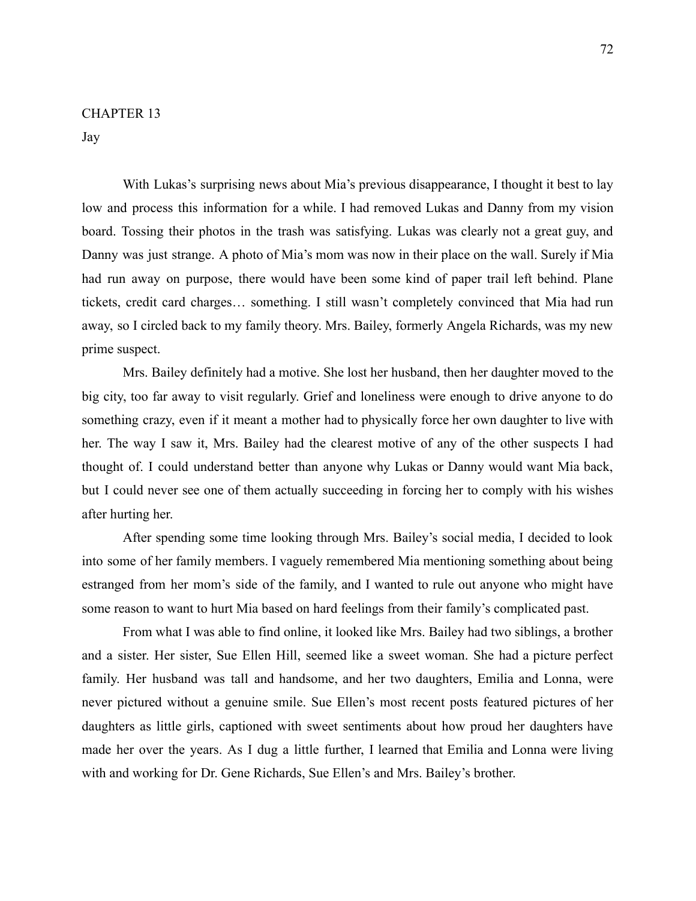# CHAPTER 13

## Jay

With Lukas's surprising news about Mia's previous disappearance, I thought it best to lay low and process this information for a while. I had removed Lukas and Danny from my vision board. Tossing their photos in the trash was satisfying. Lukas was clearly not a great guy, and Danny was just strange. A photo of Mia's mom was now in their place on the wall. Surely if Mia had run away on purpose, there would have been some kind of paper trail left behind. Plane tickets, credit card charges… something. I still wasn't completely convinced that Mia had run away, so I circled back to my family theory. Mrs. Bailey, formerly Angela Richards, was my new prime suspect.

Mrs. Bailey definitely had a motive. She lost her husband, then her daughter moved to the big city, too far away to visit regularly. Grief and loneliness were enough to drive anyone to do something crazy, even if it meant a mother had to physically force her own daughter to live with her. The way I saw it, Mrs. Bailey had the clearest motive of any of the other suspects I had thought of. I could understand better than anyone why Lukas or Danny would want Mia back, but I could never see one of them actually succeeding in forcing her to comply with his wishes after hurting her.

After spending some time looking through Mrs. Bailey's social media, I decided to look into some of her family members. I vaguely remembered Mia mentioning something about being estranged from her mom's side of the family, and I wanted to rule out anyone who might have some reason to want to hurt Mia based on hard feelings from their family's complicated past.

From what I was able to find online, it looked like Mrs. Bailey had two siblings, a brother and a sister. Her sister, Sue Ellen Hill, seemed like a sweet woman. She had a picture perfect family. Her husband was tall and handsome, and her two daughters, Emilia and Lonna, were never pictured without a genuine smile. Sue Ellen's most recent posts featured pictures of her daughters as little girls, captioned with sweet sentiments about how proud her daughters have made her over the years. As I dug a little further, I learned that Emilia and Lonna were living with and working for Dr. Gene Richards, Sue Ellen's and Mrs. Bailey's brother.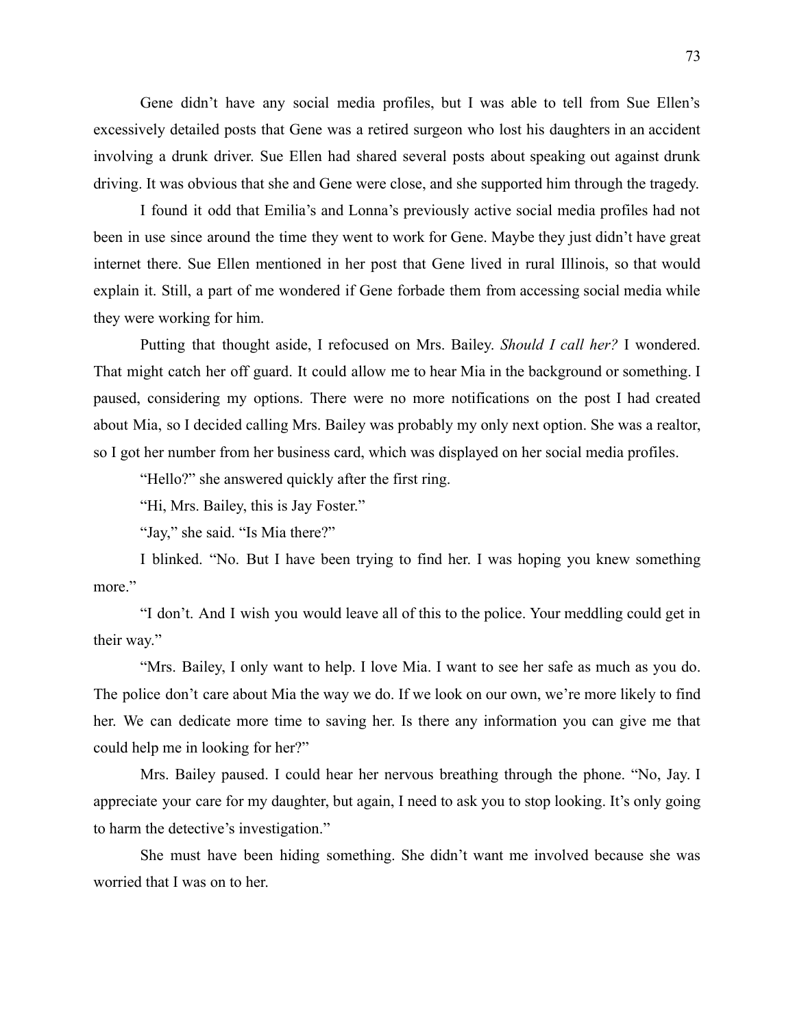Gene didn't have any social media profiles, but I was able to tell from Sue Ellen's excessively detailed posts that Gene was a retired surgeon who lost his daughters in an accident involving a drunk driver. Sue Ellen had shared several posts about speaking out against drunk driving. It was obvious that she and Gene were close, and she supported him through the tragedy.

I found it odd that Emilia's and Lonna's previously active social media profiles had not been in use since around the time they went to work for Gene. Maybe they just didn't have great internet there. Sue Ellen mentioned in her post that Gene lived in rural Illinois, so that would explain it. Still, a part of me wondered if Gene forbade them from accessing social media while they were working for him.

Putting that thought aside, I refocused on Mrs. Bailey. *Should I call her?* I wondered. That might catch her off guard. It could allow me to hear Mia in the background or something. I paused, considering my options. There were no more notifications on the post I had created about Mia, so I decided calling Mrs. Bailey was probably my only next option. She was a realtor, so I got her number from her business card, which was displayed on her social media profiles.

"Hello?" she answered quickly after the first ring.

"Hi, Mrs. Bailey, this is Jay Foster."

"Jay," she said. "Is Mia there?"

I blinked. "No. But I have been trying to find her. I was hoping you knew something more."

"I don't. And I wish you would leave all of this to the police. Your meddling could get in their way."

"Mrs. Bailey, I only want to help. I love Mia. I want to see her safe as much as you do. The police don't care about Mia the way we do. If we look on our own, we're more likely to find her. We can dedicate more time to saving her. Is there any information you can give me that could help me in looking for her?"

Mrs. Bailey paused. I could hear her nervous breathing through the phone. "No, Jay. I appreciate your care for my daughter, but again, I need to ask you to stop looking. It's only going to harm the detective's investigation."

She must have been hiding something. She didn't want me involved because she was worried that I was on to her.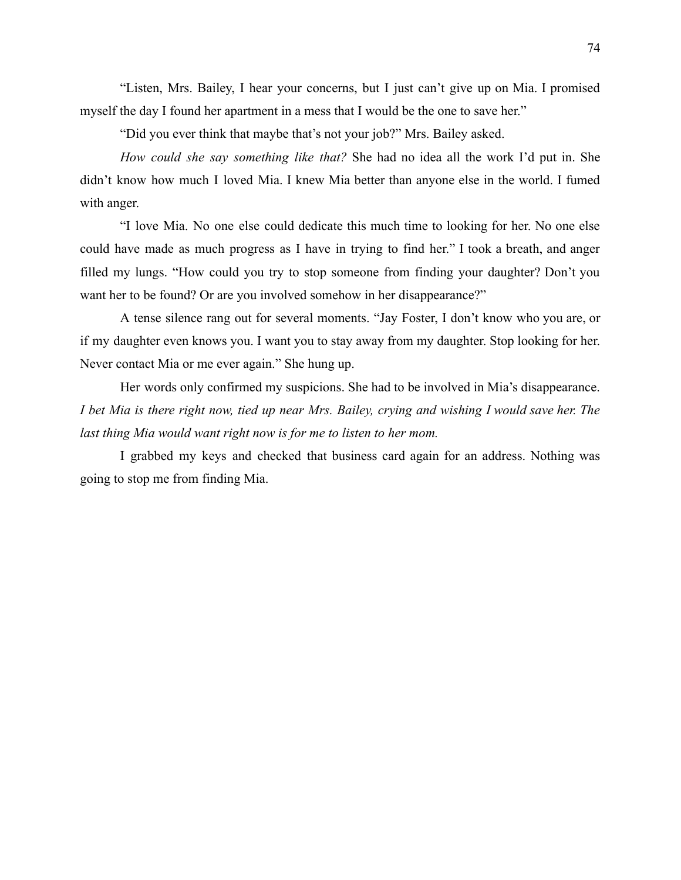"Listen, Mrs. Bailey, I hear your concerns, but I just can't give up on Mia. I promised myself the day I found her apartment in a mess that I would be the one to save her."

"Did you ever think that maybe that's not your job?" Mrs. Bailey asked.

*How could she say something like that?* She had no idea all the work I'd put in. She didn't know how much I loved Mia. I knew Mia better than anyone else in the world. I fumed with anger.

"I love Mia. No one else could dedicate this much time to looking for her. No one else could have made as much progress as I have in trying to find her." I took a breath, and anger filled my lungs. "How could you try to stop someone from finding your daughter? Don't you want her to be found? Or are you involved somehow in her disappearance?"

A tense silence rang out for several moments. "Jay Foster, I don't know who you are, or if my daughter even knows you. I want you to stay away from my daughter. Stop looking for her. Never contact Mia or me ever again." She hung up.

Her words only confirmed my suspicions. She had to be involved in Mia's disappearance. *I bet Mia is there right now, tied up near Mrs. Bailey, crying and wishing I would save her. The last thing Mia would want right now is for me to listen to her mom.*

I grabbed my keys and checked that business card again for an address. Nothing was going to stop me from finding Mia.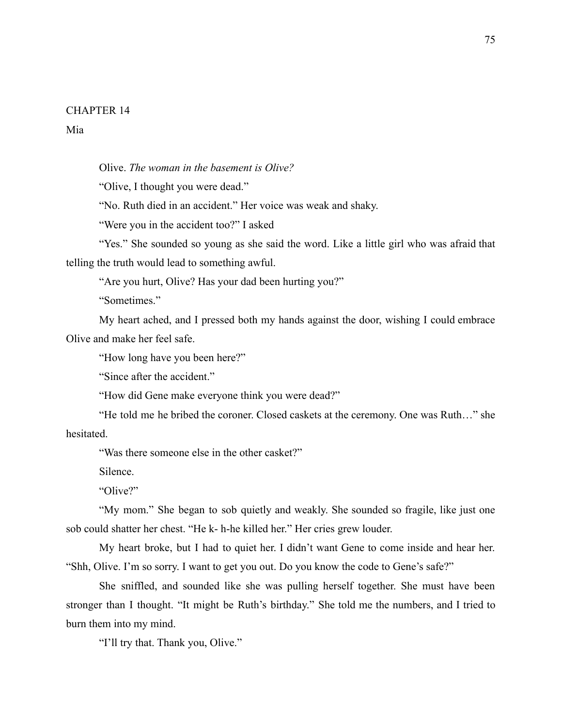# CHAPTER 14

## Mia

Olive. *The woman in the basement is Olive?*

"Olive, I thought you were dead."

"No. Ruth died in an accident." Her voice was weak and shaky.

"Were you in the accident too?" I asked

"Yes." She sounded so young as she said the word. Like a little girl who was afraid that telling the truth would lead to something awful.

"Are you hurt, Olive? Has your dad been hurting you?"

"Sometimes."

My heart ached, and I pressed both my hands against the door, wishing I could embrace Olive and make her feel safe.

"How long have you been here?"

"Since after the accident."

"How did Gene make everyone think you were dead?"

"He told me he bribed the coroner. Closed caskets at the ceremony. One was Ruth…" she hesitated.

"Was there someone else in the other casket?"

Silence.

"Olive?"

"My mom." She began to sob quietly and weakly. She sounded so fragile, like just one sob could shatter her chest. "He k- h-he killed her." Her cries grew louder.

My heart broke, but I had to quiet her. I didn't want Gene to come inside and hear her. "Shh, Olive. I'm so sorry. I want to get you out. Do you know the code to Gene's safe?"

She sniffled, and sounded like she was pulling herself together. She must have been stronger than I thought. "It might be Ruth's birthday." She told me the numbers, and I tried to burn them into my mind.

"I'll try that. Thank you, Olive."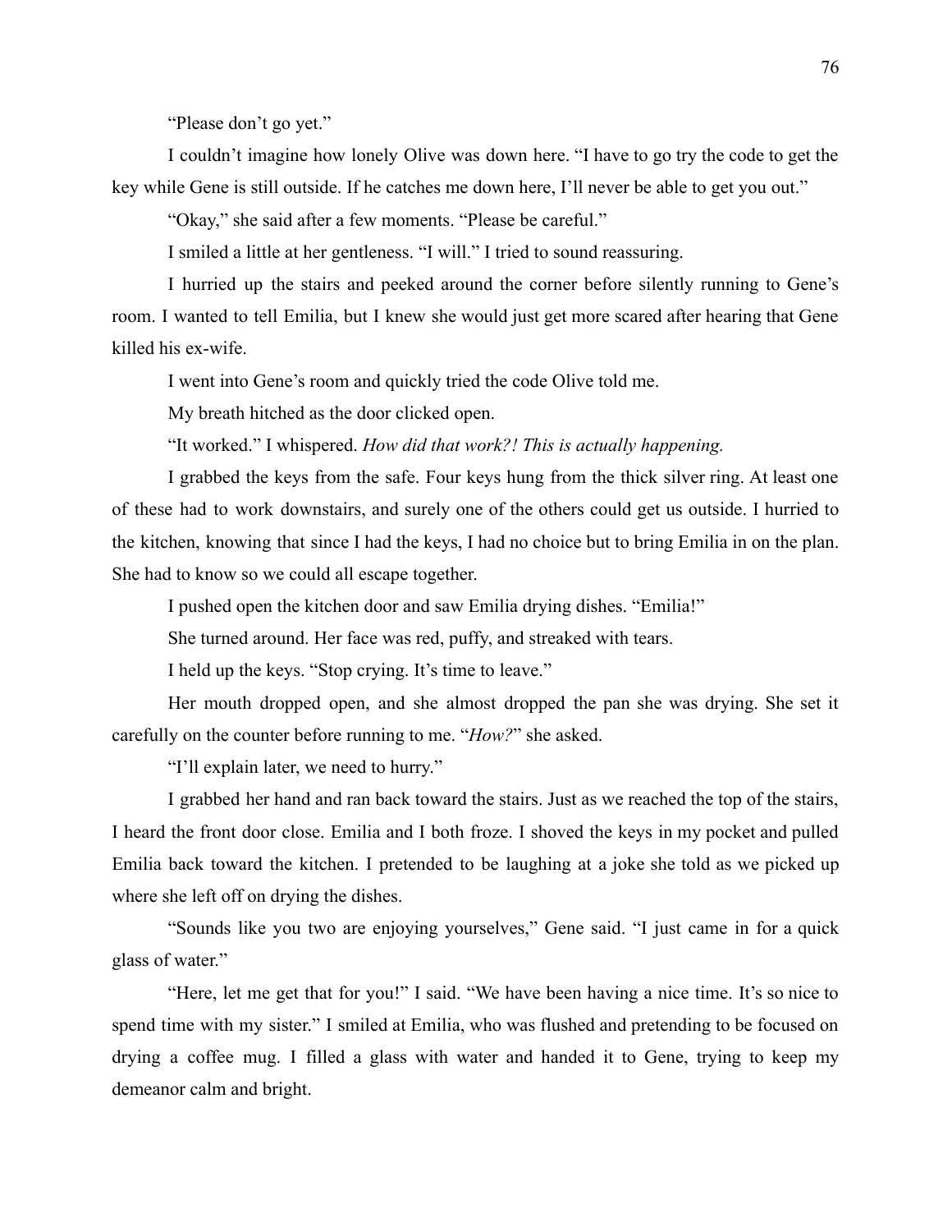"Please don't go yet."

I couldn't imagine how lonely Olive was down here. "I have to go try the code to get the key while Gene is still outside. If he catches me down here, I'll never be able to get you out."

"Okay," she said after a few moments. "Please be careful."

I smiled a little at her gentleness. "I will." I tried to sound reassuring.

I hurried up the stairs and peeked around the corner before silently running to Gene's room. I wanted to tell Emilia, but I knew she would just get more scared after hearing that Gene killed his ex-wife.

I went into Gene's room and quickly tried the code Olive told me.

My breath hitched as the door clicked open.

"It worked." I whispered. *How did that work?! This is actually happening.*

I grabbed the keys from the safe. Four keys hung from the thick silver ring. At least one of these had to work downstairs, and surely one of the others could get us outside. I hurried to the kitchen, knowing that since I had the keys, I had no choice but to bring Emilia in on the plan. She had to know so we could all escape together.

I pushed open the kitchen door and saw Emilia drying dishes. "Emilia!"

She turned around. Her face was red, puffy, and streaked with tears.

I held up the keys. "Stop crying. It's time to leave."

Her mouth dropped open, and she almost dropped the pan she was drying. She set it carefully on the counter before running to me. "*How?*" she asked.

"I'll explain later, we need to hurry."

I grabbed her hand and ran back toward the stairs. Just as we reached the top of the stairs, I heard the front door close. Emilia and I both froze. I shoved the keys in my pocket and pulled Emilia back toward the kitchen. I pretended to be laughing at a joke she told as we picked up where she left off on drying the dishes.

"Sounds like you two are enjoying yourselves," Gene said. "I just came in for a quick glass of water."

"Here, let me get that for you!" I said. "We have been having a nice time. It's so nice to spend time with my sister." I smiled at Emilia, who was flushed and pretending to be focused on drying a coffee mug. I filled a glass with water and handed it to Gene, trying to keep my demeanor calm and bright.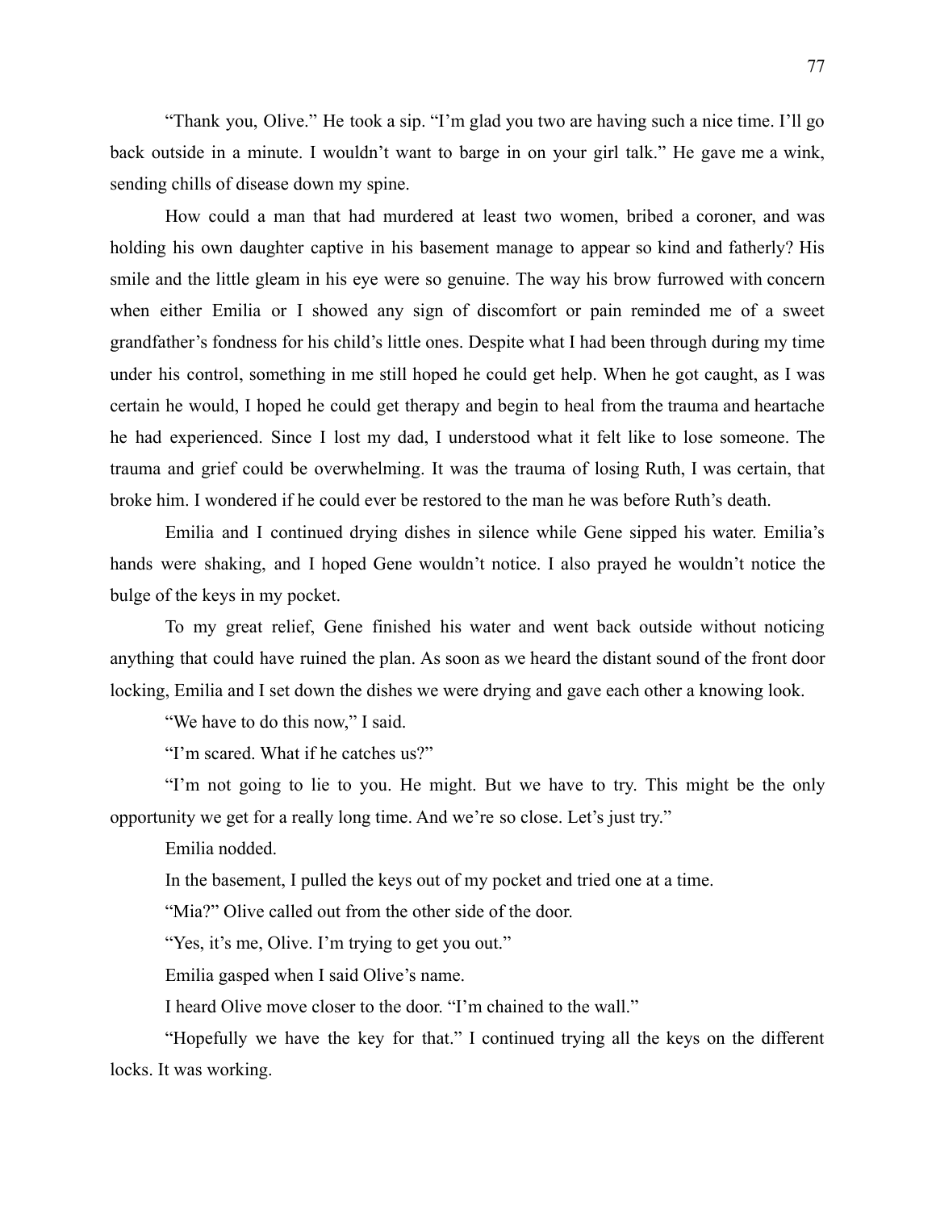"Thank you, Olive." He took a sip. "I'm glad you two are having such a nice time. I'll go back outside in a minute. I wouldn't want to barge in on your girl talk." He gave me a wink, sending chills of disease down my spine.

How could a man that had murdered at least two women, bribed a coroner, and was holding his own daughter captive in his basement manage to appear so kind and fatherly? His smile and the little gleam in his eye were so genuine. The way his brow furrowed with concern when either Emilia or I showed any sign of discomfort or pain reminded me of a sweet grandfather's fondness for his child's little ones. Despite what I had been through during my time under his control, something in me still hoped he could get help. When he got caught, as I was certain he would, I hoped he could get therapy and begin to heal from the trauma and heartache he had experienced. Since I lost my dad, I understood what it felt like to lose someone. The trauma and grief could be overwhelming. It was the trauma of losing Ruth, I was certain, that broke him. I wondered if he could ever be restored to the man he was before Ruth's death.

Emilia and I continued drying dishes in silence while Gene sipped his water. Emilia's hands were shaking, and I hoped Gene wouldn't notice. I also prayed he wouldn't notice the bulge of the keys in my pocket.

To my great relief, Gene finished his water and went back outside without noticing anything that could have ruined the plan. As soon as we heard the distant sound of the front door locking, Emilia and I set down the dishes we were drying and gave each other a knowing look.

"We have to do this now," I said.

"I'm scared. What if he catches us?"

"I'm not going to lie to you. He might. But we have to try. This might be the only opportunity we get for a really long time. And we're so close. Let's just try."

Emilia nodded.

In the basement, I pulled the keys out of my pocket and tried one at a time.

"Mia?" Olive called out from the other side of the door.

"Yes, it's me, Olive. I'm trying to get you out."

Emilia gasped when I said Olive's name.

I heard Olive move closer to the door. "I'm chained to the wall."

"Hopefully we have the key for that." I continued trying all the keys on the different locks. It was working.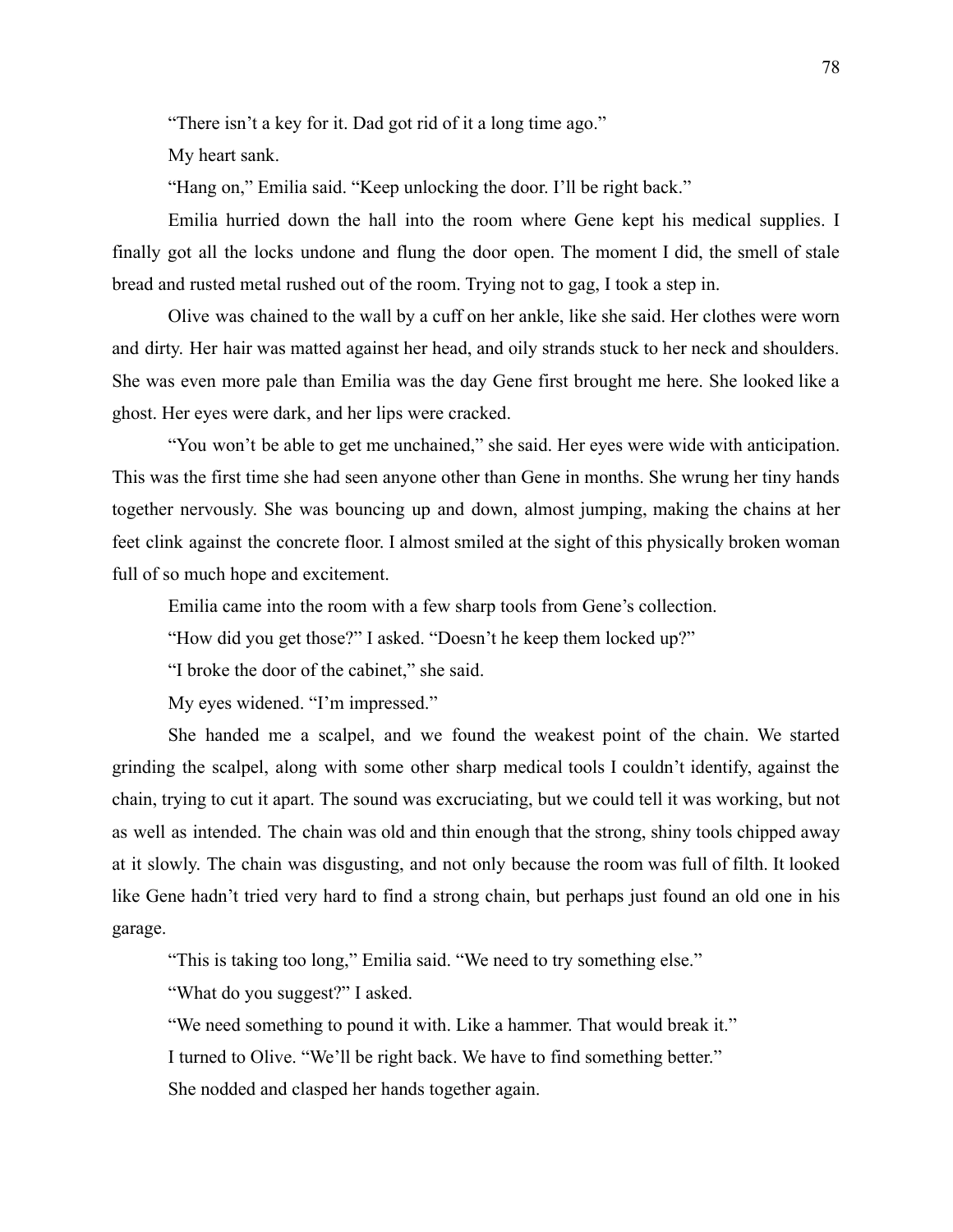"There isn't a key for it. Dad got rid of it a long time ago."

My heart sank.

"Hang on," Emilia said. "Keep unlocking the door. I'll be right back."

Emilia hurried down the hall into the room where Gene kept his medical supplies. I finally got all the locks undone and flung the door open. The moment I did, the smell of stale bread and rusted metal rushed out of the room. Trying not to gag, I took a step in.

Olive was chained to the wall by a cuff on her ankle, like she said. Her clothes were worn and dirty. Her hair was matted against her head, and oily strands stuck to her neck and shoulders. She was even more pale than Emilia was the day Gene first brought me here. She looked like a ghost. Her eyes were dark, and her lips were cracked.

"You won't be able to get me unchained," she said. Her eyes were wide with anticipation. This was the first time she had seen anyone other than Gene in months. She wrung her tiny hands together nervously. She was bouncing up and down, almost jumping, making the chains at her feet clink against the concrete floor. I almost smiled at the sight of this physically broken woman full of so much hope and excitement.

Emilia came into the room with a few sharp tools from Gene's collection.

"How did you get those?" I asked. "Doesn't he keep them locked up?"

"I broke the door of the cabinet," she said.

My eyes widened. "I'm impressed."

She handed me a scalpel, and we found the weakest point of the chain. We started grinding the scalpel, along with some other sharp medical tools I couldn't identify, against the chain, trying to cut it apart. The sound was excruciating, but we could tell it was working, but not as well as intended. The chain was old and thin enough that the strong, shiny tools chipped away at it slowly. The chain was disgusting, and not only because the room was full of filth. It looked like Gene hadn't tried very hard to find a strong chain, but perhaps just found an old one in his garage.

"This is taking too long," Emilia said. "We need to try something else."

"What do you suggest?" I asked.

"We need something to pound it with. Like a hammer. That would break it."

I turned to Olive. "We'll be right back. We have to find something better."

She nodded and clasped her hands together again.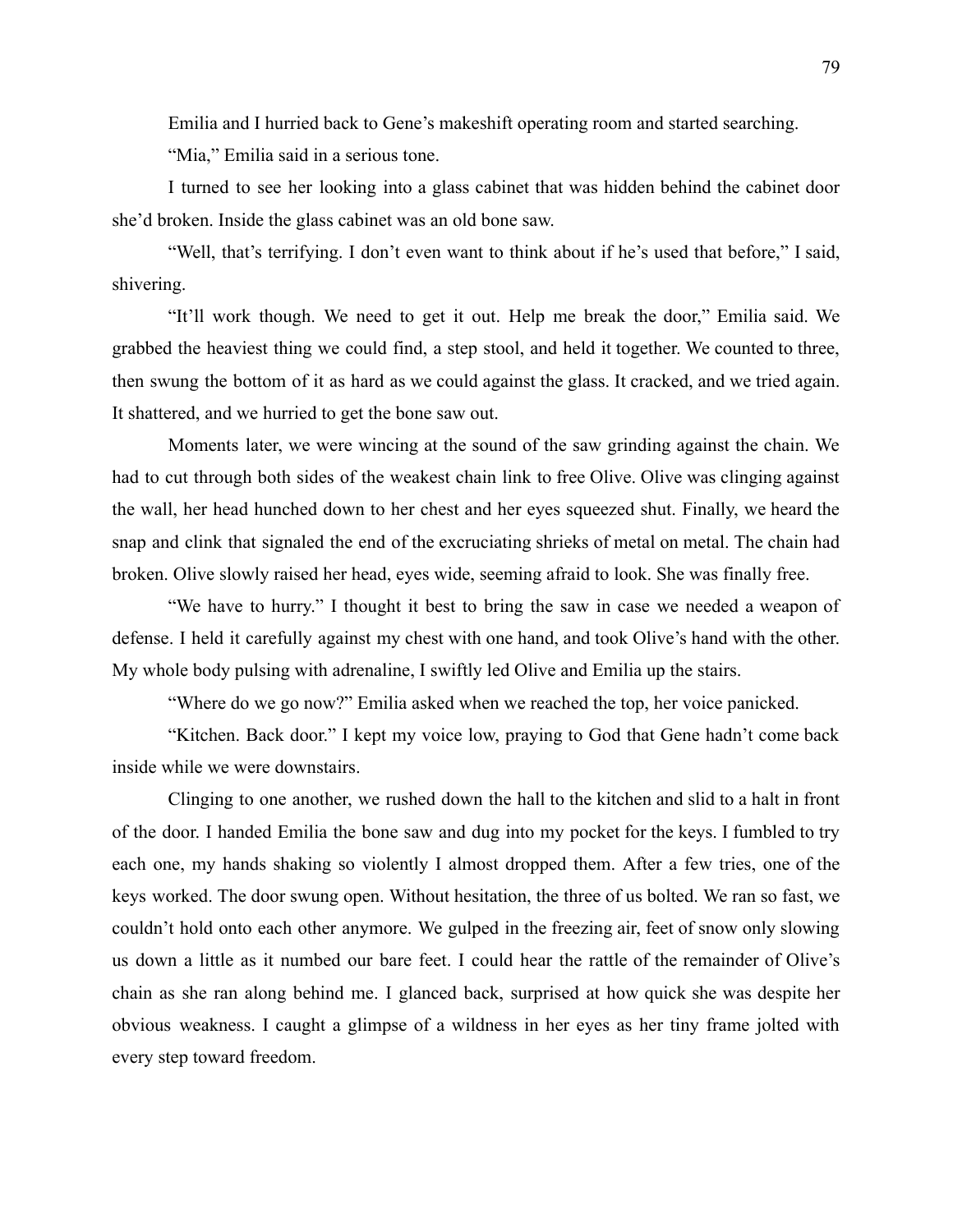Emilia and I hurried back to Gene's makeshift operating room and started searching.

"Mia," Emilia said in a serious tone.

I turned to see her looking into a glass cabinet that was hidden behind the cabinet door she'd broken. Inside the glass cabinet was an old bone saw.

"Well, that's terrifying. I don't even want to think about if he's used that before," I said, shivering.

"It'll work though. We need to get it out. Help me break the door," Emilia said. We grabbed the heaviest thing we could find, a step stool, and held it together. We counted to three, then swung the bottom of it as hard as we could against the glass. It cracked, and we tried again. It shattered, and we hurried to get the bone saw out.

Moments later, we were wincing at the sound of the saw grinding against the chain. We had to cut through both sides of the weakest chain link to free Olive. Olive was clinging against the wall, her head hunched down to her chest and her eyes squeezed shut. Finally, we heard the snap and clink that signaled the end of the excruciating shrieks of metal on metal. The chain had broken. Olive slowly raised her head, eyes wide, seeming afraid to look. She was finally free.

"We have to hurry." I thought it best to bring the saw in case we needed a weapon of defense. I held it carefully against my chest with one hand, and took Olive's hand with the other. My whole body pulsing with adrenaline, I swiftly led Olive and Emilia up the stairs.

"Where do we go now?" Emilia asked when we reached the top, her voice panicked.

"Kitchen. Back door." I kept my voice low, praying to God that Gene hadn't come back inside while we were downstairs.

Clinging to one another, we rushed down the hall to the kitchen and slid to a halt in front of the door. I handed Emilia the bone saw and dug into my pocket for the keys. I fumbled to try each one, my hands shaking so violently I almost dropped them. After a few tries, one of the keys worked. The door swung open. Without hesitation, the three of us bolted. We ran so fast, we couldn't hold onto each other anymore. We gulped in the freezing air, feet of snow only slowing us down a little as it numbed our bare feet. I could hear the rattle of the remainder of Olive's chain as she ran along behind me. I glanced back, surprised at how quick she was despite her obvious weakness. I caught a glimpse of a wildness in her eyes as her tiny frame jolted with every step toward freedom.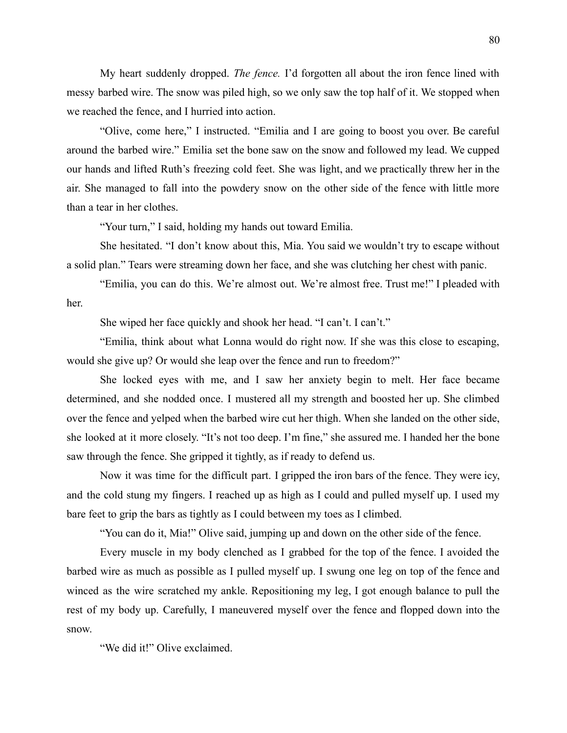My heart suddenly dropped. *The fence.* I'd forgotten all about the iron fence lined with messy barbed wire. The snow was piled high, so we only saw the top half of it. We stopped when we reached the fence, and I hurried into action.

"Olive, come here," I instructed. "Emilia and I are going to boost you over. Be careful around the barbed wire." Emilia set the bone saw on the snow and followed my lead. We cupped our hands and lifted Ruth's freezing cold feet. She was light, and we practically threw her in the air. She managed to fall into the powdery snow on the other side of the fence with little more than a tear in her clothes.

"Your turn," I said, holding my hands out toward Emilia.

She hesitated. "I don't know about this, Mia. You said we wouldn't try to escape without a solid plan." Tears were streaming down her face, and she was clutching her chest with panic.

"Emilia, you can do this. We're almost out. We're almost free. Trust me!" I pleaded with her.

She wiped her face quickly and shook her head. "I can't. I can't."

"Emilia, think about what Lonna would do right now. If she was this close to escaping, would she give up? Or would she leap over the fence and run to freedom?"

She locked eyes with me, and I saw her anxiety begin to melt. Her face became determined, and she nodded once. I mustered all my strength and boosted her up. She climbed over the fence and yelped when the barbed wire cut her thigh. When she landed on the other side, she looked at it more closely. "It's not too deep. I'm fine," she assured me. I handed her the bone saw through the fence. She gripped it tightly, as if ready to defend us.

Now it was time for the difficult part. I gripped the iron bars of the fence. They were icy, and the cold stung my fingers. I reached up as high as I could and pulled myself up. I used my bare feet to grip the bars as tightly as I could between my toes as I climbed.

"You can do it, Mia!" Olive said, jumping up and down on the other side of the fence.

Every muscle in my body clenched as I grabbed for the top of the fence. I avoided the barbed wire as much as possible as I pulled myself up. I swung one leg on top of the fence and winced as the wire scratched my ankle. Repositioning my leg, I got enough balance to pull the rest of my body up. Carefully, I maneuvered myself over the fence and flopped down into the snow.

"We did it!" Olive exclaimed.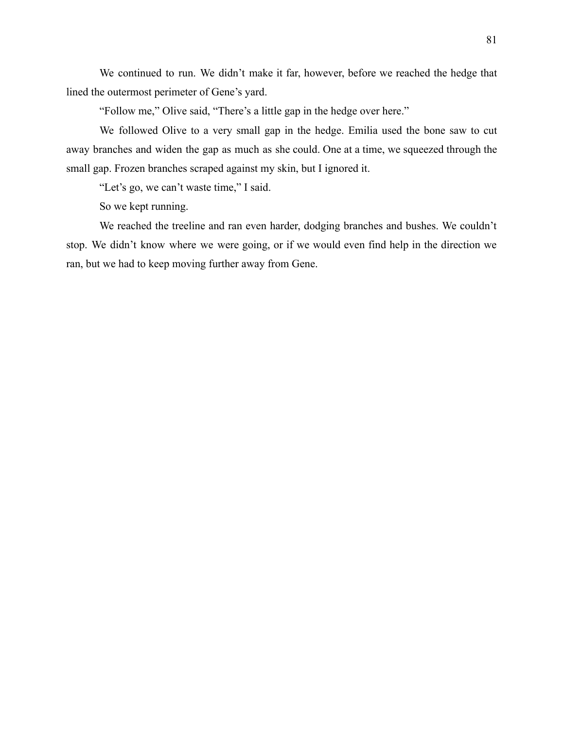We continued to run. We didn’t make it far, however, before we reached the hedge that lined the outermost perimeter of Gene’s yard.

“Follow me,” Olive said, “There’s a little gap in the hedge over here.”

We followed Olive to a very small gap in the hedge. Emilia used the bone saw to cut away branches and widen the gap as much as she could. One at a time, we squeezed through the small gap. Frozen branches scraped against my skin, but I ignored it.

“Let’s go, we can’t waste time,” I said.

So we kept running.

We reached the treeline and ran even harder, dodging branches and bushes. We couldn’t stop. We didn’t know where we were going, or if we would even find help in the direction we ran, but we had to keep moving further away from Gene.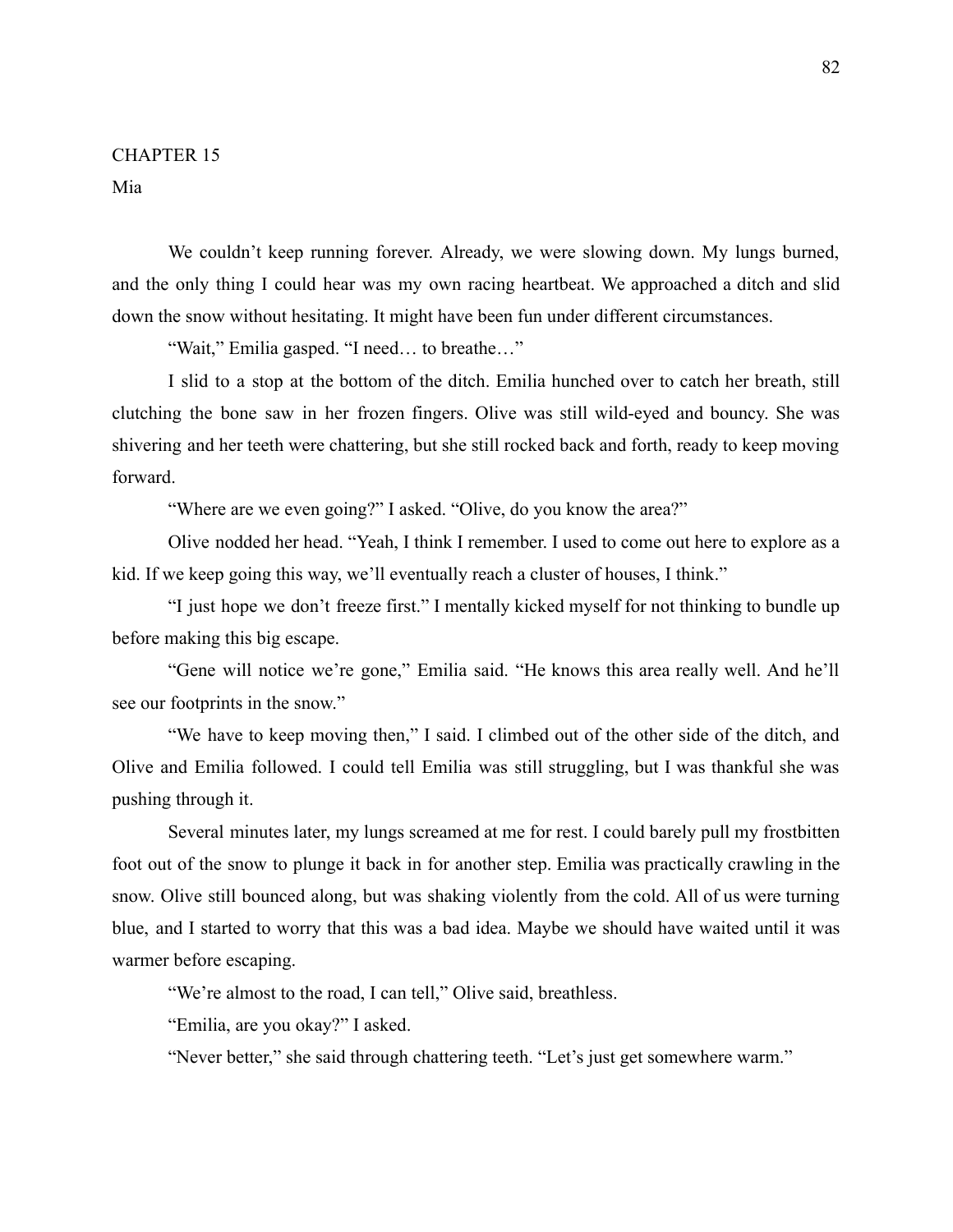## CHAPTER 15

### Mia

We couldn't keep running forever. Already, we were slowing down. My lungs burned, and the only thing I could hear was my own racing heartbeat. We approached a ditch and slid down the snow without hesitating. It might have been fun under different circumstances.

"Wait," Emilia gasped. "I need… to breathe…"

I slid to a stop at the bottom of the ditch. Emilia hunched over to catch her breath, still clutching the bone saw in her frozen fingers. Olive was still wild-eyed and bouncy. She was shivering and her teeth were chattering, but she still rocked back and forth, ready to keep moving forward.

"Where are we even going?" I asked. "Olive, do you know the area?"

Olive nodded her head. "Yeah, I think I remember. I used to come out here to explore as a kid. If we keep going this way, we'll eventually reach a cluster of houses, I think."

"I just hope we don't freeze first." I mentally kicked myself for not thinking to bundle up before making this big escape.

"Gene will notice we're gone," Emilia said. "He knows this area really well. And he'll see our footprints in the snow."

"We have to keep moving then," I said. I climbed out of the other side of the ditch, and Olive and Emilia followed. I could tell Emilia was still struggling, but I was thankful she was pushing through it.

Several minutes later, my lungs screamed at me for rest. I could barely pull my frostbitten foot out of the snow to plunge it back in for another step. Emilia was practically crawling in the snow. Olive still bounced along, but was shaking violently from the cold. All of us were turning blue, and I started to worry that this was a bad idea. Maybe we should have waited until it was warmer before escaping.

"We're almost to the road, I can tell," Olive said, breathless.

"Emilia, are you okay?" I asked.

"Never better," she said through chattering teeth. "Let's just get somewhere warm."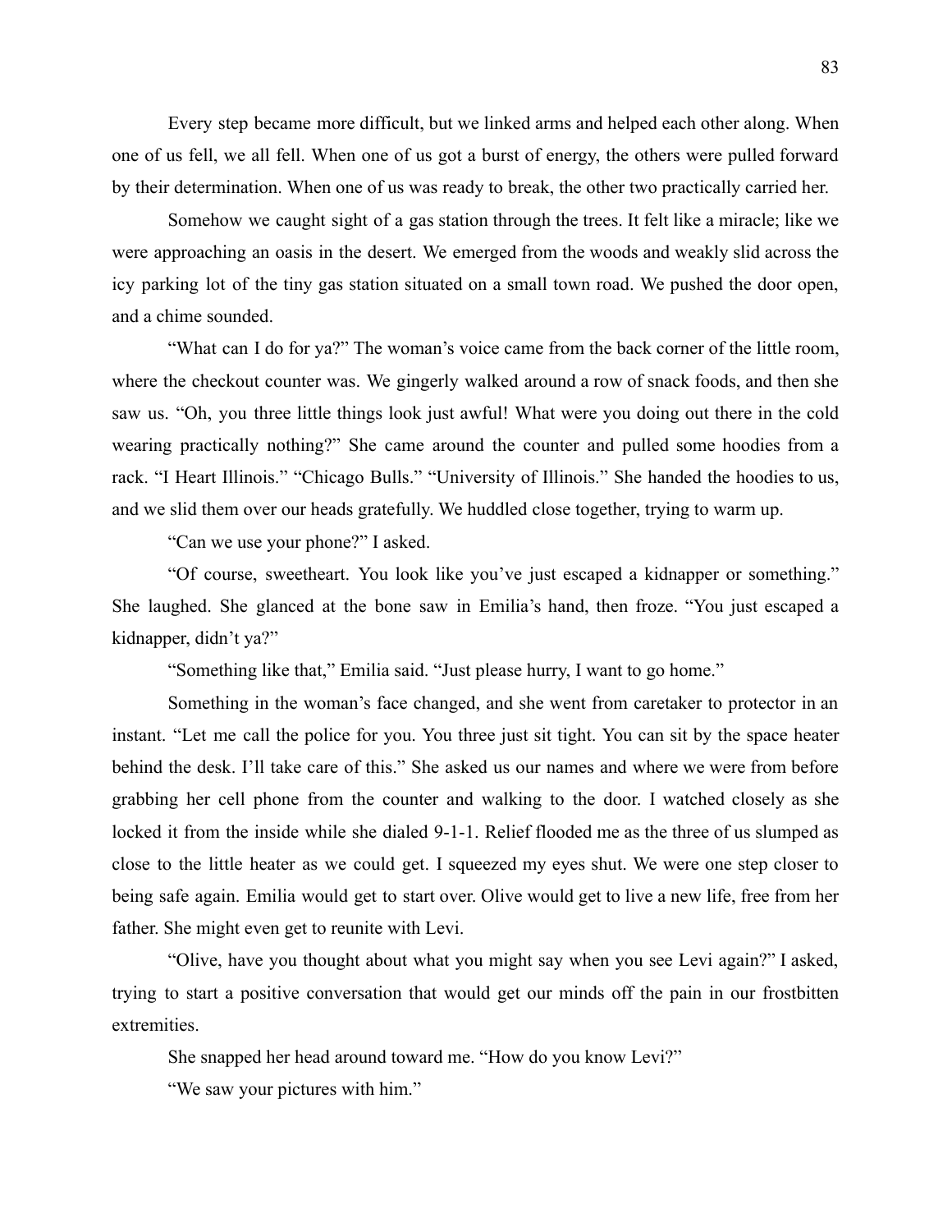Every step became more difficult, but we linked arms and helped each other along. When one of us fell, we all fell. When one of us got a burst of energy, the others were pulled forward by their determination. When one of us was ready to break, the other two practically carried her.

Somehow we caught sight of a gas station through the trees. It felt like a miracle; like we were approaching an oasis in the desert. We emerged from the woods and weakly slid across the icy parking lot of the tiny gas station situated on a small town road. We pushed the door open, and a chime sounded.

"What can I do for ya?" The woman's voice came from the back corner of the little room, where the checkout counter was. We gingerly walked around a row of snack foods, and then she saw us. "Oh, you three little things look just awful! What were you doing out there in the cold wearing practically nothing?" She came around the counter and pulled some hoodies from a rack. "I Heart Illinois." "Chicago Bulls." "University of Illinois." She handed the hoodies to us, and we slid them over our heads gratefully. We huddled close together, trying to warm up.

"Can we use your phone?" I asked.

"Of course, sweetheart. You look like you've just escaped a kidnapper or something." She laughed. She glanced at the bone saw in Emilia's hand, then froze. "You just escaped a kidnapper, didn't ya?"

"Something like that," Emilia said. "Just please hurry, I want to go home."

Something in the woman's face changed, and she went from caretaker to protector in an instant. "Let me call the police for you. You three just sit tight. You can sit by the space heater behind the desk. I'll take care of this." She asked us our names and where we were from before grabbing her cell phone from the counter and walking to the door. I watched closely as she locked it from the inside while she dialed 9-1-1. Relief flooded me as the three of us slumped as close to the little heater as we could get. I squeezed my eyes shut. We were one step closer to being safe again. Emilia would get to start over. Olive would get to live a new life, free from her father. She might even get to reunite with Levi.

"Olive, have you thought about what you might say when you see Levi again?" I asked, trying to start a positive conversation that would get our minds off the pain in our frostbitten extremities.

She snapped her head around toward me. "How do you know Levi?"

"We saw your pictures with him."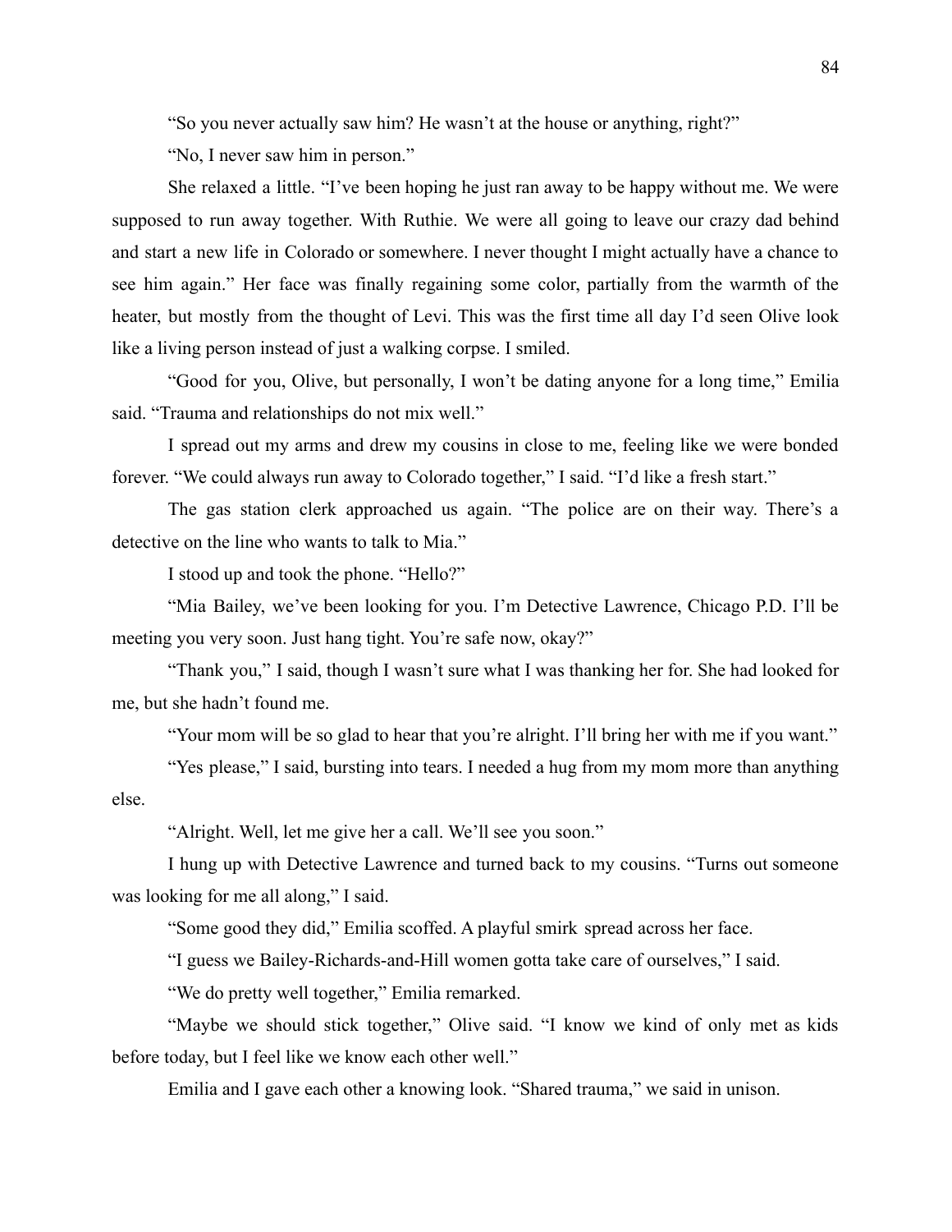"So you never actually saw him? He wasn't at the house or anything, right?"

"No, I never saw him in person."

She relaxed a little. "I've been hoping he just ran away to be happy without me. We were supposed to run away together. With Ruthie. We were all going to leave our crazy dad behind and start a new life in Colorado or somewhere. I never thought I might actually have a chance to see him again." Her face was finally regaining some color, partially from the warmth of the heater, but mostly from the thought of Levi. This was the first time all day I'd seen Olive look like a living person instead of just a walking corpse. I smiled.

"Good for you, Olive, but personally, I won't be dating anyone for a long time," Emilia said. "Trauma and relationships do not mix well."

I spread out my arms and drew my cousins in close to me, feeling like we were bonded forever. "We could always run away to Colorado together," I said. "I'd like a fresh start."

The gas station clerk approached us again. "The police are on their way. There's a detective on the line who wants to talk to Mia."

I stood up and took the phone. "Hello?"

"Mia Bailey, we've been looking for you. I'm Detective Lawrence, Chicago P.D. I'll be meeting you very soon. Just hang tight. You're safe now, okay?"

"Thank you," I said, though I wasn't sure what I was thanking her for. She had looked for me, but she hadn't found me.

"Your mom will be so glad to hear that you're alright. I'll bring her with me if you want."

"Yes please," I said, bursting into tears. I needed a hug from my mom more than anything else.

"Alright. Well, let me give her a call. We'll see you soon."

I hung up with Detective Lawrence and turned back to my cousins. "Turns out someone was looking for me all along," I said.

"Some good they did," Emilia scoffed. A playful smirk spread across her face.

"I guess we Bailey-Richards-and-Hill women gotta take care of ourselves," I said.

"We do pretty well together," Emilia remarked.

"Maybe we should stick together," Olive said. "I know we kind of only met as kids before today, but I feel like we know each other well."

Emilia and I gave each other a knowing look. "Shared trauma," we said in unison.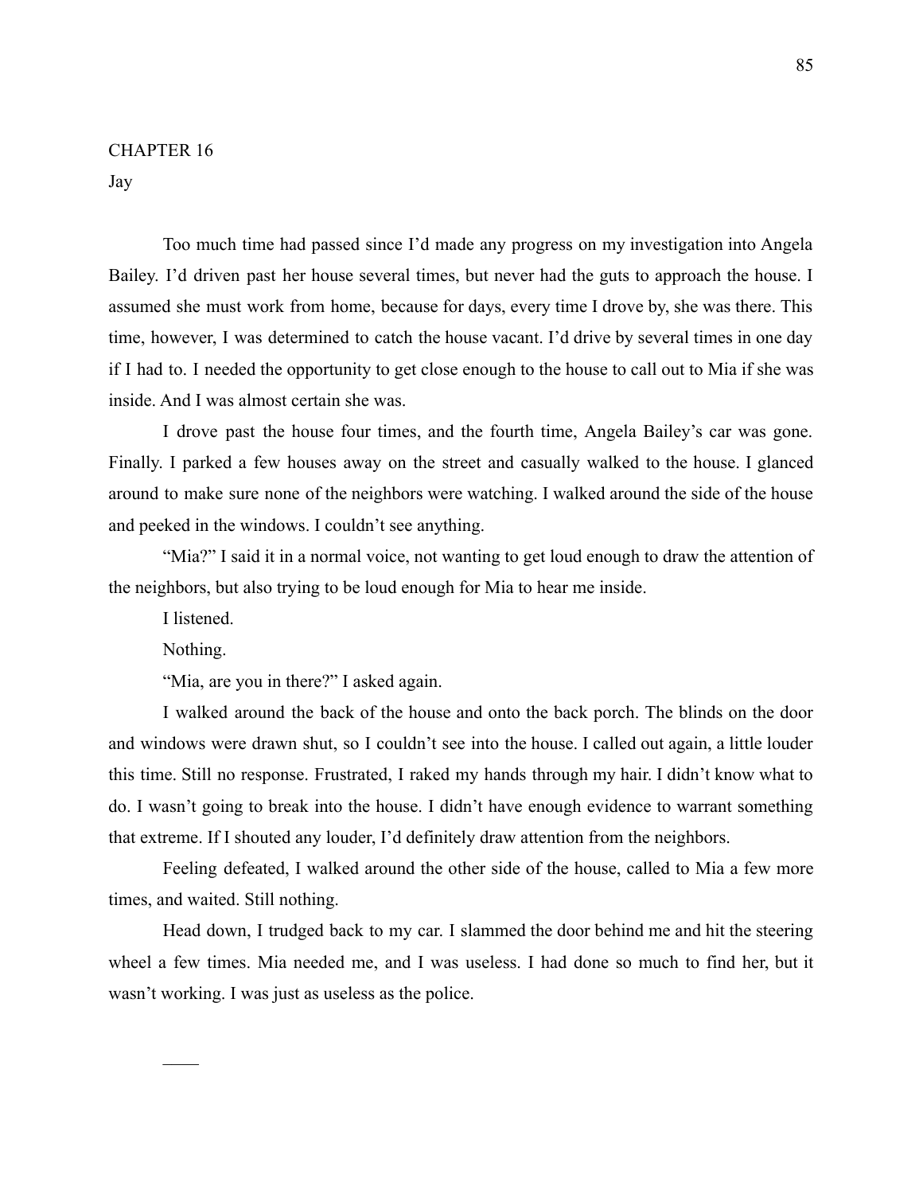## CHAPTER 16

Jay

Too much time had passed since I'd made any progress on my investigation into Angela Bailey. I'd driven past her house several times, but never had the guts to approach the house. I assumed she must work from home, because for days, every time I drove by, she was there. This time, however, I was determined to catch the house vacant. I'd drive by several times in one day if I had to. I needed the opportunity to get close enough to the house to call out to Mia if she was inside. And I was almost certain she was.

I drove past the house four times, and the fourth time, Angela Bailey's car was gone. Finally. I parked a few houses away on the street and casually walked to the house. I glanced around to make sure none of the neighbors were watching. I walked around the side of the house and peeked in the windows. I couldn't see anything.

"Mia?" I said it in a normal voice, not wanting to get loud enough to draw the attention of the neighbors, but also trying to be loud enough for Mia to hear me inside.

I listened.

Nothing.

"Mia, are you in there?" I asked again.

I walked around the back of the house and onto the back porch. The blinds on the door and windows were drawn shut, so I couldn't see into the house. I called out again, a little louder this time. Still no response. Frustrated, I raked my hands through my hair. I didn't know what to do. I wasn't going to break into the house. I didn't have enough evidence to warrant something that extreme. If I shouted any louder, I'd definitely draw attention from the neighbors.

Feeling defeated, I walked around the other side of the house, called to Mia a few more times, and waited. Still nothing.

Head down, I trudged back to my car. I slammed the door behind me and hit the steering wheel a few times. Mia needed me, and I was useless. I had done so much to find her, but it wasn't working. I was just as useless as the police.

——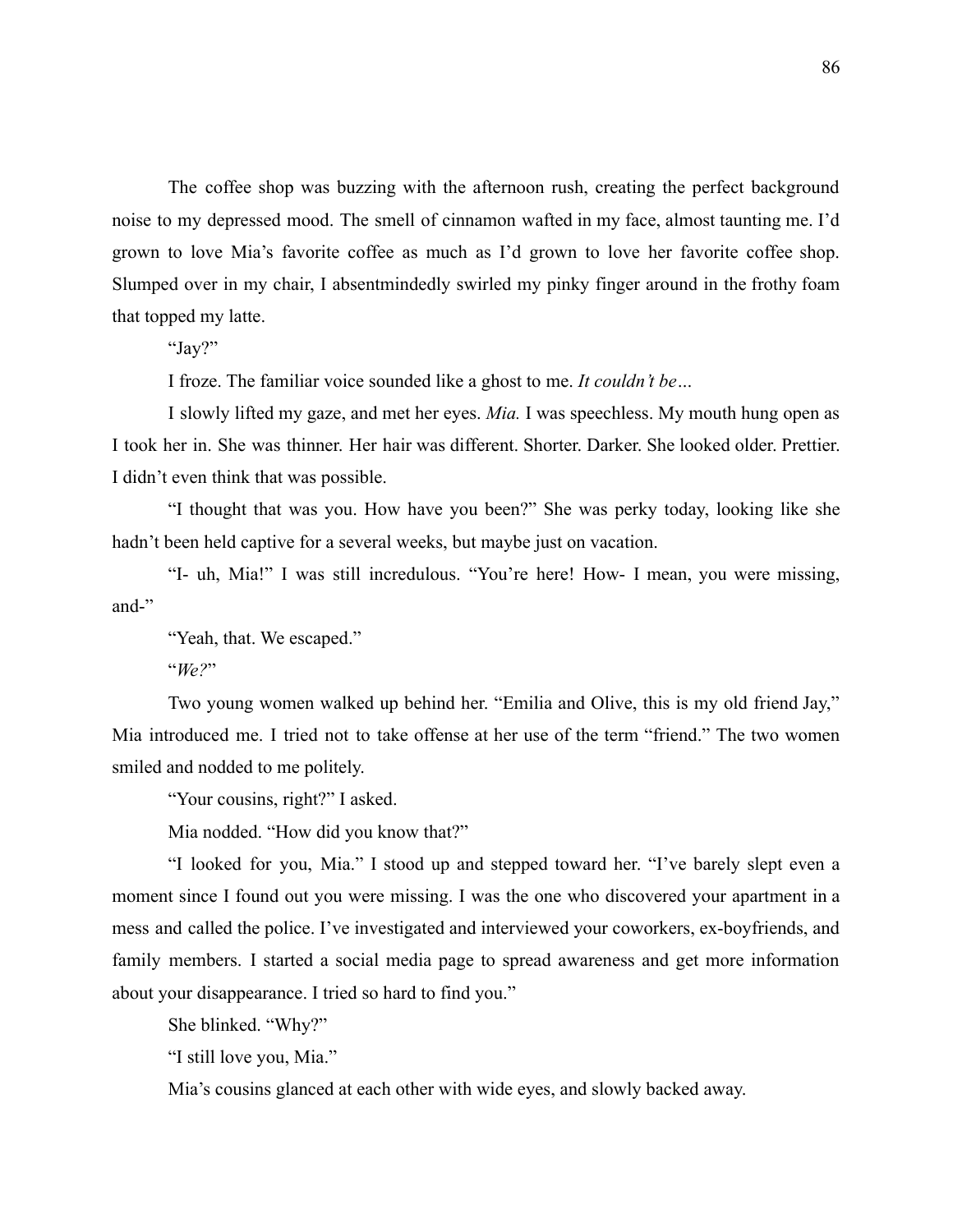The coffee shop was buzzing with the afternoon rush, creating the perfect background noise to my depressed mood. The smell of cinnamon wafted in my face, almost taunting me. I'd grown to love Mia's favorite coffee as much as I'd grown to love her favorite coffee shop. Slumped over in my chair, I absentmindedly swirled my pinky finger around in the frothy foam that topped my latte.

"Jay?"

I froze. The familiar voice sounded like a ghost to me. *It couldn't be…*

I slowly lifted my gaze, and met her eyes. *Mia.* I was speechless. My mouth hung open as I took her in. She was thinner. Her hair was different. Shorter. Darker. She looked older. Prettier. I didn't even think that was possible.

"I thought that was you. How have you been?" She was perky today, looking like she hadn't been held captive for a several weeks, but maybe just on vacation.

"I- uh, Mia!" I was still incredulous. "You're here! How- I mean, you were missing, and-"

"Yeah, that. We escaped."

"*We?*"

Two young women walked up behind her. "Emilia and Olive, this is my old friend Jay," Mia introduced me. I tried not to take offense at her use of the term "friend." The two women smiled and nodded to me politely.

"Your cousins, right?" I asked.

Mia nodded. "How did you know that?"

"I looked for you, Mia." I stood up and stepped toward her. "I've barely slept even a moment since I found out you were missing. I was the one who discovered your apartment in a mess and called the police. I've investigated and interviewed your coworkers, ex-boyfriends, and family members. I started a social media page to spread awareness and get more information about your disappearance. I tried so hard to find you."

She blinked. "Why?"

"I still love you, Mia."

Mia's cousins glanced at each other with wide eyes, and slowly backed away.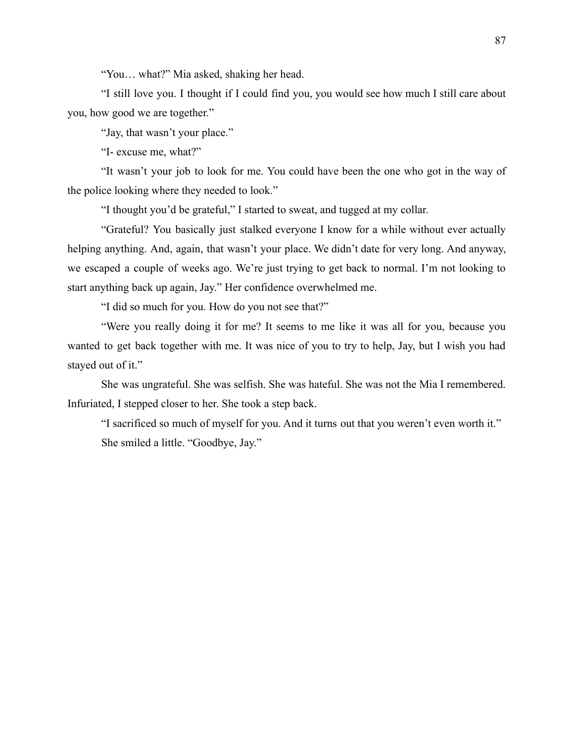"You… what?" Mia asked, shaking her head.

"I still love you. I thought if I could find you, you would see how much I still care about you, how good we are together."

"Jay, that wasn't your place."

"I- excuse me, what?"

"It wasn't your job to look for me. You could have been the one who got in the way of the police looking where they needed to look."

"I thought you'd be grateful," I started to sweat, and tugged at my collar.

"Grateful? You basically just stalked everyone I know for a while without ever actually helping anything. And, again, that wasn't your place. We didn't date for very long. And anyway, we escaped a couple of weeks ago. We're just trying to get back to normal. I'm not looking to start anything back up again, Jay." Her confidence overwhelmed me.

"I did so much for you. How do you not see that?"

"Were you really doing it for me? It seems to me like it was all for you, because you wanted to get back together with me. It was nice of you to try to help, Jay, but I wish you had stayed out of it."

She was ungrateful. She was selfish. She was hateful. She was not the Mia I remembered. Infuriated, I stepped closer to her. She took a step back.

"I sacrificed so much of myself for you. And it turns out that you weren't even worth it."

She smiled a little. "Goodbye, Jay."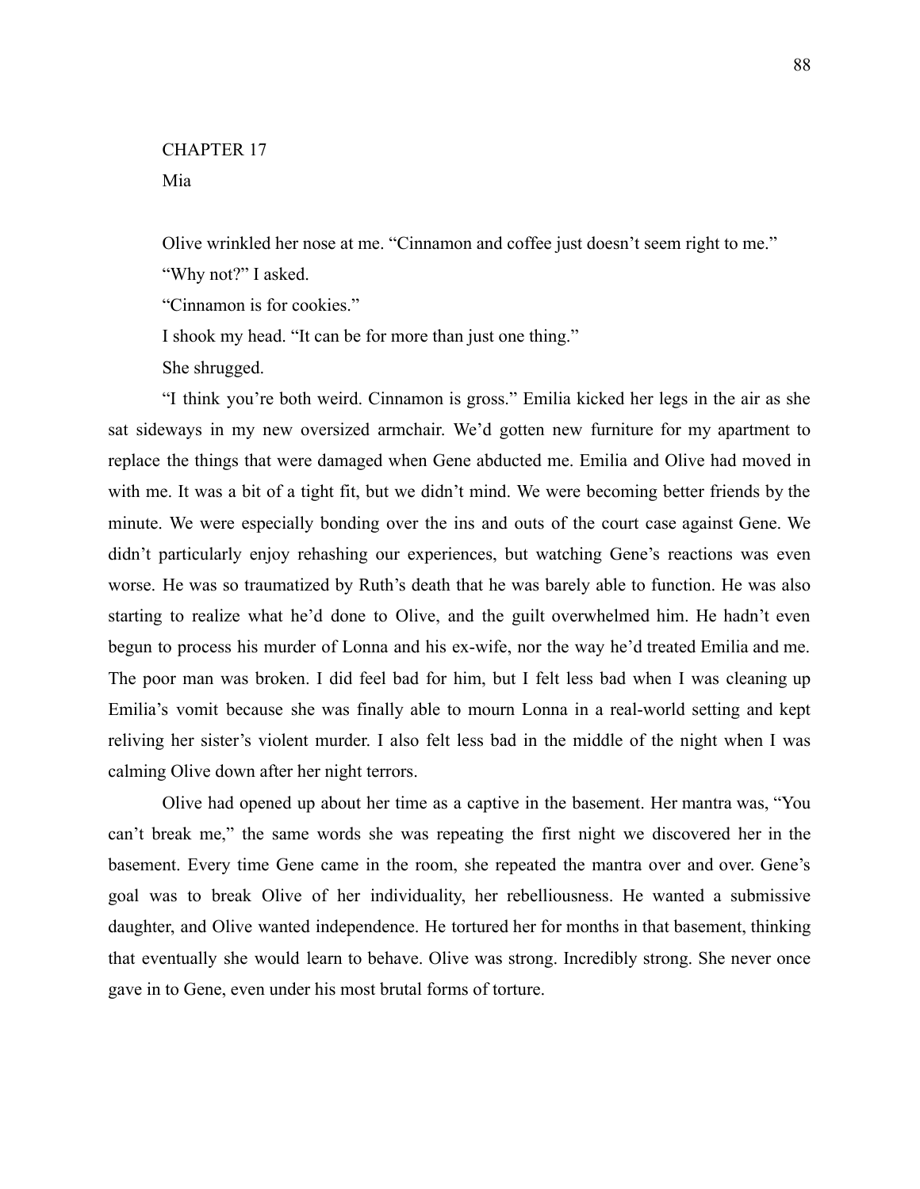# CHAPTER 17

## Mia

Olive wrinkled her nose at me. "Cinnamon and coffee just doesn't seem right to me."

"Why not?" I asked.

"Cinnamon is for cookies."

I shook my head. "It can be for more than just one thing."

She shrugged.

"I think you're both weird. Cinnamon is gross." Emilia kicked her legs in the air as she sat sideways in my new oversized armchair. We'd gotten new furniture for my apartment to replace the things that were damaged when Gene abducted me. Emilia and Olive had moved in with me. It was a bit of a tight fit, but we didn't mind. We were becoming better friends by the minute. We were especially bonding over the ins and outs of the court case against Gene. We didn't particularly enjoy rehashing our experiences, but watching Gene's reactions was even worse. He was so traumatized by Ruth's death that he was barely able to function. He was also starting to realize what he'd done to Olive, and the guilt overwhelmed him. He hadn't even begun to process his murder of Lonna and his ex-wife, nor the way he'd treated Emilia and me. The poor man was broken. I did feel bad for him, but I felt less bad when I was cleaning up Emilia's vomit because she was finally able to mourn Lonna in a real-world setting and kept reliving her sister's violent murder. I also felt less bad in the middle of the night when I was calming Olive down after her night terrors.

Olive had opened up about her time as a captive in the basement. Her mantra was, "You can't break me," the same words she was repeating the first night we discovered her in the basement. Every time Gene came in the room, she repeated the mantra over and over. Gene's goal was to break Olive of her individuality, her rebelliousness. He wanted a submissive daughter, and Olive wanted independence. He tortured her for months in that basement, thinking that eventually she would learn to behave. Olive was strong. Incredibly strong. She never once gave in to Gene, even under his most brutal forms of torture.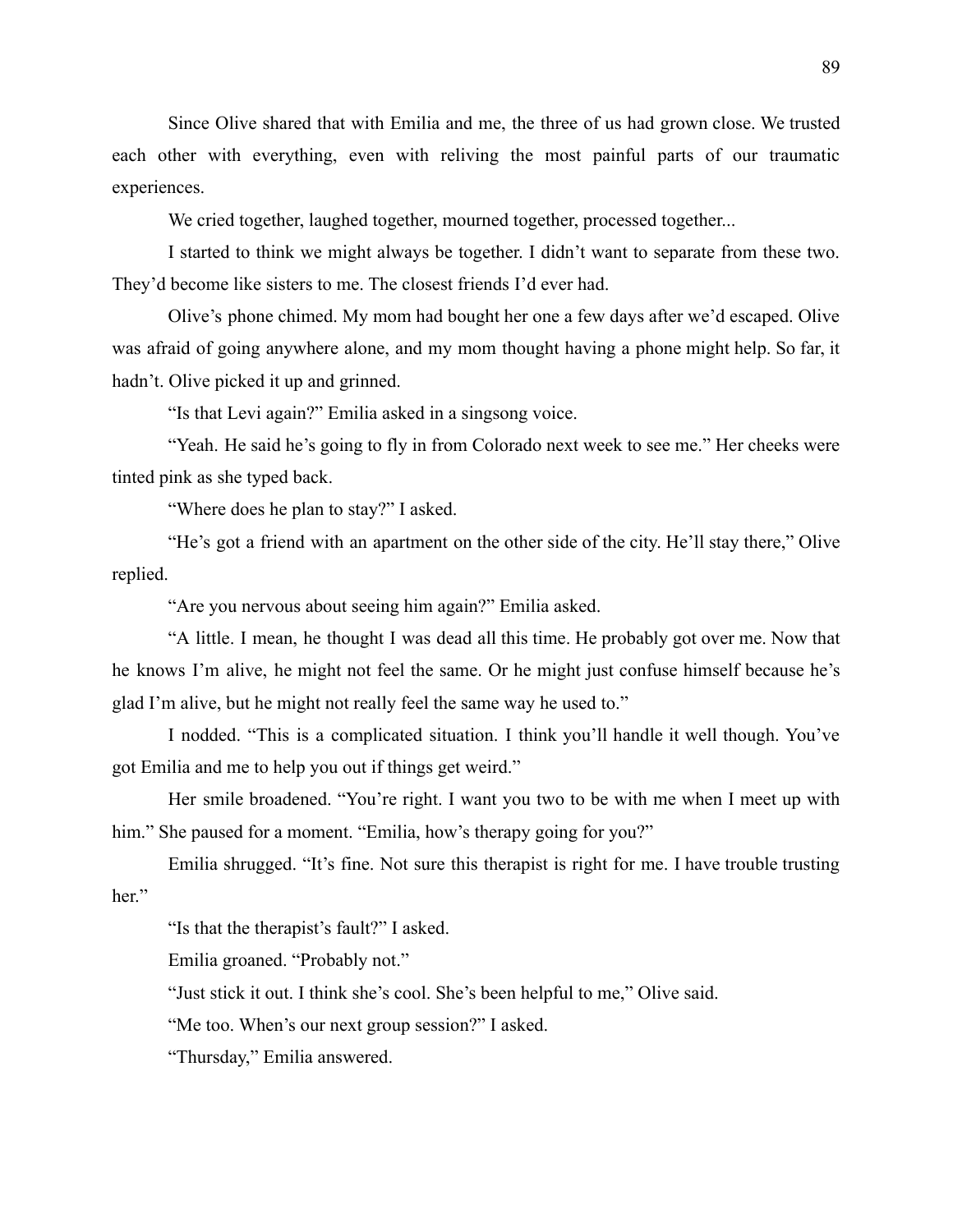Since Olive shared that with Emilia and me, the three of us had grown close. We trusted each other with everything, even with reliving the most painful parts of our traumatic experiences.

We cried together, laughed together, mourned together, processed together...

I started to think we might always be together. I didn't want to separate from these two. They'd become like sisters to me. The closest friends I'd ever had.

Olive's phone chimed. My mom had bought her one a few days after we'd escaped. Olive was afraid of going anywhere alone, and my mom thought having a phone might help. So far, it hadn't. Olive picked it up and grinned.

"Is that Levi again?" Emilia asked in a singsong voice.

"Yeah. He said he's going to fly in from Colorado next week to see me." Her cheeks were tinted pink as she typed back.

"Where does he plan to stay?" I asked.

"He's got a friend with an apartment on the other side of the city. He'll stay there," Olive replied.

"Are you nervous about seeing him again?" Emilia asked.

"A little. I mean, he thought I was dead all this time. He probably got over me. Now that he knows I'm alive, he might not feel the same. Or he might just confuse himself because he's glad I'm alive, but he might not really feel the same way he used to."

I nodded. "This is a complicated situation. I think you'll handle it well though. You've got Emilia and me to help you out if things get weird."

Her smile broadened. "You're right. I want you two to be with me when I meet up with him." She paused for a moment. "Emilia, how's therapy going for you?"

Emilia shrugged. "It's fine. Not sure this therapist is right for me. I have trouble trusting her."

"Is that the therapist's fault?" I asked.

Emilia groaned. "Probably not."

"Just stick it out. I think she's cool. She's been helpful to me," Olive said.

"Me too. When's our next group session?" I asked.

"Thursday," Emilia answered.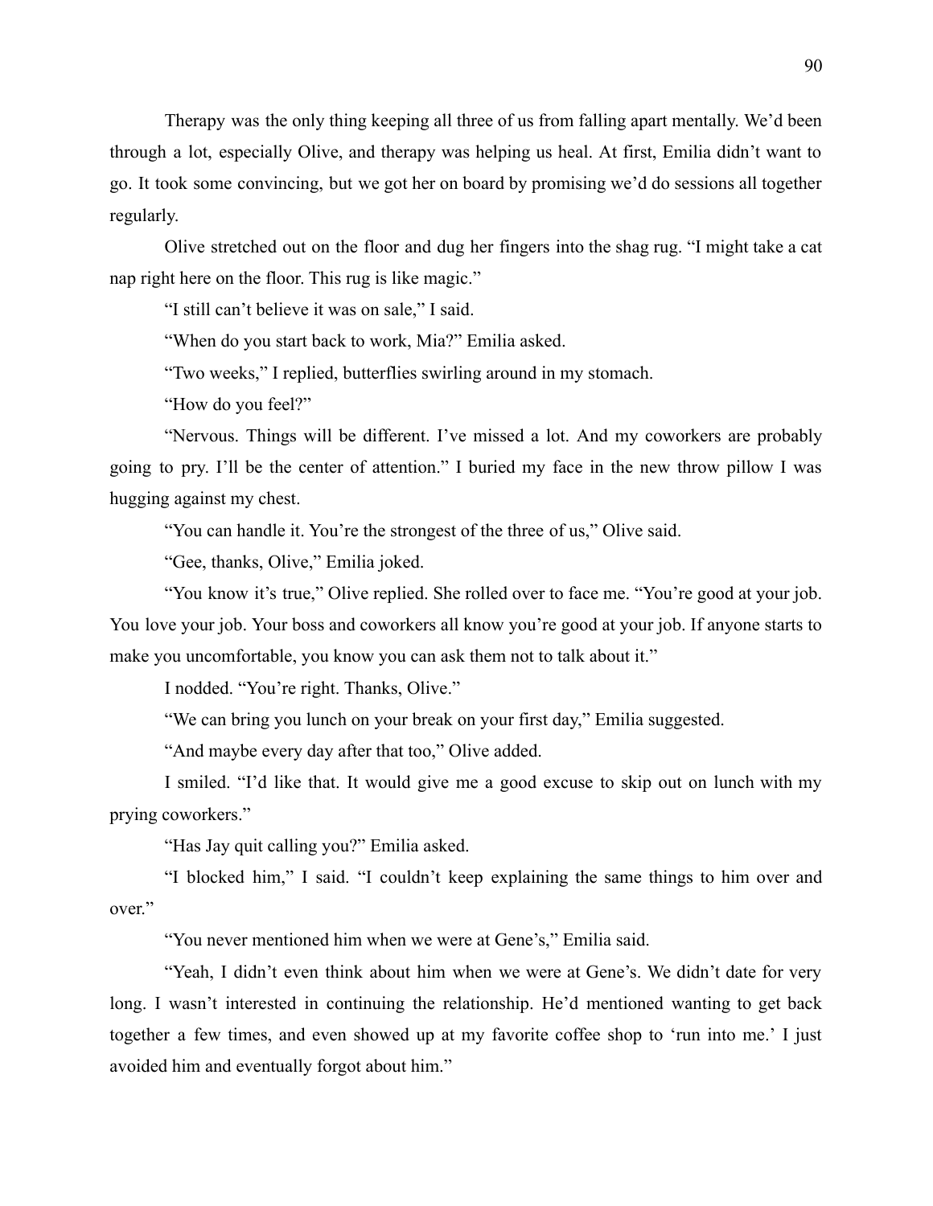Therapy was the only thing keeping all three of us from falling apart mentally. We'd been through a lot, especially Olive, and therapy was helping us heal. At first, Emilia didn't want to go. It took some convincing, but we got her on board by promising we'd do sessions all together regularly.

Olive stretched out on the floor and dug her fingers into the shag rug. "I might take a cat nap right here on the floor. This rug is like magic."

"I still can't believe it was on sale," I said.

"When do you start back to work, Mia?" Emilia asked.

"Two weeks," I replied, butterflies swirling around in my stomach.

"How do you feel?"

"Nervous. Things will be different. I've missed a lot. And my coworkers are probably going to pry. I'll be the center of attention." I buried my face in the new throw pillow I was hugging against my chest.

"You can handle it. You're the strongest of the three of us," Olive said.

"Gee, thanks, Olive," Emilia joked.

"You know it's true," Olive replied. She rolled over to face me. "You're good at your job. You love your job. Your boss and coworkers all know you're good at your job. If anyone starts to make you uncomfortable, you know you can ask them not to talk about it."

I nodded. "You're right. Thanks, Olive."

"We can bring you lunch on your break on your first day," Emilia suggested.

"And maybe every day after that too," Olive added.

I smiled. "I'd like that. It would give me a good excuse to skip out on lunch with my prying coworkers."

"Has Jay quit calling you?" Emilia asked.

"I blocked him," I said. "I couldn't keep explaining the same things to him over and over."

"You never mentioned him when we were at Gene's," Emilia said.

"Yeah, I didn't even think about him when we were at Gene's. We didn't date for very long. I wasn't interested in continuing the relationship. He'd mentioned wanting to get back together a few times, and even showed up at my favorite coffee shop to 'run into me.' I just avoided him and eventually forgot about him."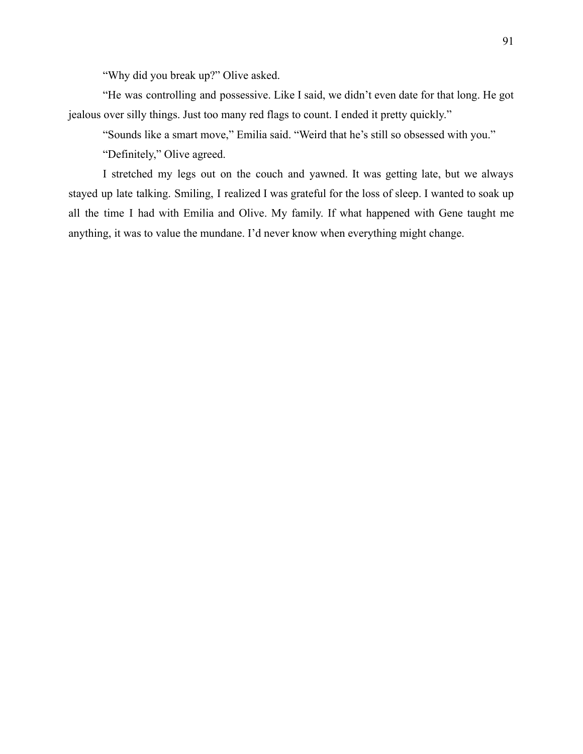"Why did you break up?" Olive asked.

"He was controlling and possessive. Like I said, we didn't even date for that long. He got jealous over silly things. Just too many red flags to count. I ended it pretty quickly."

"Sounds like a smart move," Emilia said. "Weird that he's still so obsessed with you."

"Definitely," Olive agreed.

I stretched my legs out on the couch and yawned. It was getting late, but we always stayed up late talking. Smiling, I realized I was grateful for the loss of sleep. I wanted to soak up all the time I had with Emilia and Olive. My family. If what happened with Gene taught me anything, it was to value the mundane. I'd never know when everything might change.